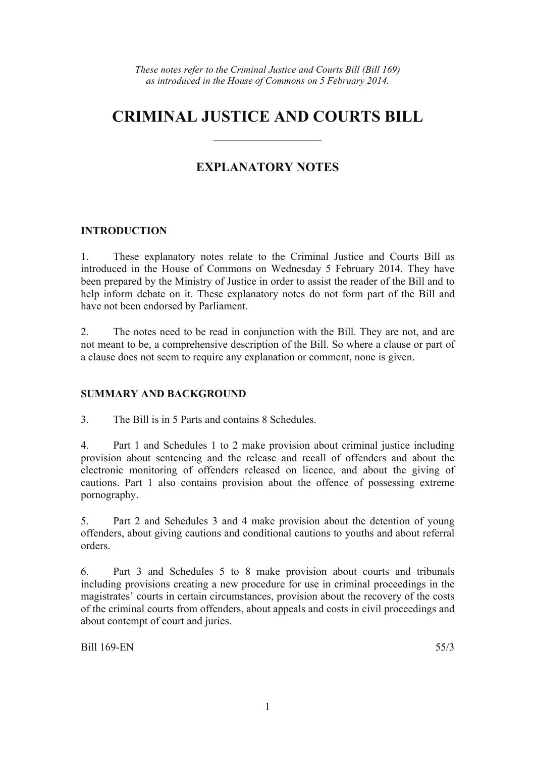*These notes refer to the Criminal Justice and Courts Bill (Bill 169) as introduced in the House of Commons on 5 February 2014.*

# CRIMINAL JUSTICE AND COURTS BILL

---

## EXPLANATORY NOTES

### INTRODUCTION

1. These explanatory notes relate to the Criminal Justice and Courts Bill as introduced in the House of Commons on Wednesday 5 February 2014. They have been prepared by the Ministry of Justice in order to assist the reader of the Bill and to help inform debate on it. These explanatory notes do not form part of the Bill and have not been endorsed by Parliament.

2. The notes need to be read in conjunction with the Bill. They are not, and are not meant to be, a comprehensive description of the Bill. So where a clause or part of a clause does not seem to require any explanation or comment, none is given.

### SUMMARY AND BACKGROUND

3. The Bill is in 5 Parts and contains 8 Schedules.

4. Part 1 and Schedules 1 to 2 make provision about criminal justice including provision about sentencing and the release and recall of offenders and about the electronic monitoring of offenders released on licence, and about the giving of cautions. Part 1 also contains provision about the offence of possessing extreme pornography.

5. Part 2 and Schedules 3 and 4 make provision about the detention of young offenders, about giving cautions and conditional cautions to youths and about referral orders.

6. Part 3 and Schedules 5 to 8 make provision about courts and tribunals including provisions creating a new procedure for use in criminal proceedings in the magistrates' courts in certain circumstances, provision about the recovery of the costs of the criminal courts from offenders, about appeals and costs in civil proceedings and about contempt of court and juries.

Bill 169-EN 55/3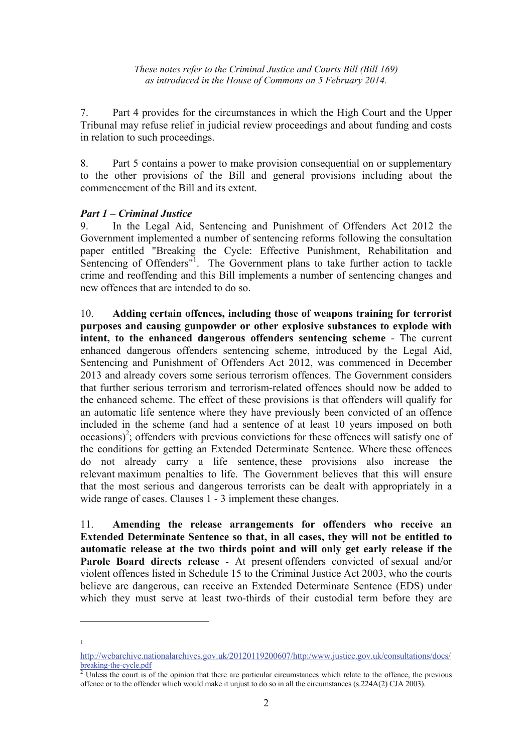7. Part 4 provides for the circumstances in which the High Court and the Upper Tribunal may refuse relief in judicial review proceedings and about funding and costs in relation to such proceedings.

8. Part 5 contains a power to make provision consequential on or supplementary to the other provisions of the Bill and general provisions including about the commencement of the Bill and its extent.

### *Part 1 – Criminal Justice*

9. In the Legal Aid, Sentencing and Punishment of Offenders Act 2012 the Government implemented a number of sentencing reforms following the consultation paper entitled "Breaking the Cycle: Effective Punishment, Rehabilitation and Sentencing of Offenders"[1]. The Government plans to take further action to tackle crime and reoffending and this Bill implements a number of sentencing changes and new offences that are intended to do so.

10. **Adding certain offences, including those of weapons training for terrorist purposes and causing gunpowder or other explosive substances to explode with intent, to the enhanced dangerous offenders sentencing scheme** - The current enhanced dangerous offenders sentencing scheme, introduced by the Legal Aid, Sentencing and Punishment of Offenders Act 2012, was commenced in December 2013 and already covers some serious terrorism offences. The Government considers that further serious terrorism and terrorism-related offences should now be added to the enhanced scheme. The effect of these provisions is that offenders will qualify for an automatic life sentence where they have previously been convicted of an offence included in the scheme (and had a sentence of at least 10 years imposed on both occasions)[2]; offenders with previous convictions for these offences will satisfy one of the conditions for getting an Extended Determinate Sentence. Where these offences do not already carry a life sentence, these provisions also increase the relevant maximum penalties to life. The Government believes that this will ensure that the most serious and dangerous terrorists can be dealt with appropriately in a wide range of cases. Clauses 1 - 3 implement these changes.

11. **Amending the release arrangements for offenders who receive an Extended Determinate Sentence so that, in all cases, they will not be entitled to automatic release at the two thirds point and will only get early release if the Parole Board directs release** - At present offenders convicted of sexual and/or violent offences listed in Schedule 15 to the Criminal Justice Act 2003, who the courts believe are dangerous, can receive an Extended Determinate Sentence (EDS) under which they must serve at least two-thirds of their custodial term before they are

---

[1] http://webarchive.nationalarchives.gov.uk/20120119200607/http:/www.justice.gov.uk/consultations/docs/breaking-the-cycle.pdf

[2] Unless the court is of the opinion that there are particular circumstances which relate to the offence, the previous offence or to the offender which would make it unjust to do so in all the circumstances (s.224A(2) CJA 2003).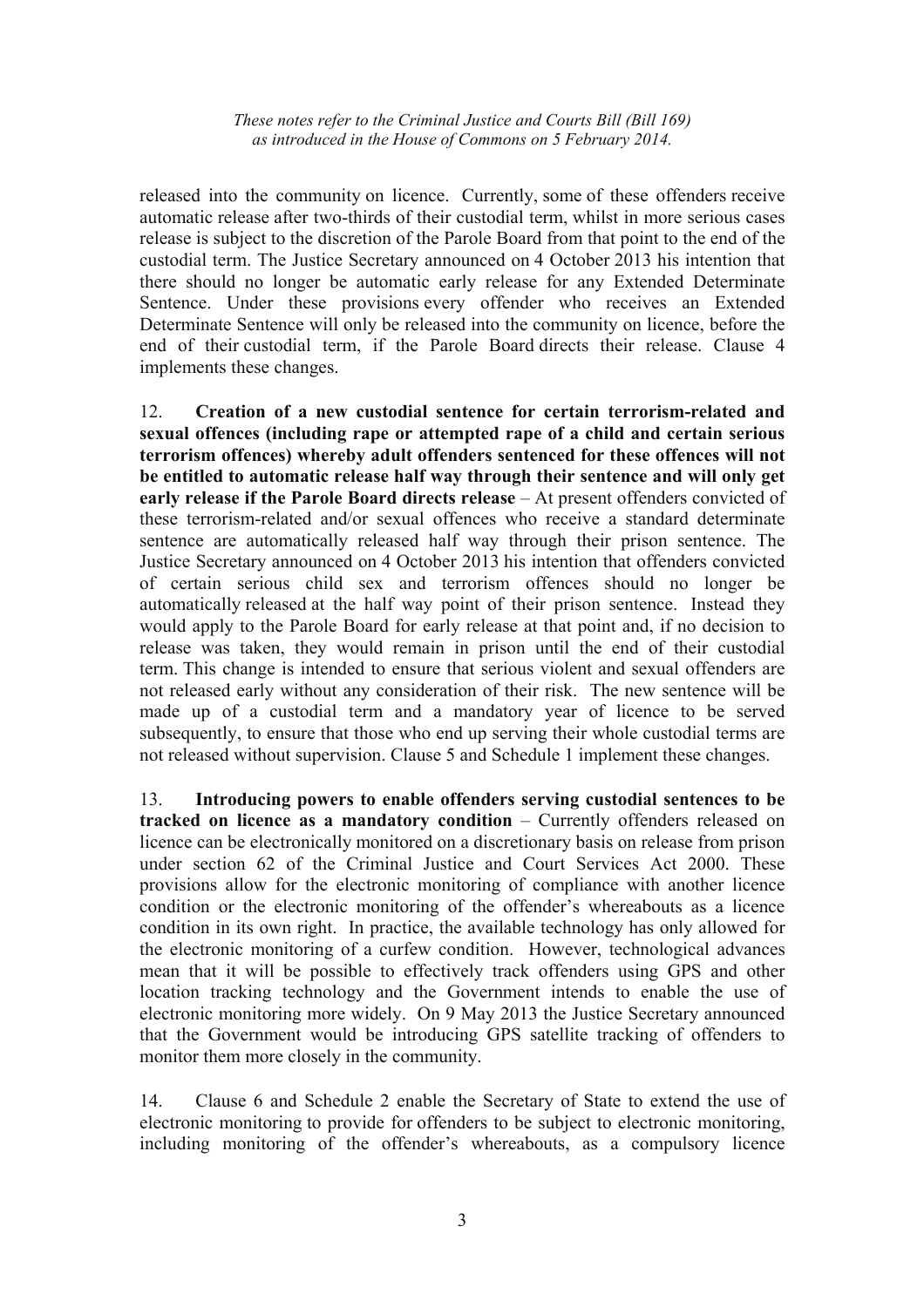released into the community on licence. Currently, some of these offenders receive automatic release after two-thirds of their custodial term, whilst in more serious cases release is subject to the discretion of the Parole Board from that point to the end of the custodial term. The Justice Secretary announced on 4 October 2013 his intention that there should no longer be automatic early release for any Extended Determinate Sentence. Under these provisions every offender who receives an Extended Determinate Sentence will only be released into the community on licence, before the end of their custodial term, if the Parole Board directs their release. Clause 4 implements these changes.

12. **Creation of a new custodial sentence for certain terrorism-related and sexual offences (including rape or attempted rape of a child and certain serious terrorism offences) whereby adult offenders sentenced for these offences will not be entitled to automatic release half way through their sentence and will only get early release if the Parole Board directs release** – At present offenders convicted of these terrorism-related and/or sexual offences who receive a standard determinate sentence are automatically released half way through their prison sentence. The Justice Secretary announced on 4 October 2013 his intention that offenders convicted of certain serious child sex and terrorism offences should no longer be automatically released at the half way point of their prison sentence. Instead they would apply to the Parole Board for early release at that point and, if no decision to release was taken, they would remain in prison until the end of their custodial term. This change is intended to ensure that serious violent and sexual offenders are not released early without any consideration of their risk. The new sentence will be made up of a custodial term and a mandatory year of licence to be served subsequently, to ensure that those who end up serving their whole custodial terms are not released without supervision. Clause 5 and Schedule 1 implement these changes.

13. **Introducing powers to enable offenders serving custodial sentences to be tracked on licence as a mandatory condition** – Currently offenders released on licence can be electronically monitored on a discretionary basis on release from prison under section 62 of the Criminal Justice and Court Services Act 2000. These provisions allow for the electronic monitoring of compliance with another licence condition or the electronic monitoring of the offender's whereabouts as a licence condition in its own right. In practice, the available technology has only allowed for the electronic monitoring of a curfew condition. However, technological advances mean that it will be possible to effectively track offenders using GPS and other location tracking technology and the Government intends to enable the use of electronic monitoring more widely. On 9 May 2013 the Justice Secretary announced that the Government would be introducing GPS satellite tracking of offenders to monitor them more closely in the community.

14. Clause 6 and Schedule 2 enable the Secretary of State to extend the use of electronic monitoring to provide for offenders to be subject to electronic monitoring, including monitoring of the offender's whereabouts, as a compulsory licence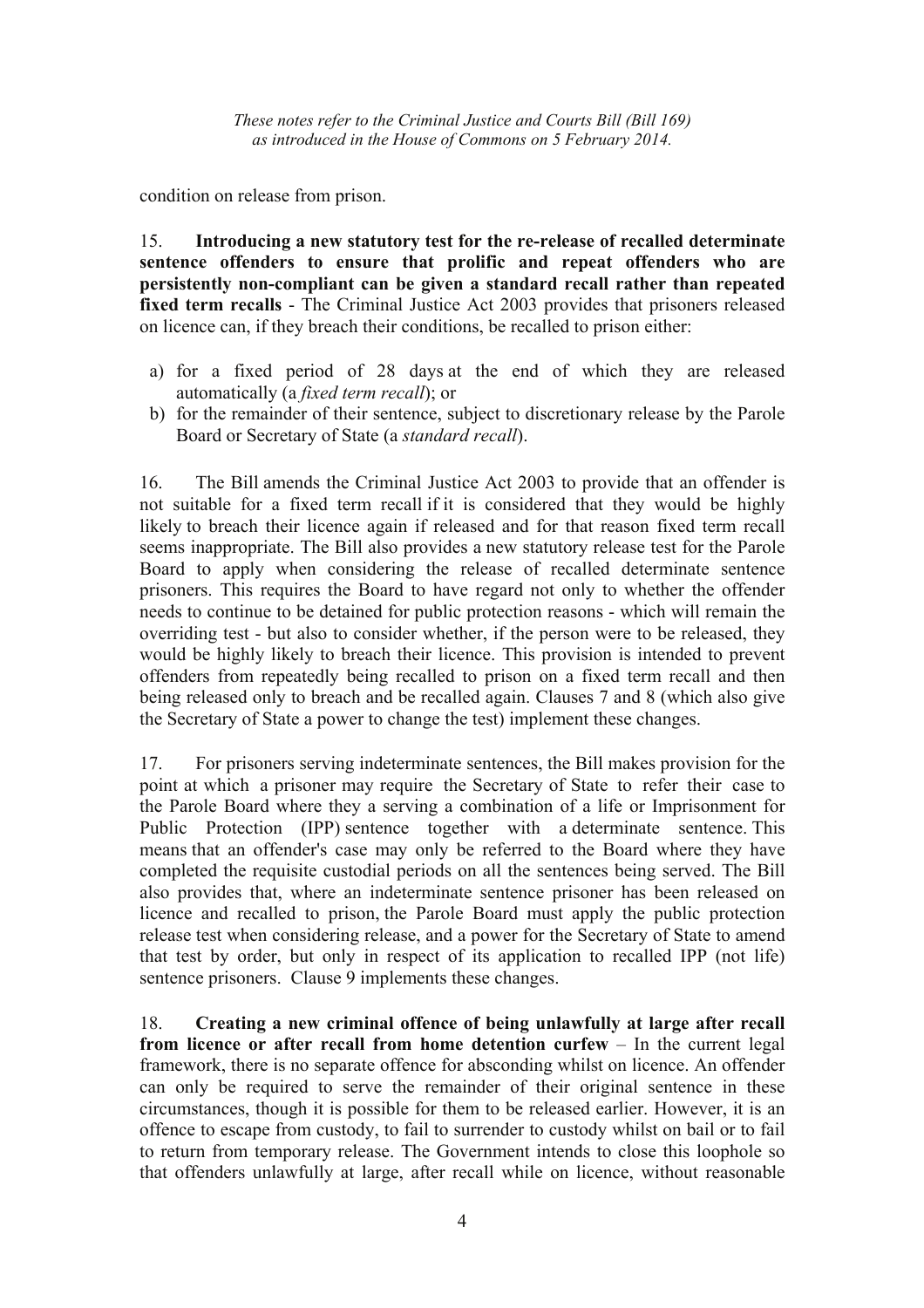condition on release from prison.

15. **Introducing a new statutory test for the re-release of recalled determinate sentence offenders to ensure that prolific and repeat offenders who are persistently non-compliant can be given a standard recall rather than repeated fixed term recalls** - The Criminal Justice Act 2003 provides that prisoners released on licence can, if they breach their conditions, be recalled to prison either:

a) for a fixed period of 28 days at the end of which they are released automatically (a *fixed term recall*); or
b) for the remainder of their sentence, subject to discretionary release by the Parole Board or Secretary of State (a *standard recall*).

16. The Bill amends the Criminal Justice Act 2003 to provide that an offender is not suitable for a fixed term recall if it is considered that they would be highly likely to breach their licence again if released and for that reason fixed term recall seems inappropriate. The Bill also provides a new statutory release test for the Parole Board to apply when considering the release of recalled determinate sentence prisoners. This requires the Board to have regard not only to whether the offender needs to continue to be detained for public protection reasons - which will remain the overriding test - but also to consider whether, if the person were to be released, they would be highly likely to breach their licence. This provision is intended to prevent offenders from repeatedly being recalled to prison on a fixed term recall and then being released only to breach and be recalled again. Clauses 7 and 8 (which also give the Secretary of State a power to change the test) implement these changes.

17. For prisoners serving indeterminate sentences, the Bill makes provision for the point at which a prisoner may require the Secretary of State to refer their case to the Parole Board where they a serving a combination of a life or Imprisonment for Public Protection (IPP) sentence together with a determinate sentence. This means that an offender's case may only be referred to the Board where they have completed the requisite custodial periods on all the sentences being served. The Bill also provides that, where an indeterminate sentence prisoner has been released on licence and recalled to prison, the Parole Board must apply the public protection release test when considering release, and a power for the Secretary of State to amend that test by order, but only in respect of its application to recalled IPP (not life) sentence prisoners. Clause 9 implements these changes.

18. **Creating a new criminal offence of being unlawfully at large after recall from licence or after recall from home detention curfew** – In the current legal framework, there is no separate offence for absconding whilst on licence. An offender can only be required to serve the remainder of their original sentence in these circumstances, though it is possible for them to be released earlier. However, it is an offence to escape from custody, to fail to surrender to custody whilst on bail or to fail to return from temporary release. The Government intends to close this loophole so that offenders unlawfully at large, after recall while on licence, without reasonable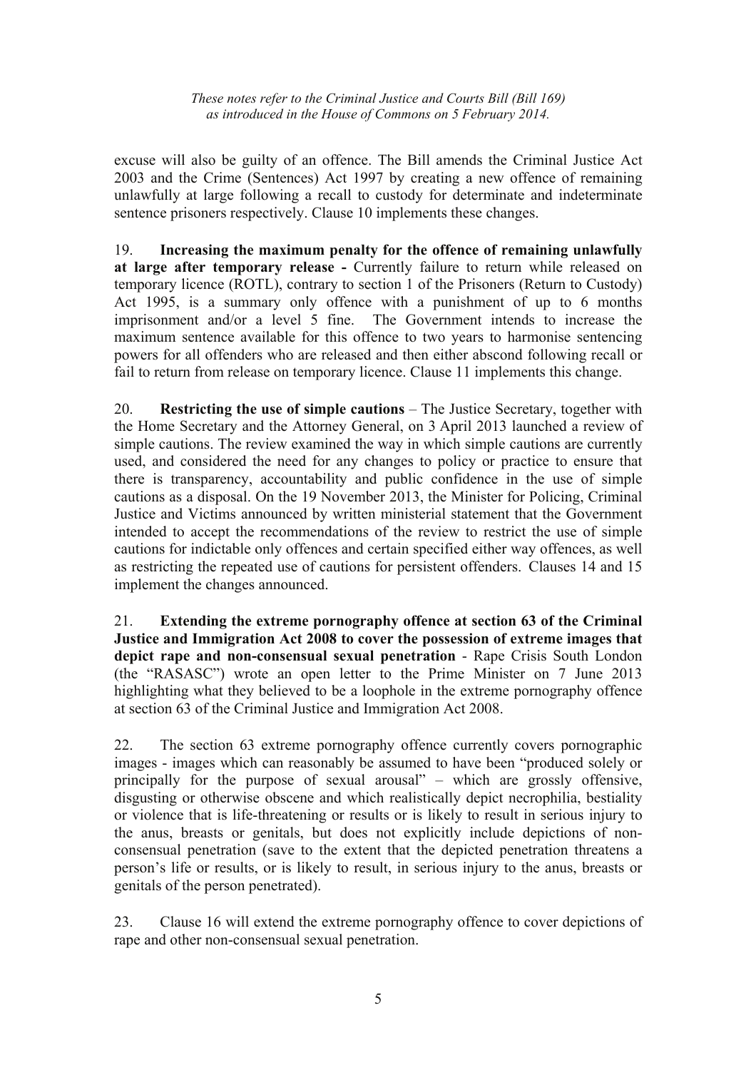excuse will also be guilty of an offence. The Bill amends the Criminal Justice Act 2003 and the Crime (Sentences) Act 1997 by creating a new offence of remaining unlawfully at large following a recall to custody for determinate and indeterminate sentence prisoners respectively. Clause 10 implements these changes.

19. **Increasing the maximum penalty for the offence of remaining unlawfully at large after temporary release -** Currently failure to return while released on temporary licence (ROTL), contrary to section 1 of the Prisoners (Return to Custody) Act 1995, is a summary only offence with a punishment of up to 6 months imprisonment and/or a level 5 fine. The Government intends to increase the maximum sentence available for this offence to two years to harmonise sentencing powers for all offenders who are released and then either abscond following recall or fail to return from release on temporary licence. Clause 11 implements this change.

20. **Restricting the use of simple cautions** – The Justice Secretary, together with the Home Secretary and the Attorney General, on 3 April 2013 launched a review of simple cautions. The review examined the way in which simple cautions are currently used, and considered the need for any changes to policy or practice to ensure that there is transparency, accountability and public confidence in the use of simple cautions as a disposal. On the 19 November 2013, the Minister for Policing, Criminal Justice and Victims announced by written ministerial statement that the Government intended to accept the recommendations of the review to restrict the use of simple cautions for indictable only offences and certain specified either way offences, as well as restricting the repeated use of cautions for persistent offenders. Clauses 14 and 15 implement the changes announced.

21. **Extending the extreme pornography offence at section 63 of the Criminal Justice and Immigration Act 2008 to cover the possession of extreme images that depict rape and non-consensual sexual penetration** - Rape Crisis South London (the "RASASC") wrote an open letter to the Prime Minister on 7 June 2013 highlighting what they believed to be a loophole in the extreme pornography offence at section 63 of the Criminal Justice and Immigration Act 2008.

22. The section 63 extreme pornography offence currently covers pornographic images - images which can reasonably be assumed to have been "produced solely or principally for the purpose of sexual arousal" – which are grossly offensive, disgusting or otherwise obscene and which realistically depict necrophilia, bestiality or violence that is life-threatening or results or is likely to result in serious injury to the anus, breasts or genitals, but does not explicitly include depictions of non-consensual penetration (save to the extent that the depicted penetration threatens a person's life or results, or is likely to result, in serious injury to the anus, breasts or genitals of the person penetrated).

23. Clause 16 will extend the extreme pornography offence to cover depictions of rape and other non-consensual sexual penetration.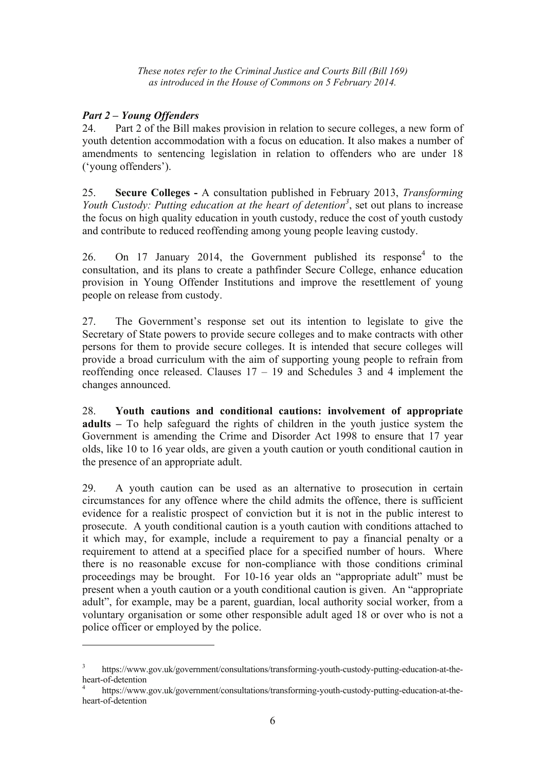*These notes refer to the Criminal Justice and Courts Bill (Bill 169) as introduced in the House of Commons on 5 February 2014.*

### *Part 2 – Young Offenders*

24. Part 2 of the Bill makes provision in relation to secure colleges, a new form of youth detention accommodation with a focus on education. It also makes a number of amendments to sentencing legislation in relation to offenders who are under 18 ('young offenders').

25. **Secure Colleges -** A consultation published in February 2013, *Transforming Youth Custody: Putting education at the heart of detention*[3], set out plans to increase the focus on high quality education in youth custody, reduce the cost of youth custody and contribute to reduced reoffending among young people leaving custody.

26. On 17 January 2014, the Government published its response[4] to the consultation, and its plans to create a pathfinder Secure College, enhance education provision in Young Offender Institutions and improve the resettlement of young people on release from custody.

27. The Government's response set out its intention to legislate to give the Secretary of State powers to provide secure colleges and to make contracts with other persons for them to provide secure colleges. It is intended that secure colleges will provide a broad curriculum with the aim of supporting young people to refrain from reoffending once released. Clauses 17 – 19 and Schedules 3 and 4 implement the changes announced.

28. **Youth cautions and conditional cautions: involvement of appropriate adults –** To help safeguard the rights of children in the youth justice system the Government is amending the Crime and Disorder Act 1998 to ensure that 17 year olds, like 10 to 16 year olds, are given a youth caution or youth conditional caution in the presence of an appropriate adult.

29. A youth caution can be used as an alternative to prosecution in certain circumstances for any offence where the child admits the offence, there is sufficient evidence for a realistic prospect of conviction but it is not in the public interest to prosecute. A youth conditional caution is a youth caution with conditions attached to it which may, for example, include a requirement to pay a financial penalty or a requirement to attend at a specified place for a specified number of hours. Where there is no reasonable excuse for non-compliance with those conditions criminal proceedings may be brought. For 10-16 year olds an "appropriate adult" must be present when a youth caution or a youth conditional caution is given. An "appropriate adult", for example, may be a parent, guardian, local authority social worker, from a voluntary organisation or some other responsible adult aged 18 or over who is not a police officer or employed by the police.

---

[3] https://www.gov.uk/government/consultations/transforming-youth-custody-putting-education-at-the-heart-of-detention

[4] https://www.gov.uk/government/consultations/transforming-youth-custody-putting-education-at-the-heart-of-detention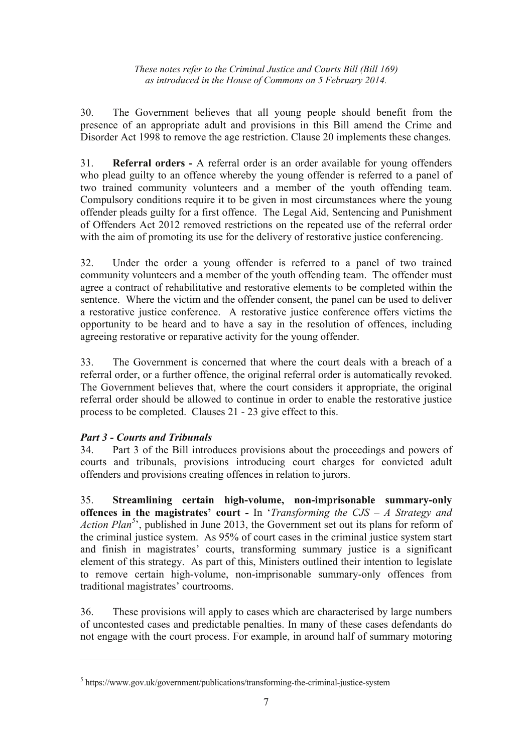30. The Government believes that all young people should benefit from the presence of an appropriate adult and provisions in this Bill amend the Crime and Disorder Act 1998 to remove the age restriction. Clause 20 implements these changes.

31. **Referral orders -** A referral order is an order available for young offenders who plead guilty to an offence whereby the young offender is referred to a panel of two trained community volunteers and a member of the youth offending team. Compulsory conditions require it to be given in most circumstances where the young offender pleads guilty for a first offence. The Legal Aid, Sentencing and Punishment of Offenders Act 2012 removed restrictions on the repeated use of the referral order with the aim of promoting its use for the delivery of restorative justice conferencing.

32. Under the order a young offender is referred to a panel of two trained community volunteers and a member of the youth offending team. The offender must agree a contract of rehabilitative and restorative elements to be completed within the sentence. Where the victim and the offender consent, the panel can be used to deliver a restorative justice conference. A restorative justice conference offers victims the opportunity to be heard and to have a say in the resolution of offences, including agreeing restorative or reparative activity for the young offender.

33. The Government is concerned that where the court deals with a breach of a referral order, or a further offence, the original referral order is automatically revoked. The Government believes that, where the court considers it appropriate, the original referral order should be allowed to continue in order to enable the restorative justice process to be completed. Clauses 21 - 23 give effect to this.

### *Part 3 - Courts and Tribunals*

34. Part 3 of the Bill introduces provisions about the proceedings and powers of courts and tribunals, provisions introducing court charges for convicted adult offenders and provisions creating offences in relation to jurors.

35. **Streamlining certain high-volume, non-imprisonable summary-only offences in the magistrates' court -** In '*Transforming the CJS – A Strategy and Action Plan*[5]', published in June 2013, the Government set out its plans for reform of the criminal justice system. As 95% of court cases in the criminal justice system start and finish in magistrates' courts, transforming summary justice is a significant element of this strategy. As part of this, Ministers outlined their intention to legislate to remove certain high-volume, non-imprisonable summary-only offences from traditional magistrates' courtrooms.

36. These provisions will apply to cases which are characterised by large numbers of uncontested cases and predictable penalties. In many of these cases defendants do not engage with the court process. For example, in around half of summary motoring

---

[5] https://www.gov.uk/government/publications/transforming-the-criminal-justice-system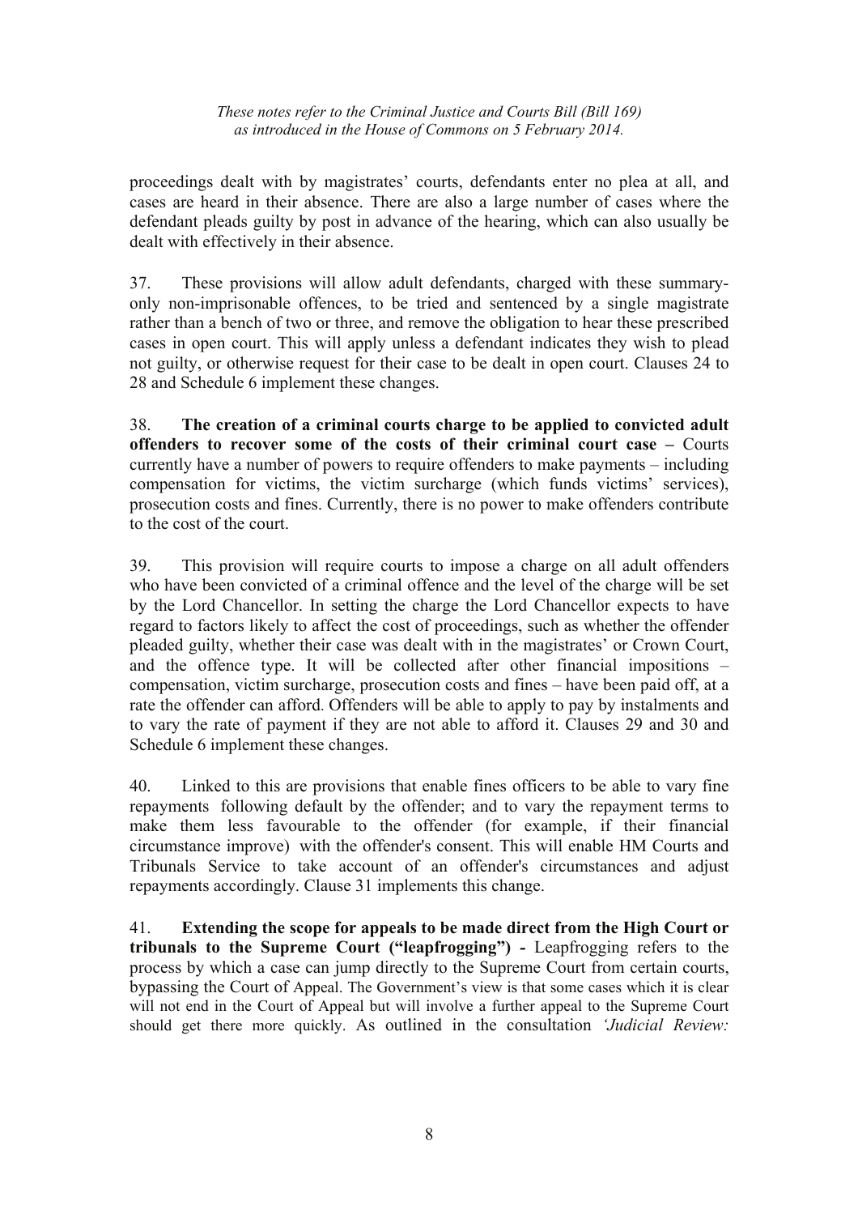proceedings dealt with by magistrates' courts, defendants enter no plea at all, and cases are heard in their absence. There are also a large number of cases where the defendant pleads guilty by post in advance of the hearing, which can also usually be dealt with effectively in their absence.

37. These provisions will allow adult defendants, charged with these summary-only non-imprisonable offences, to be tried and sentenced by a single magistrate rather than a bench of two or three, and remove the obligation to hear these prescribed cases in open court. This will apply unless a defendant indicates they wish to plead not guilty, or otherwise request for their case to be dealt in open court. Clauses 24 to 28 and Schedule 6 implement these changes.

38. **The creation of a criminal courts charge to be applied to convicted adult offenders to recover some of the costs of their criminal court case –** Courts currently have a number of powers to require offenders to make payments – including compensation for victims, the victim surcharge (which funds victims' services), prosecution costs and fines. Currently, there is no power to make offenders contribute to the cost of the court.

39. This provision will require courts to impose a charge on all adult offenders who have been convicted of a criminal offence and the level of the charge will be set by the Lord Chancellor. In setting the charge the Lord Chancellor expects to have regard to factors likely to affect the cost of proceedings, such as whether the offender pleaded guilty, whether their case was dealt with in the magistrates' or Crown Court, and the offence type. It will be collected after other financial impositions – compensation, victim surcharge, prosecution costs and fines – have been paid off, at a rate the offender can afford. Offenders will be able to apply to pay by instalments and to vary the rate of payment if they are not able to afford it. Clauses 29 and 30 and Schedule 6 implement these changes.

40. Linked to this are provisions that enable fines officers to be able to vary fine repayments following default by the offender; and to vary the repayment terms to make them less favourable to the offender (for example, if their financial circumstance improve) with the offender's consent. This will enable HM Courts and Tribunals Service to take account of an offender's circumstances and adjust repayments accordingly. Clause 31 implements this change.

41. **Extending the scope for appeals to be made direct from the High Court or tribunals to the Supreme Court ("leapfrogging") -** Leapfrogging refers to the process by which a case can jump directly to the Supreme Court from certain courts, bypassing the Court of Appeal. The Government's view is that some cases which it is clear will not end in the Court of Appeal but will involve a further appeal to the Supreme Court should get there more quickly. As outlined in the consultation *'Judicial Review:*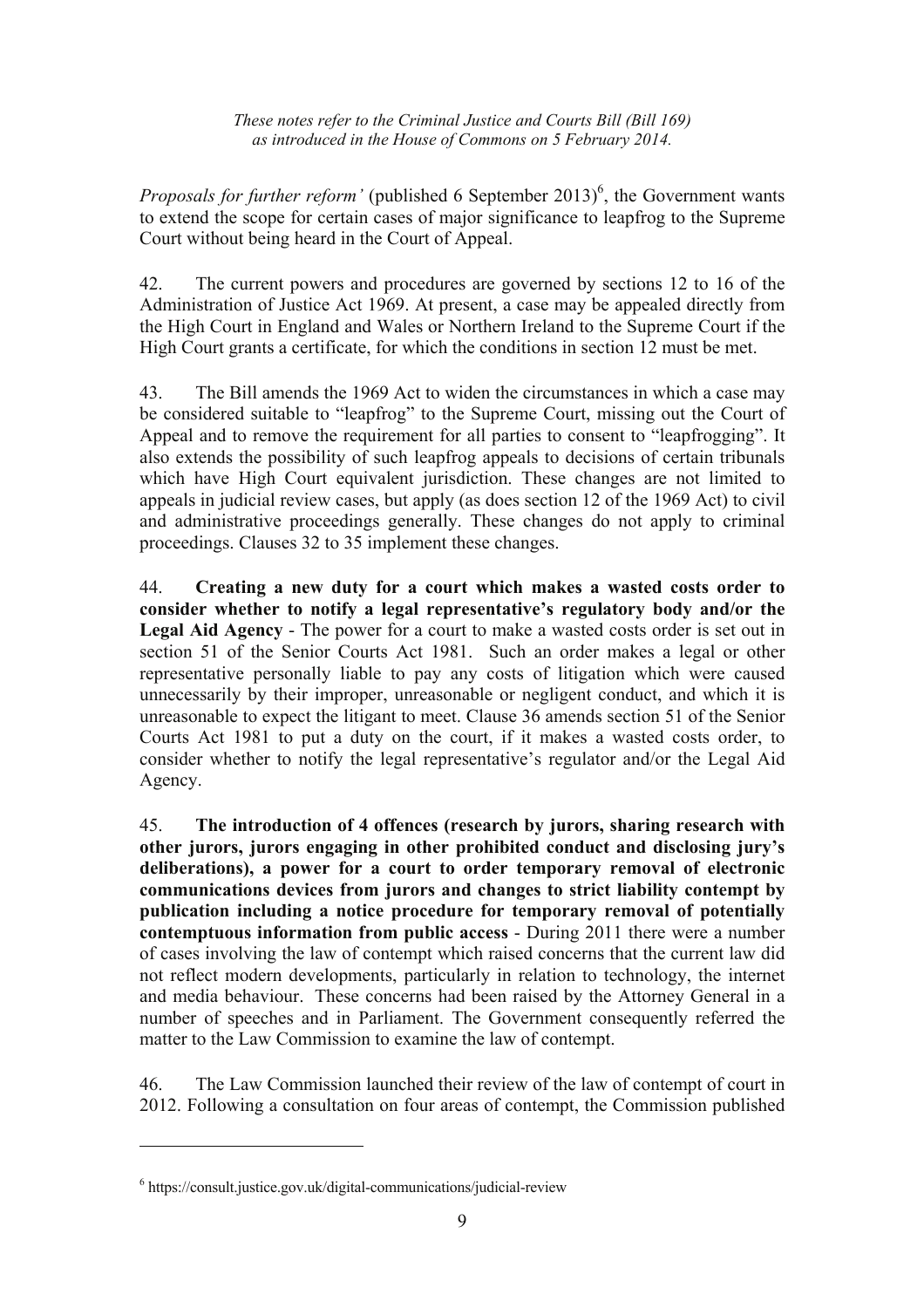*Proposals for further reform'* (published 6 September 2013)[6], the Government wants to extend the scope for certain cases of major significance to leapfrog to the Supreme Court without being heard in the Court of Appeal.

42. The current powers and procedures are governed by sections 12 to 16 of the Administration of Justice Act 1969. At present, a case may be appealed directly from the High Court in England and Wales or Northern Ireland to the Supreme Court if the High Court grants a certificate, for which the conditions in section 12 must be met.

43. The Bill amends the 1969 Act to widen the circumstances in which a case may be considered suitable to "leapfrog" to the Supreme Court, missing out the Court of Appeal and to remove the requirement for all parties to consent to "leapfrogging". It also extends the possibility of such leapfrog appeals to decisions of certain tribunals which have High Court equivalent jurisdiction. These changes are not limited to appeals in judicial review cases, but apply (as does section 12 of the 1969 Act) to civil and administrative proceedings generally. These changes do not apply to criminal proceedings. Clauses 32 to 35 implement these changes.

44. **Creating a new duty for a court which makes a wasted costs order to consider whether to notify a legal representative's regulatory body and/or the Legal Aid Agency** - The power for a court to make a wasted costs order is set out in section 51 of the Senior Courts Act 1981. Such an order makes a legal or other representative personally liable to pay any costs of litigation which were caused unnecessarily by their improper, unreasonable or negligent conduct, and which it is unreasonable to expect the litigant to meet. Clause 36 amends section 51 of the Senior Courts Act 1981 to put a duty on the court, if it makes a wasted costs order, to consider whether to notify the legal representative's regulator and/or the Legal Aid Agency.

45. **The introduction of 4 offences (research by jurors, sharing research with other jurors, jurors engaging in other prohibited conduct and disclosing jury's deliberations), a power for a court to order temporary removal of electronic communications devices from jurors and changes to strict liability contempt by publication including a notice procedure for temporary removal of potentially contemptuous information from public access** - During 2011 there were a number of cases involving the law of contempt which raised concerns that the current law did not reflect modern developments, particularly in relation to technology, the internet and media behaviour. These concerns had been raised by the Attorney General in a number of speeches and in Parliament. The Government consequently referred the matter to the Law Commission to examine the law of contempt.

46. The Law Commission launched their review of the law of contempt of court in 2012. Following a consultation on four areas of contempt, the Commission published

---

[6] https://consult.justice.gov.uk/digital-communications/judicial-review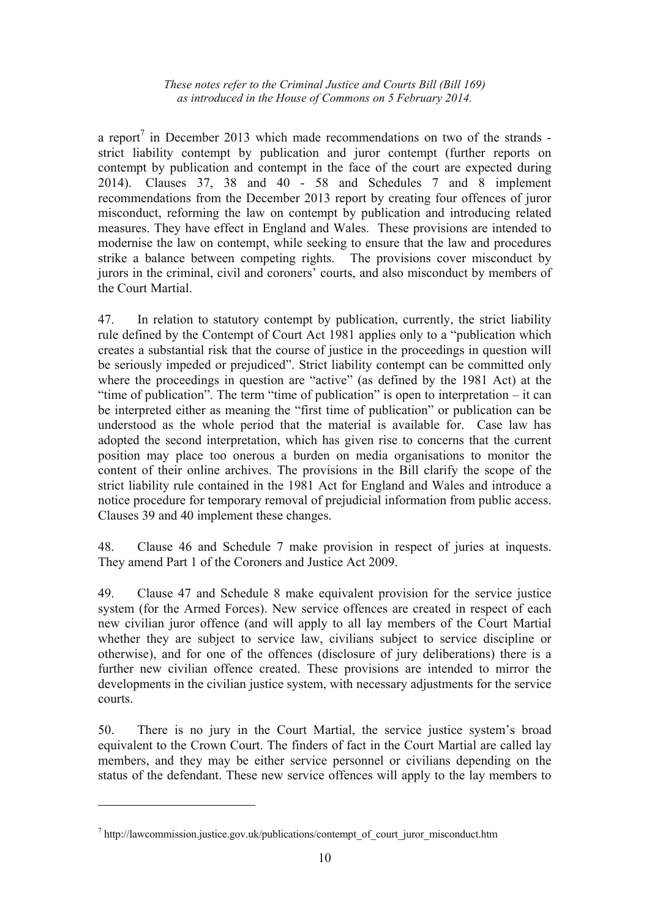a report[7] in December 2013 which made recommendations on two of the strands - strict liability contempt by publication and juror contempt (further reports on contempt by publication and contempt in the face of the court are expected during 2014). Clauses 37, 38 and 40 - 58 and Schedules 7 and 8 implement recommendations from the December 2013 report by creating four offences of juror misconduct, reforming the law on contempt by publication and introducing related measures. They have effect in England and Wales. These provisions are intended to modernise the law on contempt, while seeking to ensure that the law and procedures strike a balance between competing rights. The provisions cover misconduct by jurors in the criminal, civil and coroners' courts, and also misconduct by members of the Court Martial.

47. In relation to statutory contempt by publication, currently, the strict liability rule defined by the Contempt of Court Act 1981 applies only to a "publication which creates a substantial risk that the course of justice in the proceedings in question will be seriously impeded or prejudiced". Strict liability contempt can be committed only where the proceedings in question are "active" (as defined by the 1981 Act) at the "time of publication". The term "time of publication" is open to interpretation – it can be interpreted either as meaning the "first time of publication" or publication can be understood as the whole period that the material is available for. Case law has adopted the second interpretation, which has given rise to concerns that the current position may place too onerous a burden on media organisations to monitor the content of their online archives. The provisions in the Bill clarify the scope of the strict liability rule contained in the 1981 Act for England and Wales and introduce a notice procedure for temporary removal of prejudicial information from public access. Clauses 39 and 40 implement these changes.

48. Clause 46 and Schedule 7 make provision in respect of juries at inquests. They amend Part 1 of the Coroners and Justice Act 2009.

49. Clause 47 and Schedule 8 make equivalent provision for the service justice system (for the Armed Forces). New service offences are created in respect of each new civilian juror offence (and will apply to all lay members of the Court Martial whether they are subject to service law, civilians subject to service discipline or otherwise), and for one of the offences (disclosure of jury deliberations) there is a further new civilian offence created. These provisions are intended to mirror the developments in the civilian justice system, with necessary adjustments for the service courts.

50. There is no jury in the Court Martial, the service justice system's broad equivalent to the Crown Court. The finders of fact in the Court Martial are called lay members, and they may be either service personnel or civilians depending on the status of the defendant. These new service offences will apply to the lay members to

[7] http://lawcommission.justice.gov.uk/publications/contempt_of_court_juror_misconduct.htm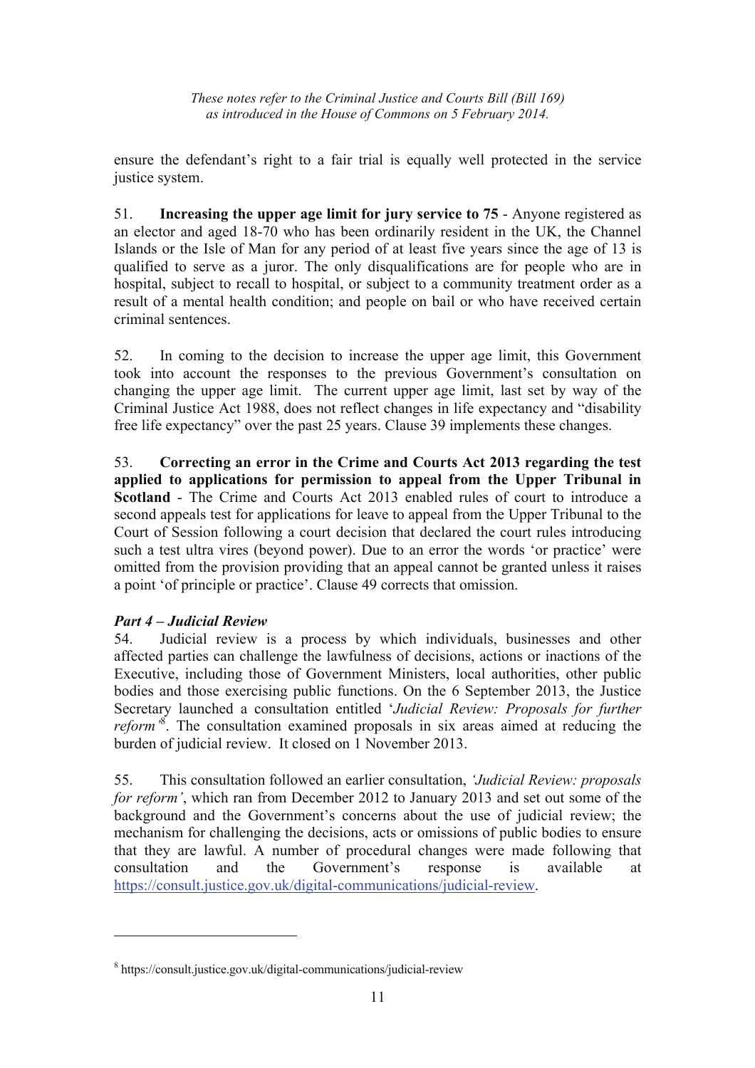ensure the defendant's right to a fair trial is equally well protected in the service justice system.

51. **Increasing the upper age limit for jury service to 75** - Anyone registered as an elector and aged 18-70 who has been ordinarily resident in the UK, the Channel Islands or the Isle of Man for any period of at least five years since the age of 13 is qualified to serve as a juror. The only disqualifications are for people who are in hospital, subject to recall to hospital, or subject to a community treatment order as a result of a mental health condition; and people on bail or who have received certain criminal sentences.

52. In coming to the decision to increase the upper age limit, this Government took into account the responses to the previous Government's consultation on changing the upper age limit. The current upper age limit, last set by way of the Criminal Justice Act 1988, does not reflect changes in life expectancy and "disability free life expectancy" over the past 25 years. Clause 39 implements these changes.

53. **Correcting an error in the Crime and Courts Act 2013 regarding the test applied to applications for permission to appeal from the Upper Tribunal in Scotland** - The Crime and Courts Act 2013 enabled rules of court to introduce a second appeals test for applications for leave to appeal from the Upper Tribunal to the Court of Session following a court decision that declared the court rules introducing such a test ultra vires (beyond power). Due to an error the words 'or practice' were omitted from the provision providing that an appeal cannot be granted unless it raises a point 'of principle or practice'. Clause 49 corrects that omission.

### *Part 4 – Judicial Review*

54. Judicial review is a process by which individuals, businesses and other affected parties can challenge the lawfulness of decisions, actions or inactions of the Executive, including those of Government Ministers, local authorities, other public bodies and those exercising public functions. On the 6 September 2013, the Justice Secretary launched a consultation entitled '*Judicial Review: Proposals for further reform*'[8]. The consultation examined proposals in six areas aimed at reducing the burden of judicial review. It closed on 1 November 2013.

55. This consultation followed an earlier consultation, *'Judicial Review: proposals for reform'*, which ran from December 2012 to January 2013 and set out some of the background and the Government's concerns about the use of judicial review; the mechanism for challenging the decisions, acts or omissions of public bodies to ensure that they are lawful. A number of procedural changes were made following that consultation and the Government's response is available at https://consult.justice.gov.uk/digital-communications/judicial-review.

---

[8] https://consult.justice.gov.uk/digital-communications/judicial-review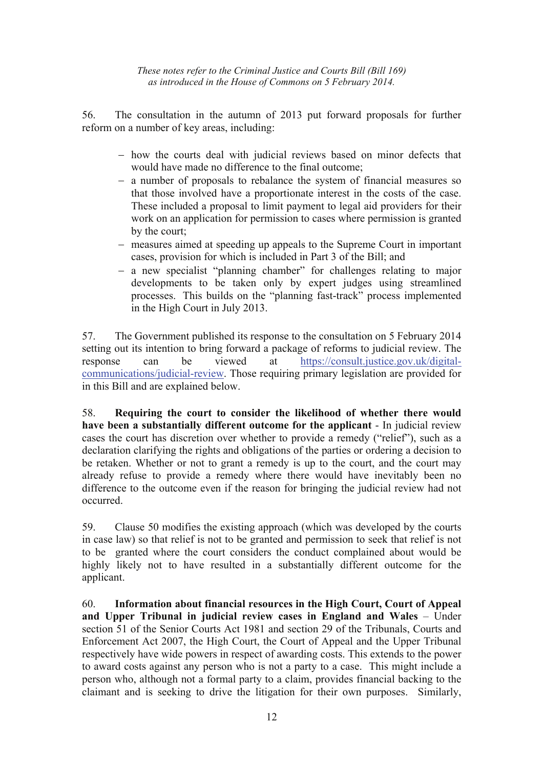56. The consultation in the autumn of 2013 put forward proposals for further reform on a number of key areas, including:

- how the courts deal with judicial reviews based on minor defects that would have made no difference to the final outcome;
- a number of proposals to rebalance the system of financial measures so that those involved have a proportionate interest in the costs of the case. These included a proposal to limit payment to legal aid providers for their work on an application for permission to cases where permission is granted by the court;
- measures aimed at speeding up appeals to the Supreme Court in important cases, provision for which is included in Part 3 of the Bill; and
- a new specialist "planning chamber" for challenges relating to major developments to be taken only by expert judges using streamlined processes. This builds on the "planning fast-track" process implemented in the High Court in July 2013.

57. The Government published its response to the consultation on 5 February 2014 setting out its intention to bring forward a package of reforms to judicial review. The response can be viewed at https://consult.justice.gov.uk/digital-communications/judicial-review. Those requiring primary legislation are provided for in this Bill and are explained below.

58. **Requiring the court to consider the likelihood of whether there would have been a substantially different outcome for the applicant** - In judicial review cases the court has discretion over whether to provide a remedy ("relief"), such as a declaration clarifying the rights and obligations of the parties or ordering a decision to be retaken. Whether or not to grant a remedy is up to the court, and the court may already refuse to provide a remedy where there would have inevitably been no difference to the outcome even if the reason for bringing the judicial review had not occurred.

59. Clause 50 modifies the existing approach (which was developed by the courts in case law) so that relief is not to be granted and permission to seek that relief is not to be granted where the court considers the conduct complained about would be highly likely not to have resulted in a substantially different outcome for the applicant.

60. **Information about financial resources in the High Court, Court of Appeal and Upper Tribunal in judicial review cases in England and Wales** – Under section 51 of the Senior Courts Act 1981 and section 29 of the Tribunals, Courts and Enforcement Act 2007, the High Court, the Court of Appeal and the Upper Tribunal respectively have wide powers in respect of awarding costs. This extends to the power to award costs against any person who is not a party to a case. This might include a person who, although not a formal party to a claim, provides financial backing to the claimant and is seeking to drive the litigation for their own purposes. Similarly,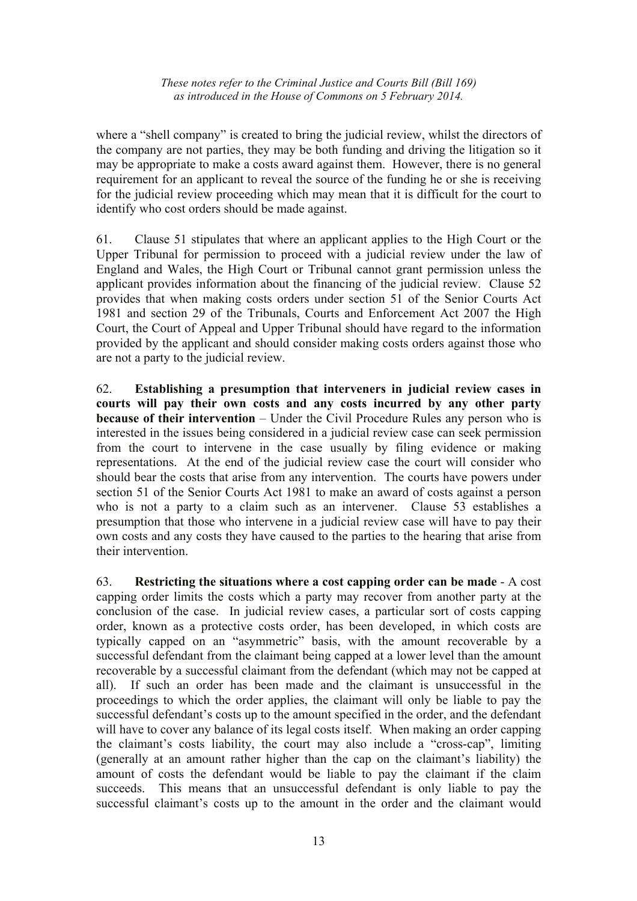where a "shell company" is created to bring the judicial review, whilst the directors of the company are not parties, they may be both funding and driving the litigation so it may be appropriate to make a costs award against them. However, there is no general requirement for an applicant to reveal the source of the funding he or she is receiving for the judicial review proceeding which may mean that it is difficult for the court to identify who cost orders should be made against.

61. Clause 51 stipulates that where an applicant applies to the High Court or the Upper Tribunal for permission to proceed with a judicial review under the law of England and Wales, the High Court or Tribunal cannot grant permission unless the applicant provides information about the financing of the judicial review. Clause 52 provides that when making costs orders under section 51 of the Senior Courts Act 1981 and section 29 of the Tribunals, Courts and Enforcement Act 2007 the High Court, the Court of Appeal and Upper Tribunal should have regard to the information provided by the applicant and should consider making costs orders against those who are not a party to the judicial review.

62. **Establishing a presumption that interveners in judicial review cases in courts will pay their own costs and any costs incurred by any other party because of their intervention** – Under the Civil Procedure Rules any person who is interested in the issues being considered in a judicial review case can seek permission from the court to intervene in the case usually by filing evidence or making representations. At the end of the judicial review case the court will consider who should bear the costs that arise from any intervention. The courts have powers under section 51 of the Senior Courts Act 1981 to make an award of costs against a person who is not a party to a claim such as an intervener. Clause 53 establishes a presumption that those who intervene in a judicial review case will have to pay their own costs and any costs they have caused to the parties to the hearing that arise from their intervention.

63. **Restricting the situations where a cost capping order can be made** - A cost capping order limits the costs which a party may recover from another party at the conclusion of the case. In judicial review cases, a particular sort of costs capping order, known as a protective costs order, has been developed, in which costs are typically capped on an "asymmetric" basis, with the amount recoverable by a successful defendant from the claimant being capped at a lower level than the amount recoverable by a successful claimant from the defendant (which may not be capped at all). If such an order has been made and the claimant is unsuccessful in the proceedings to which the order applies, the claimant will only be liable to pay the successful defendant's costs up to the amount specified in the order, and the defendant will have to cover any balance of its legal costs itself. When making an order capping the claimant's costs liability, the court may also include a "cross-cap", limiting (generally at an amount rather higher than the cap on the claimant's liability) the amount of costs the defendant would be liable to pay the claimant if the claim succeeds. This means that an unsuccessful defendant is only liable to pay the successful claimant's costs up to the amount in the order and the claimant would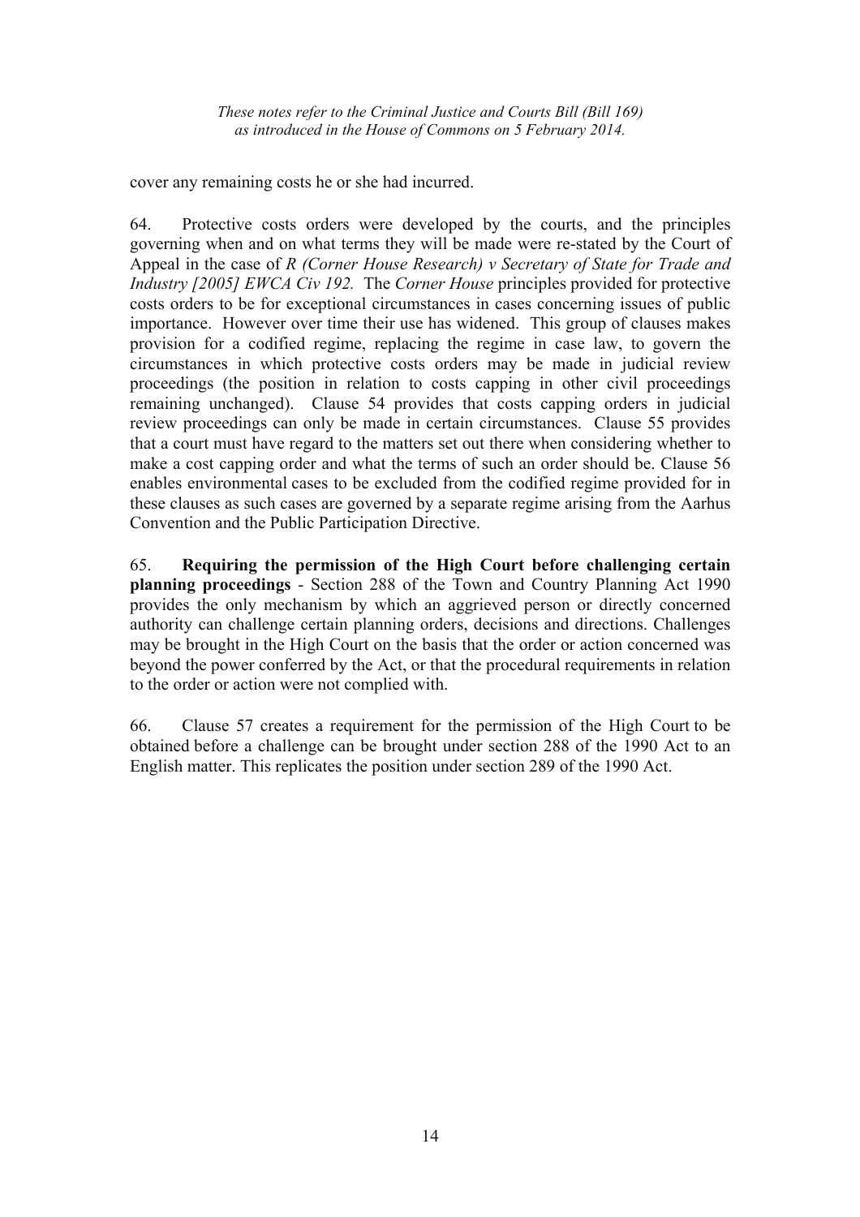cover any remaining costs he or she had incurred.

64. Protective costs orders were developed by the courts, and the principles governing when and on what terms they will be made were re-stated by the Court of Appeal in the case of *R (Corner House Research) v Secretary of State for Trade and Industry [2005] EWCA Civ 192.* The *Corner House* principles provided for protective costs orders to be for exceptional circumstances in cases concerning issues of public importance. However over time their use has widened. This group of clauses makes provision for a codified regime, replacing the regime in case law, to govern the circumstances in which protective costs orders may be made in judicial review proceedings (the position in relation to costs capping in other civil proceedings remaining unchanged). Clause 54 provides that costs capping orders in judicial review proceedings can only be made in certain circumstances. Clause 55 provides that a court must have regard to the matters set out there when considering whether to make a cost capping order and what the terms of such an order should be. Clause 56 enables environmental cases to be excluded from the codified regime provided for in these clauses as such cases are governed by a separate regime arising from the Aarhus Convention and the Public Participation Directive.

65. **Requiring the permission of the High Court before challenging certain planning proceedings** - Section 288 of the Town and Country Planning Act 1990 provides the only mechanism by which an aggrieved person or directly concerned authority can challenge certain planning orders, decisions and directions. Challenges may be brought in the High Court on the basis that the order or action concerned was beyond the power conferred by the Act, or that the procedural requirements in relation to the order or action were not complied with.

66. Clause 57 creates a requirement for the permission of the High Court to be obtained before a challenge can be brought under section 288 of the 1990 Act to an English matter. This replicates the position under section 289 of the 1990 Act.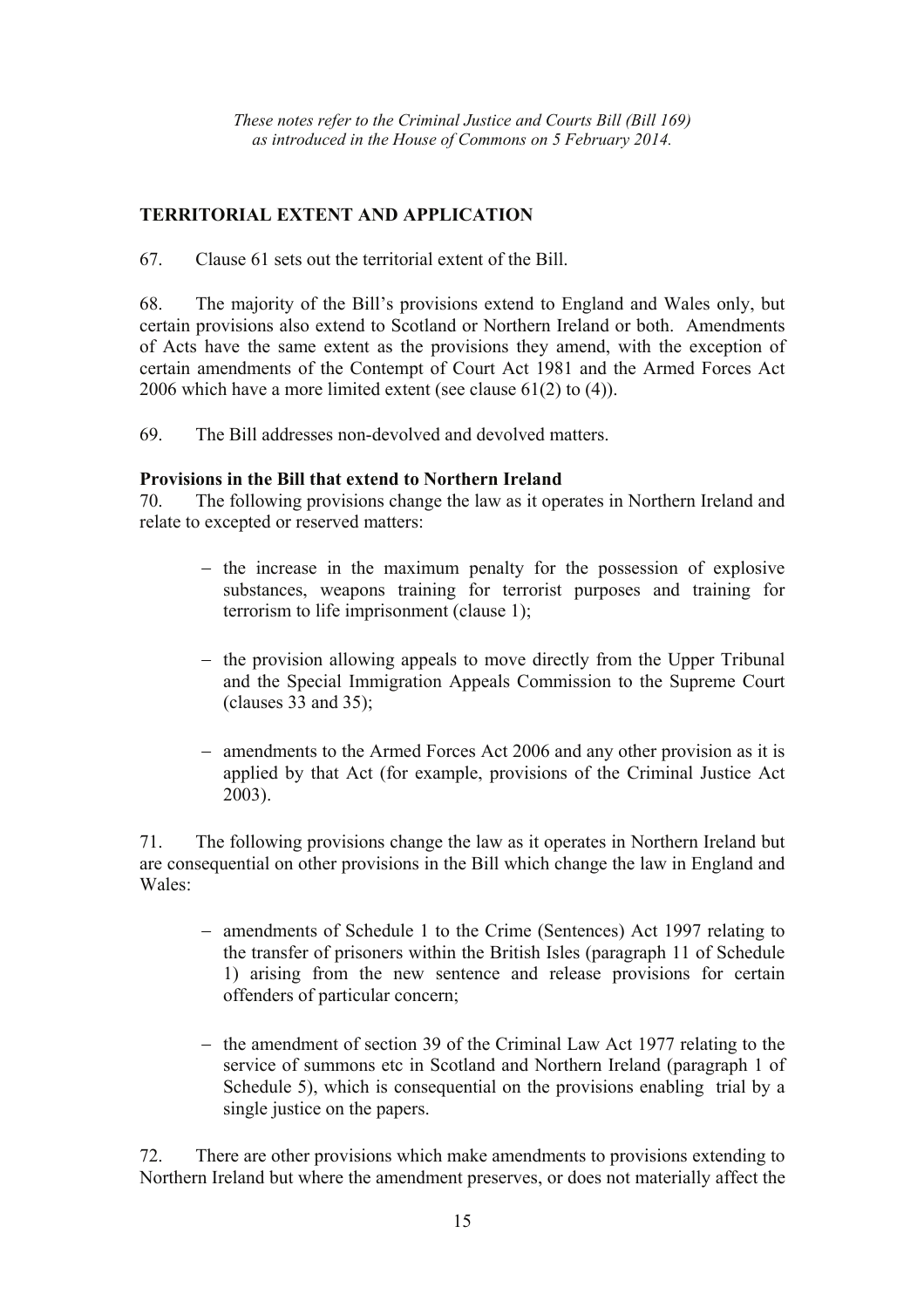*These notes refer to the Criminal Justice and Courts Bill (Bill 169) as introduced in the House of Commons on 5 February 2014.*

## TERRITORIAL EXTENT AND APPLICATION

67. Clause 61 sets out the territorial extent of the Bill.

68. The majority of the Bill's provisions extend to England and Wales only, but certain provisions also extend to Scotland or Northern Ireland or both. Amendments of Acts have the same extent as the provisions they amend, with the exception of certain amendments of the Contempt of Court Act 1981 and the Armed Forces Act 2006 which have a more limited extent (see clause 61(2) to (4)).

69. The Bill addresses non-devolved and devolved matters.

### Provisions in the Bill that extend to Northern Ireland

70. The following provisions change the law as it operates in Northern Ireland and relate to excepted or reserved matters:

- the increase in the maximum penalty for the possession of explosive substances, weapons training for terrorist purposes and training for terrorism to life imprisonment (clause 1);

- the provision allowing appeals to move directly from the Upper Tribunal and the Special Immigration Appeals Commission to the Supreme Court (clauses 33 and 35);

- amendments to the Armed Forces Act 2006 and any other provision as it is applied by that Act (for example, provisions of the Criminal Justice Act 2003).

71. The following provisions change the law as it operates in Northern Ireland but are consequential on other provisions in the Bill which change the law in England and Wales:

- amendments of Schedule 1 to the Crime (Sentences) Act 1997 relating to the transfer of prisoners within the British Isles (paragraph 11 of Schedule 1) arising from the new sentence and release provisions for certain offenders of particular concern;

- the amendment of section 39 of the Criminal Law Act 1977 relating to the service of summons etc in Scotland and Northern Ireland (paragraph 1 of Schedule 5), which is consequential on the provisions enabling trial by a single justice on the papers.

72. There are other provisions which make amendments to provisions extending to Northern Ireland but where the amendment preserves, or does not materially affect the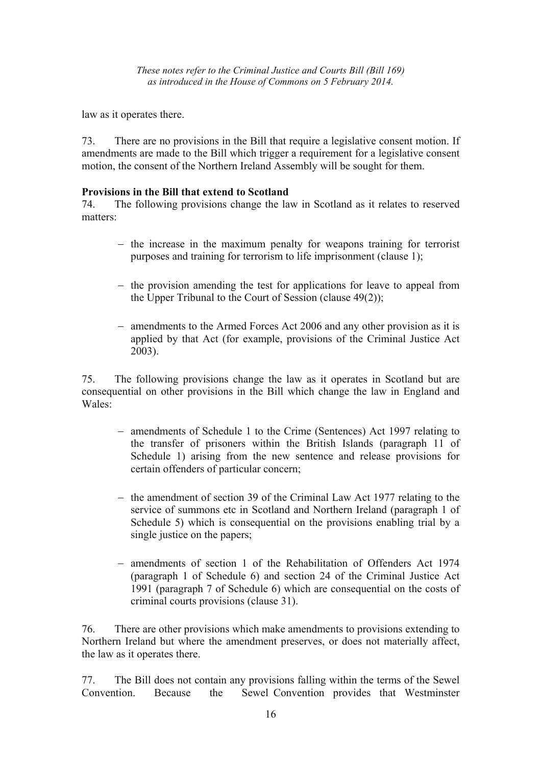law as it operates there.

73. There are no provisions in the Bill that require a legislative consent motion. If amendments are made to the Bill which trigger a requirement for a legislative consent motion, the consent of the Northern Ireland Assembly will be sought for them.

**Provisions in the Bill that extend to Scotland**

74. The following provisions change the law in Scotland as it relates to reserved matters:

- the increase in the maximum penalty for weapons training for terrorist purposes and training for terrorism to life imprisonment (clause 1);
- the provision amending the test for applications for leave to appeal from the Upper Tribunal to the Court of Session (clause 49(2));
- amendments to the Armed Forces Act 2006 and any other provision as it is applied by that Act (for example, provisions of the Criminal Justice Act 2003).

75. The following provisions change the law as it operates in Scotland but are consequential on other provisions in the Bill which change the law in England and Wales:

- amendments of Schedule 1 to the Crime (Sentences) Act 1997 relating to the transfer of prisoners within the British Islands (paragraph 11 of Schedule 1) arising from the new sentence and release provisions for certain offenders of particular concern;
- the amendment of section 39 of the Criminal Law Act 1977 relating to the service of summons etc in Scotland and Northern Ireland (paragraph 1 of Schedule 5) which is consequential on the provisions enabling trial by a single justice on the papers;
- amendments of section 1 of the Rehabilitation of Offenders Act 1974 (paragraph 1 of Schedule 6) and section 24 of the Criminal Justice Act 1991 (paragraph 7 of Schedule 6) which are consequential on the costs of criminal courts provisions (clause 31).

76. There are other provisions which make amendments to provisions extending to Northern Ireland but where the amendment preserves, or does not materially affect, the law as it operates there.

77. The Bill does not contain any provisions falling within the terms of the Sewel Convention. Because the Sewel Convention provides that Westminster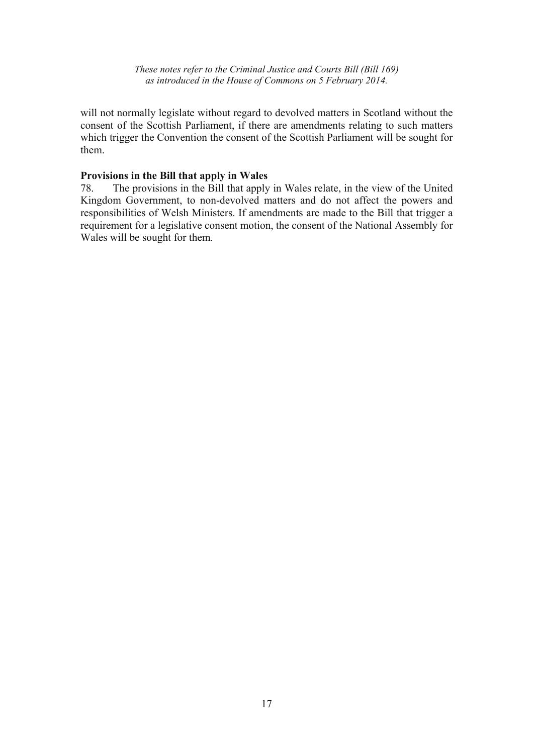will not normally legislate without regard to devolved matters in Scotland without the consent of the Scottish Parliament, if there are amendments relating to such matters which trigger the Convention the consent of the Scottish Parliament will be sought for them.

**Provisions in the Bill that apply in Wales**

78. The provisions in the Bill that apply in Wales relate, in the view of the United Kingdom Government, to non-devolved matters and do not affect the powers and responsibilities of Welsh Ministers. If amendments are made to the Bill that trigger a requirement for a legislative consent motion, the consent of the National Assembly for Wales will be sought for them.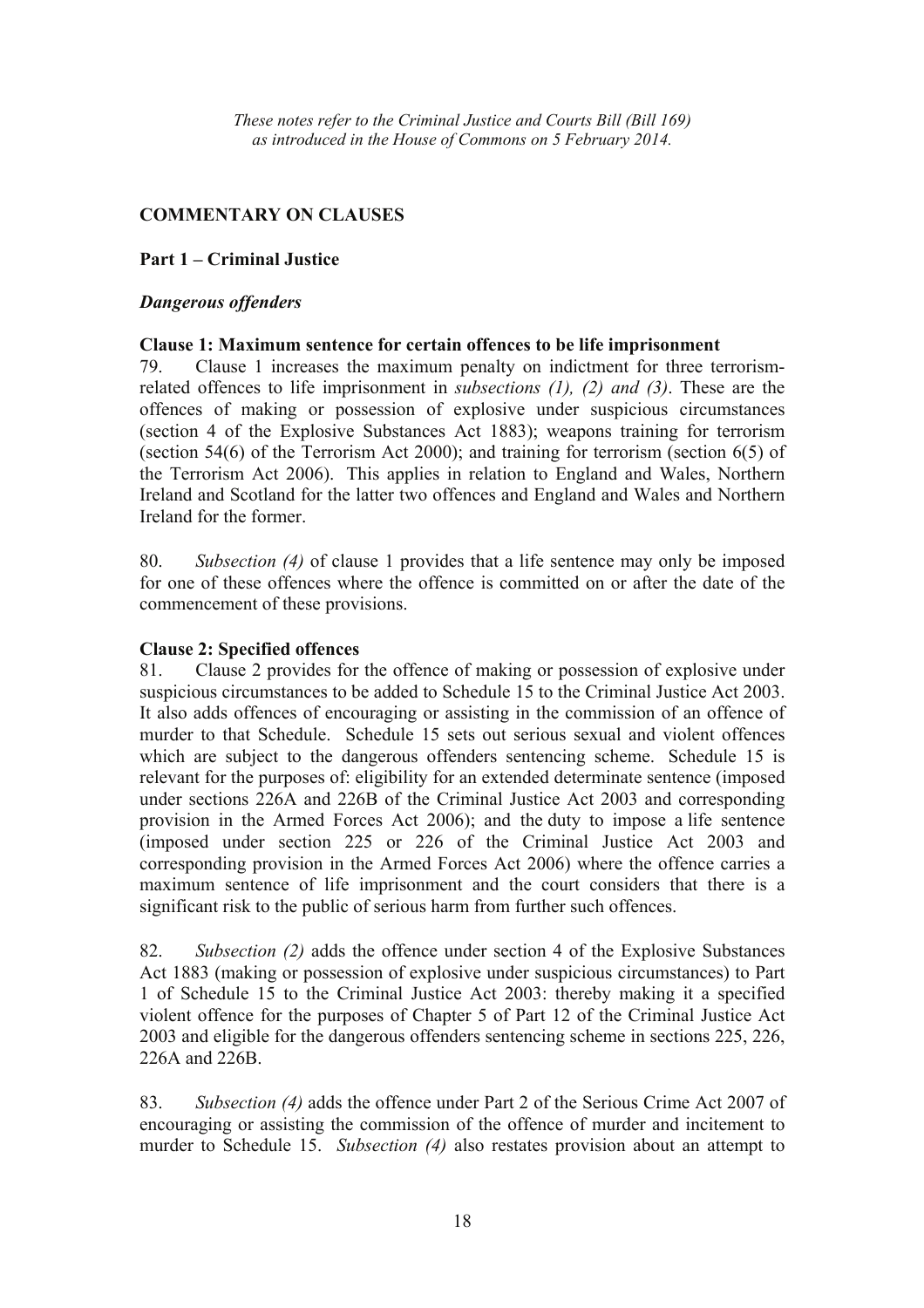*These notes refer to the Criminal Justice and Courts Bill (Bill 169) as introduced in the House of Commons on 5 February 2014.*

## COMMENTARY ON CLAUSES

### Part 1 – Criminal Justice

#### *Dangerous offenders*

**Clause 1: Maximum sentence for certain offences to be life imprisonment**

79. Clause 1 increases the maximum penalty on indictment for three terrorism-related offences to life imprisonment in *subsections (1), (2) and (3)*. These are the offences of making or possession of explosive under suspicious circumstances (section 4 of the Explosive Substances Act 1883); weapons training for terrorism (section 54(6) of the Terrorism Act 2000); and training for terrorism (section 6(5) of the Terrorism Act 2006). This applies in relation to England and Wales, Northern Ireland and Scotland for the latter two offences and England and Wales and Northern Ireland for the former.

80. *Subsection (4)* of clause 1 provides that a life sentence may only be imposed for one of these offences where the offence is committed on or after the date of the commencement of these provisions.

**Clause 2: Specified offences**

81. Clause 2 provides for the offence of making or possession of explosive under suspicious circumstances to be added to Schedule 15 to the Criminal Justice Act 2003. It also adds offences of encouraging or assisting in the commission of an offence of murder to that Schedule. Schedule 15 sets out serious sexual and violent offences which are subject to the dangerous offenders sentencing scheme. Schedule 15 is relevant for the purposes of: eligibility for an extended determinate sentence (imposed under sections 226A and 226B of the Criminal Justice Act 2003 and corresponding provision in the Armed Forces Act 2006); and the duty to impose a life sentence (imposed under section 225 or 226 of the Criminal Justice Act 2003 and corresponding provision in the Armed Forces Act 2006) where the offence carries a maximum sentence of life imprisonment and the court considers that there is a significant risk to the public of serious harm from further such offences.

82. *Subsection (2)* adds the offence under section 4 of the Explosive Substances Act 1883 (making or possession of explosive under suspicious circumstances) to Part 1 of Schedule 15 to the Criminal Justice Act 2003: thereby making it a specified violent offence for the purposes of Chapter 5 of Part 12 of the Criminal Justice Act 2003 and eligible for the dangerous offenders sentencing scheme in sections 225, 226, 226A and 226B.

83. *Subsection (4)* adds the offence under Part 2 of the Serious Crime Act 2007 of encouraging or assisting the commission of the offence of murder and incitement to murder to Schedule 15. *Subsection (4)* also restates provision about an attempt to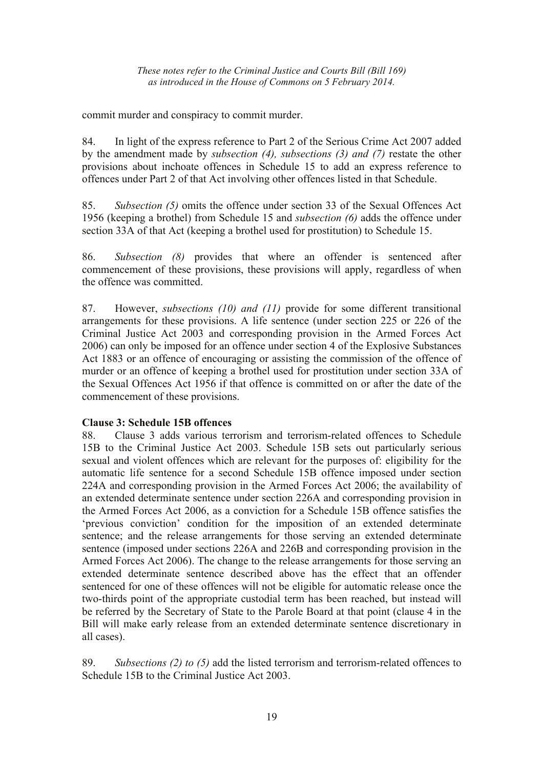commit murder and conspiracy to commit murder.

84. In light of the express reference to Part 2 of the Serious Crime Act 2007 added by the amendment made by *subsection (4), subsections (3) and (7)* restate the other provisions about inchoate offences in Schedule 15 to add an express reference to offences under Part 2 of that Act involving other offences listed in that Schedule.

85. *Subsection (5)* omits the offence under section 33 of the Sexual Offences Act 1956 (keeping a brothel) from Schedule 15 and *subsection (6)* adds the offence under section 33A of that Act (keeping a brothel used for prostitution) to Schedule 15.

86. *Subsection (8)* provides that where an offender is sentenced after commencement of these provisions, these provisions will apply, regardless of when the offence was committed.

87. However, *subsections (10) and (11)* provide for some different transitional arrangements for these provisions. A life sentence (under section 225 or 226 of the Criminal Justice Act 2003 and corresponding provision in the Armed Forces Act 2006) can only be imposed for an offence under section 4 of the Explosive Substances Act 1883 or an offence of encouraging or assisting the commission of the offence of murder or an offence of keeping a brothel used for prostitution under section 33A of the Sexual Offences Act 1956 if that offence is committed on or after the date of the commencement of these provisions.

**Clause 3: Schedule 15B offences**

88. Clause 3 adds various terrorism and terrorism-related offences to Schedule 15B to the Criminal Justice Act 2003. Schedule 15B sets out particularly serious sexual and violent offences which are relevant for the purposes of: eligibility for the automatic life sentence for a second Schedule 15B offence imposed under section 224A and corresponding provision in the Armed Forces Act 2006; the availability of an extended determinate sentence under section 226A and corresponding provision in the Armed Forces Act 2006, as a conviction for a Schedule 15B offence satisfies the 'previous conviction' condition for the imposition of an extended determinate sentence; and the release arrangements for those serving an extended determinate sentence (imposed under sections 226A and 226B and corresponding provision in the Armed Forces Act 2006). The change to the release arrangements for those serving an extended determinate sentence described above has the effect that an offender sentenced for one of these offences will not be eligible for automatic release once the two-thirds point of the appropriate custodial term has been reached, but instead will be referred by the Secretary of State to the Parole Board at that point (clause 4 in the Bill will make early release from an extended determinate sentence discretionary in all cases).

89. *Subsections (2) to (5)* add the listed terrorism and terrorism-related offences to Schedule 15B to the Criminal Justice Act 2003.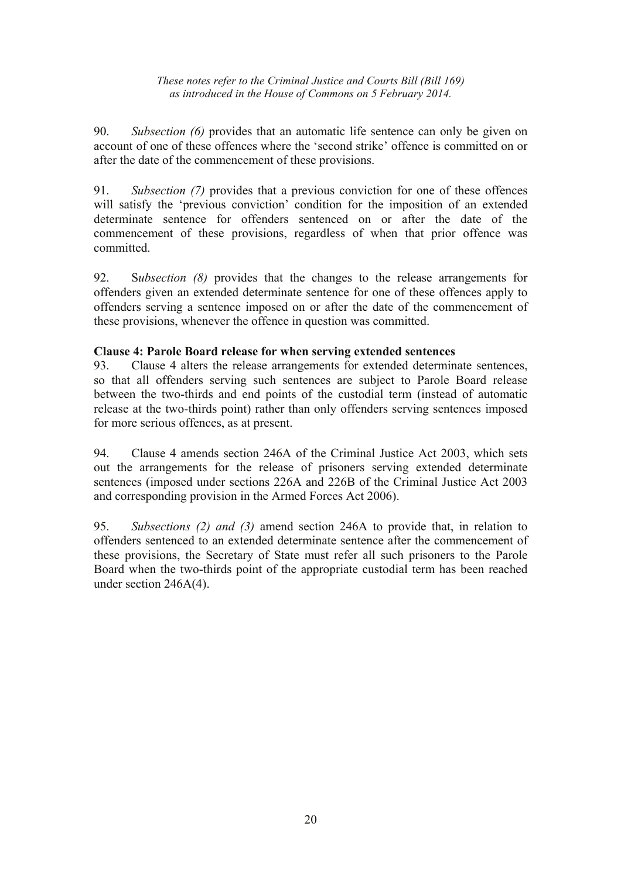90. *Subsection (6)* provides that an automatic life sentence can only be given on account of one of these offences where the 'second strike' offence is committed on or after the date of the commencement of these provisions.

91. *Subsection (7)* provides that a previous conviction for one of these offences will satisfy the 'previous conviction' condition for the imposition of an extended determinate sentence for offenders sentenced on or after the date of the commencement of these provisions, regardless of when that prior offence was committed.

92. S*ubsection (8)* provides that the changes to the release arrangements for offenders given an extended determinate sentence for one of these offences apply to offenders serving a sentence imposed on or after the date of the commencement of these provisions, whenever the offence in question was committed.

**Clause 4: Parole Board release for when serving extended sentences**

93. Clause 4 alters the release arrangements for extended determinate sentences, so that all offenders serving such sentences are subject to Parole Board release between the two-thirds and end points of the custodial term (instead of automatic release at the two-thirds point) rather than only offenders serving sentences imposed for more serious offences, as at present.

94. Clause 4 amends section 246A of the Criminal Justice Act 2003, which sets out the arrangements for the release of prisoners serving extended determinate sentences (imposed under sections 226A and 226B of the Criminal Justice Act 2003 and corresponding provision in the Armed Forces Act 2006).

95. *Subsections (2) and (3)* amend section 246A to provide that, in relation to offenders sentenced to an extended determinate sentence after the commencement of these provisions, the Secretary of State must refer all such prisoners to the Parole Board when the two-thirds point of the appropriate custodial term has been reached under section 246A(4).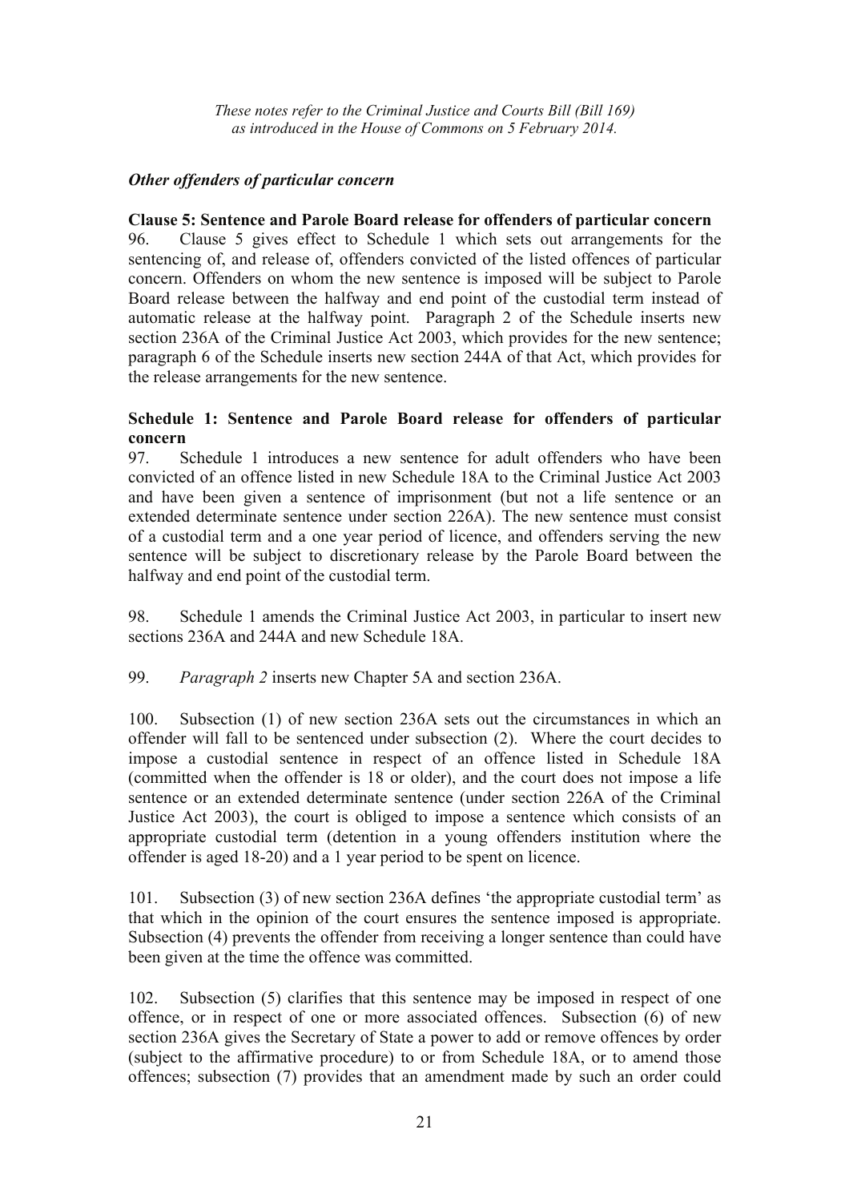*Other offenders of particular concern*

**Clause 5: Sentence and Parole Board release for offenders of particular concern**

96. Clause 5 gives effect to Schedule 1 which sets out arrangements for the sentencing of, and release of, offenders convicted of the listed offences of particular concern. Offenders on whom the new sentence is imposed will be subject to Parole Board release between the halfway and end point of the custodial term instead of automatic release at the halfway point. Paragraph 2 of the Schedule inserts new section 236A of the Criminal Justice Act 2003, which provides for the new sentence; paragraph 6 of the Schedule inserts new section 244A of that Act, which provides for the release arrangements for the new sentence.

**Schedule 1: Sentence and Parole Board release for offenders of particular concern**

97. Schedule 1 introduces a new sentence for adult offenders who have been convicted of an offence listed in new Schedule 18A to the Criminal Justice Act 2003 and have been given a sentence of imprisonment (but not a life sentence or an extended determinate sentence under section 226A). The new sentence must consist of a custodial term and a one year period of licence, and offenders serving the new sentence will be subject to discretionary release by the Parole Board between the halfway and end point of the custodial term.

98. Schedule 1 amends the Criminal Justice Act 2003, in particular to insert new sections 236A and 244A and new Schedule 18A.

99. *Paragraph 2* inserts new Chapter 5A and section 236A.

100. Subsection (1) of new section 236A sets out the circumstances in which an offender will fall to be sentenced under subsection (2). Where the court decides to impose a custodial sentence in respect of an offence listed in Schedule 18A (committed when the offender is 18 or older), and the court does not impose a life sentence or an extended determinate sentence (under section 226A of the Criminal Justice Act 2003), the court is obliged to impose a sentence which consists of an appropriate custodial term (detention in a young offenders institution where the offender is aged 18-20) and a 1 year period to be spent on licence.

101. Subsection (3) of new section 236A defines 'the appropriate custodial term' as that which in the opinion of the court ensures the sentence imposed is appropriate. Subsection (4) prevents the offender from receiving a longer sentence than could have been given at the time the offence was committed.

102. Subsection (5) clarifies that this sentence may be imposed in respect of one offence, or in respect of one or more associated offences. Subsection (6) of new section 236A gives the Secretary of State a power to add or remove offences by order (subject to the affirmative procedure) to or from Schedule 18A, or to amend those offences; subsection (7) provides that an amendment made by such an order could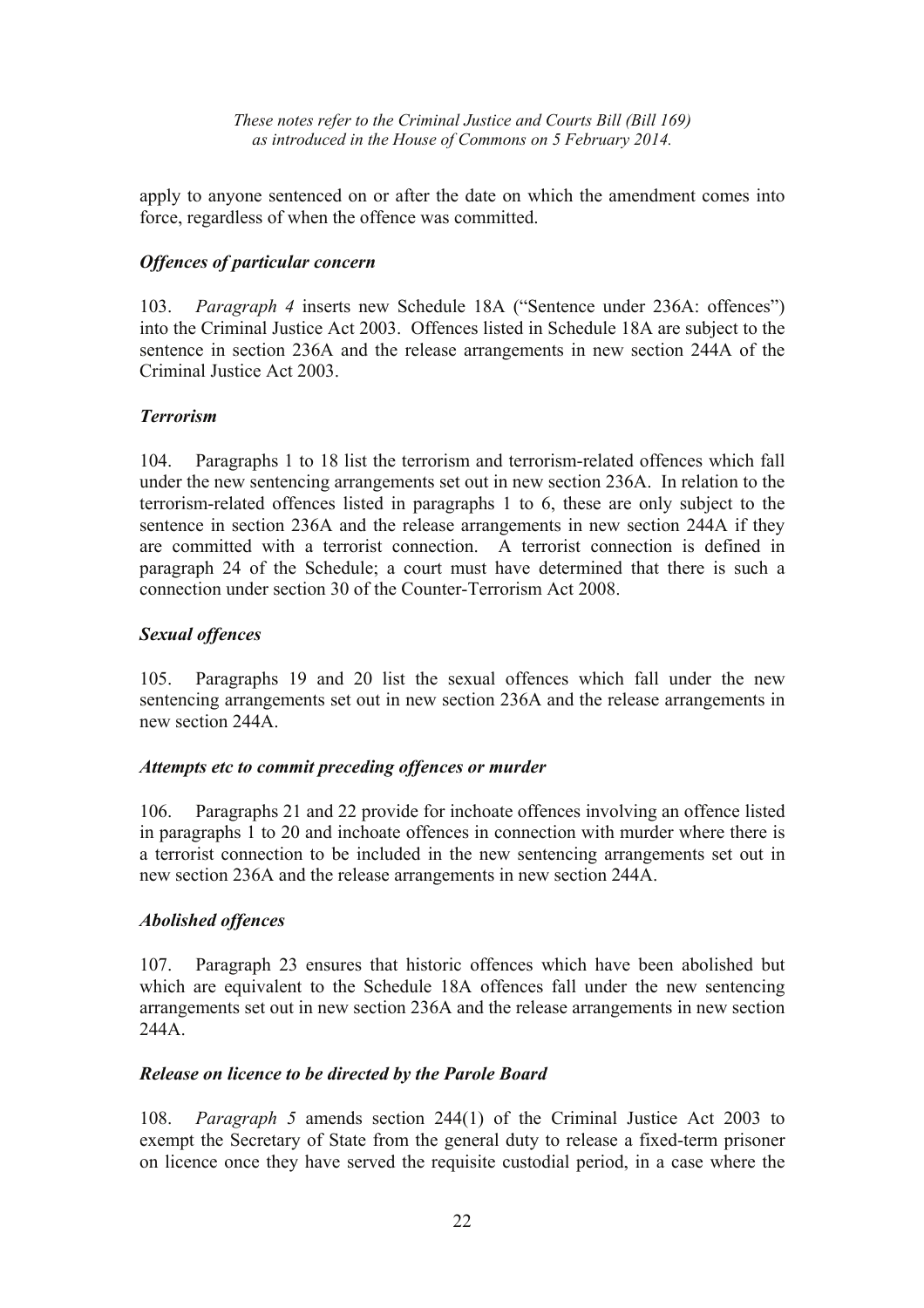apply to anyone sentenced on or after the date on which the amendment comes into force, regardless of when the offence was committed.

### *Offences of particular concern*

103. *Paragraph 4* inserts new Schedule 18A ("Sentence under 236A: offences") into the Criminal Justice Act 2003. Offences listed in Schedule 18A are subject to the sentence in section 236A and the release arrangements in new section 244A of the Criminal Justice Act 2003.

### *Terrorism*

104. Paragraphs 1 to 18 list the terrorism and terrorism-related offences which fall under the new sentencing arrangements set out in new section 236A. In relation to the terrorism-related offences listed in paragraphs 1 to 6, these are only subject to the sentence in section 236A and the release arrangements in new section 244A if they are committed with a terrorist connection. A terrorist connection is defined in paragraph 24 of the Schedule; a court must have determined that there is such a connection under section 30 of the Counter-Terrorism Act 2008.

### *Sexual offences*

105. Paragraphs 19 and 20 list the sexual offences which fall under the new sentencing arrangements set out in new section 236A and the release arrangements in new section 244A.

### *Attempts etc to commit preceding offences or murder*

106. Paragraphs 21 and 22 provide for inchoate offences involving an offence listed in paragraphs 1 to 20 and inchoate offences in connection with murder where there is a terrorist connection to be included in the new sentencing arrangements set out in new section 236A and the release arrangements in new section 244A.

### *Abolished offences*

107. Paragraph 23 ensures that historic offences which have been abolished but which are equivalent to the Schedule 18A offences fall under the new sentencing arrangements set out in new section 236A and the release arrangements in new section 244A.

### *Release on licence to be directed by the Parole Board*

108. *Paragraph 5* amends section 244(1) of the Criminal Justice Act 2003 to exempt the Secretary of State from the general duty to release a fixed-term prisoner on licence once they have served the requisite custodial period, in a case where the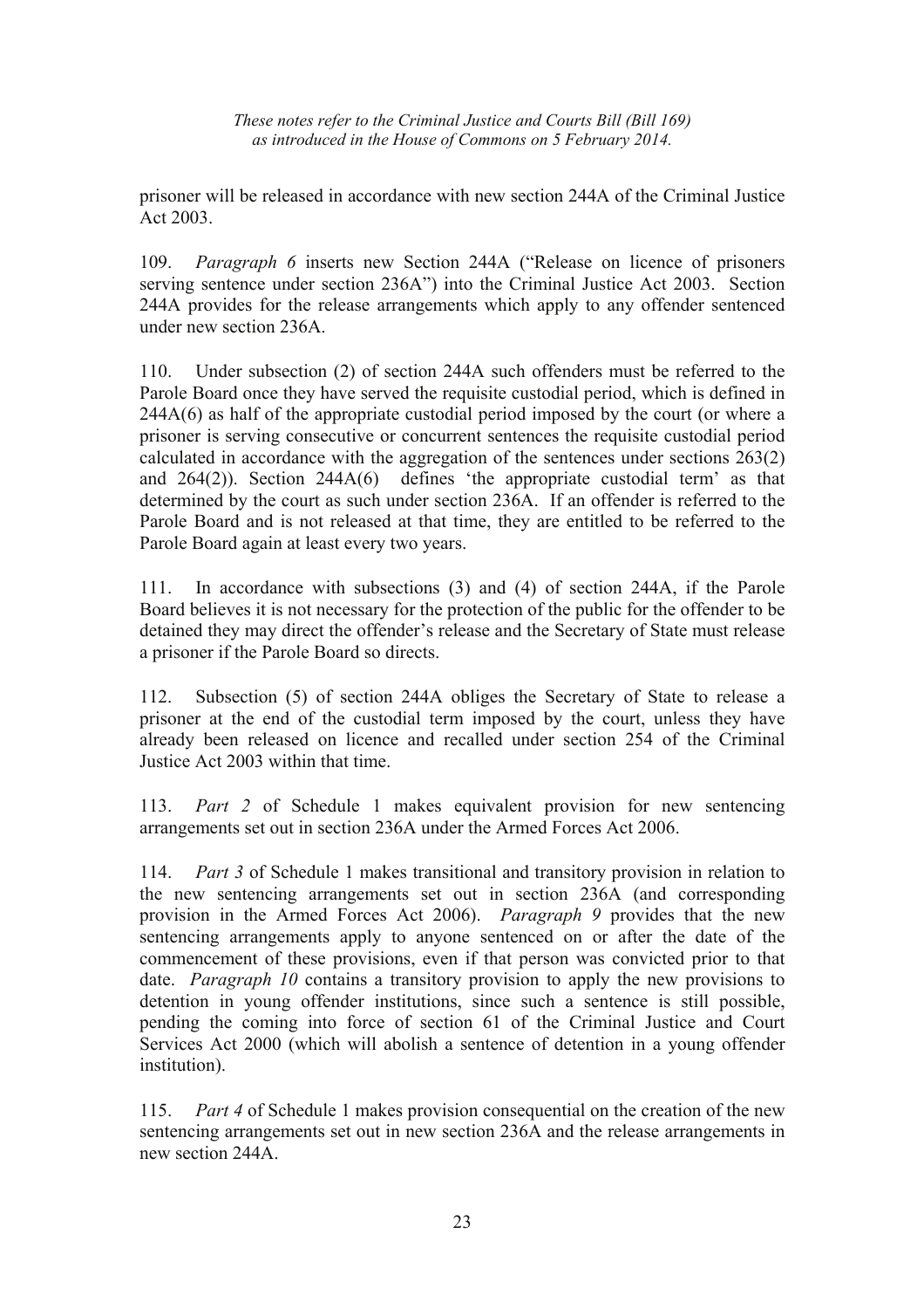prisoner will be released in accordance with new section 244A of the Criminal Justice Act 2003.

109. *Paragraph 6* inserts new Section 244A ("Release on licence of prisoners serving sentence under section 236A") into the Criminal Justice Act 2003. Section 244A provides for the release arrangements which apply to any offender sentenced under new section 236A.

110. Under subsection (2) of section 244A such offenders must be referred to the Parole Board once they have served the requisite custodial period, which is defined in 244A(6) as half of the appropriate custodial period imposed by the court (or where a prisoner is serving consecutive or concurrent sentences the requisite custodial period calculated in accordance with the aggregation of the sentences under sections 263(2) and 264(2)). Section 244A(6) defines 'the appropriate custodial term' as that determined by the court as such under section 236A. If an offender is referred to the Parole Board and is not released at that time, they are entitled to be referred to the Parole Board again at least every two years.

111. In accordance with subsections (3) and (4) of section 244A, if the Parole Board believes it is not necessary for the protection of the public for the offender to be detained they may direct the offender's release and the Secretary of State must release a prisoner if the Parole Board so directs.

112. Subsection (5) of section 244A obliges the Secretary of State to release a prisoner at the end of the custodial term imposed by the court, unless they have already been released on licence and recalled under section 254 of the Criminal Justice Act 2003 within that time.

113. *Part 2* of Schedule 1 makes equivalent provision for new sentencing arrangements set out in section 236A under the Armed Forces Act 2006.

114. *Part 3* of Schedule 1 makes transitional and transitory provision in relation to the new sentencing arrangements set out in section 236A (and corresponding provision in the Armed Forces Act 2006). *Paragraph 9* provides that the new sentencing arrangements apply to anyone sentenced on or after the date of the commencement of these provisions, even if that person was convicted prior to that date. *Paragraph 10* contains a transitory provision to apply the new provisions to detention in young offender institutions, since such a sentence is still possible, pending the coming into force of section 61 of the Criminal Justice and Court Services Act 2000 (which will abolish a sentence of detention in a young offender institution).

115. *Part 4* of Schedule 1 makes provision consequential on the creation of the new sentencing arrangements set out in new section 236A and the release arrangements in new section 244A.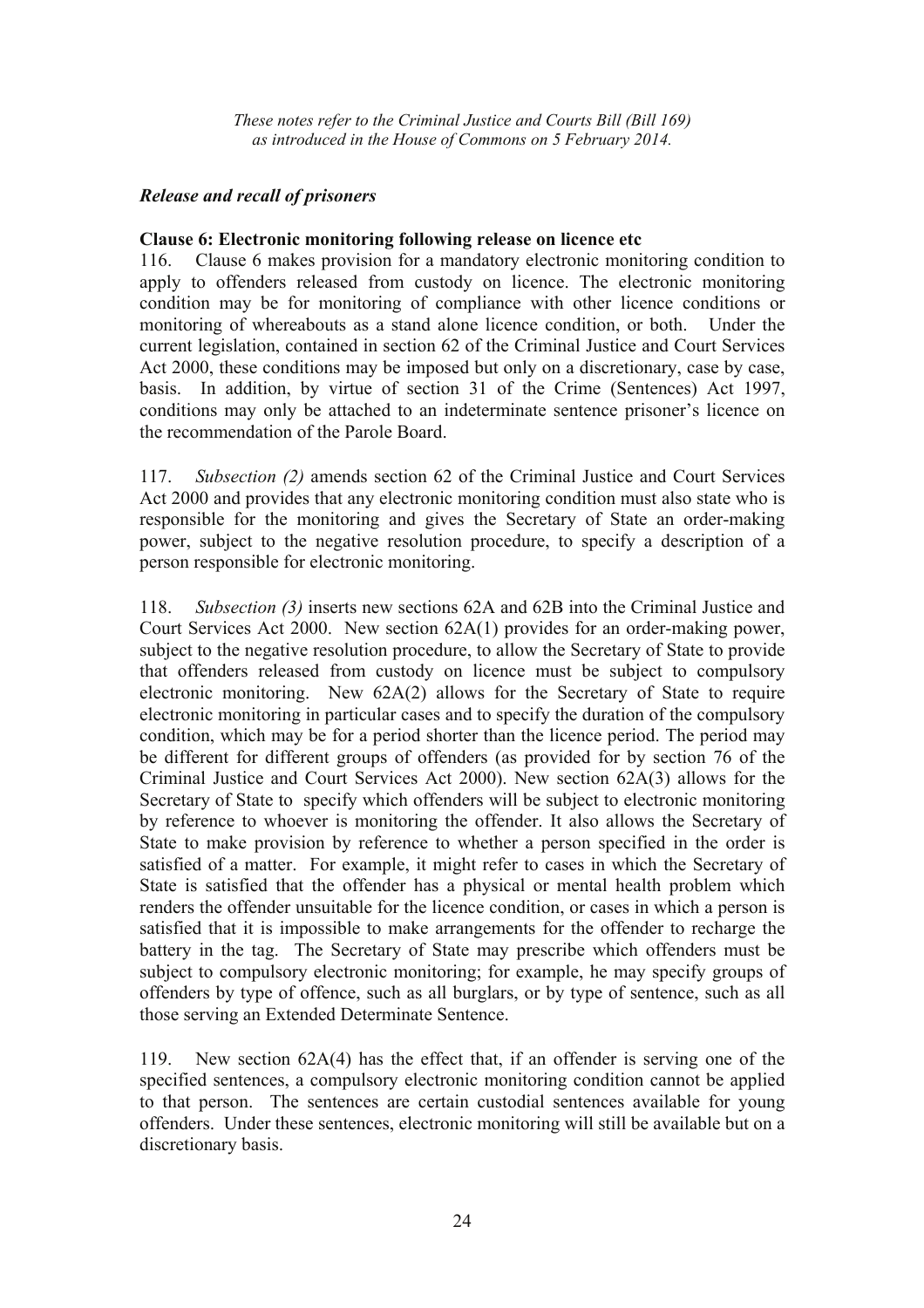*These notes refer to the Criminal Justice and Courts Bill (Bill 169) as introduced in the House of Commons on 5 February 2014.*

### *Release and recall of prisoners*

**Clause 6: Electronic monitoring following release on licence etc**

116. Clause 6 makes provision for a mandatory electronic monitoring condition to apply to offenders released from custody on licence. The electronic monitoring condition may be for monitoring of compliance with other licence conditions or monitoring of whereabouts as a stand alone licence condition, or both. Under the current legislation, contained in section 62 of the Criminal Justice and Court Services Act 2000, these conditions may be imposed but only on a discretionary, case by case, basis. In addition, by virtue of section 31 of the Crime (Sentences) Act 1997, conditions may only be attached to an indeterminate sentence prisoner's licence on the recommendation of the Parole Board.

117. *Subsection (2)* amends section 62 of the Criminal Justice and Court Services Act 2000 and provides that any electronic monitoring condition must also state who is responsible for the monitoring and gives the Secretary of State an order-making power, subject to the negative resolution procedure, to specify a description of a person responsible for electronic monitoring.

118. *Subsection (3)* inserts new sections 62A and 62B into the Criminal Justice and Court Services Act 2000. New section 62A(1) provides for an order-making power, subject to the negative resolution procedure, to allow the Secretary of State to provide that offenders released from custody on licence must be subject to compulsory electronic monitoring. New 62A(2) allows for the Secretary of State to require electronic monitoring in particular cases and to specify the duration of the compulsory condition, which may be for a period shorter than the licence period. The period may be different for different groups of offenders (as provided for by section 76 of the Criminal Justice and Court Services Act 2000). New section 62A(3) allows for the Secretary of State to specify which offenders will be subject to electronic monitoring by reference to whoever is monitoring the offender. It also allows the Secretary of State to make provision by reference to whether a person specified in the order is satisfied of a matter. For example, it might refer to cases in which the Secretary of State is satisfied that the offender has a physical or mental health problem which renders the offender unsuitable for the licence condition, or cases in which a person is satisfied that it is impossible to make arrangements for the offender to recharge the battery in the tag. The Secretary of State may prescribe which offenders must be subject to compulsory electronic monitoring; for example, he may specify groups of offenders by type of offence, such as all burglars, or by type of sentence, such as all those serving an Extended Determinate Sentence.

119. New section 62A(4) has the effect that, if an offender is serving one of the specified sentences, a compulsory electronic monitoring condition cannot be applied to that person. The sentences are certain custodial sentences available for young offenders. Under these sentences, electronic monitoring will still be available but on a discretionary basis.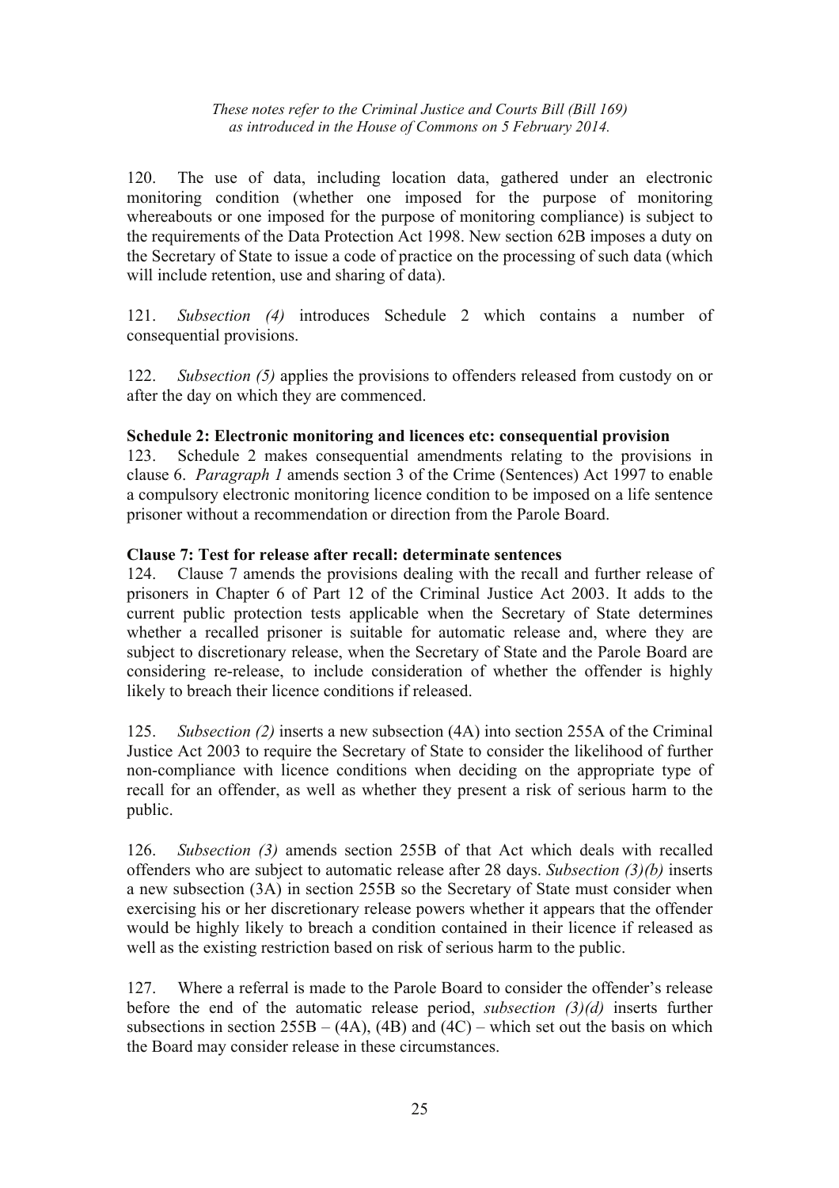120. The use of data, including location data, gathered under an electronic monitoring condition (whether one imposed for the purpose of monitoring whereabouts or one imposed for the purpose of monitoring compliance) is subject to the requirements of the Data Protection Act 1998. New section 62B imposes a duty on the Secretary of State to issue a code of practice on the processing of such data (which will include retention, use and sharing of data).

121. *Subsection (4)* introduces Schedule 2 which contains a number of consequential provisions.

122. *Subsection (5)* applies the provisions to offenders released from custody on or after the day on which they are commenced.

**Schedule 2: Electronic monitoring and licences etc: consequential provision**

123. Schedule 2 makes consequential amendments relating to the provisions in clause 6. *Paragraph 1* amends section 3 of the Crime (Sentences) Act 1997 to enable a compulsory electronic monitoring licence condition to be imposed on a life sentence prisoner without a recommendation or direction from the Parole Board.

**Clause 7: Test for release after recall: determinate sentences**

124. Clause 7 amends the provisions dealing with the recall and further release of prisoners in Chapter 6 of Part 12 of the Criminal Justice Act 2003. It adds to the current public protection tests applicable when the Secretary of State determines whether a recalled prisoner is suitable for automatic release and, where they are subject to discretionary release, when the Secretary of State and the Parole Board are considering re-release, to include consideration of whether the offender is highly likely to breach their licence conditions if released.

125. *Subsection (2)* inserts a new subsection (4A) into section 255A of the Criminal Justice Act 2003 to require the Secretary of State to consider the likelihood of further non-compliance with licence conditions when deciding on the appropriate type of recall for an offender, as well as whether they present a risk of serious harm to the public.

126. *Subsection (3)* amends section 255B of that Act which deals with recalled offenders who are subject to automatic release after 28 days. *Subsection (3)(b)* inserts a new subsection (3A) in section 255B so the Secretary of State must consider when exercising his or her discretionary release powers whether it appears that the offender would be highly likely to breach a condition contained in their licence if released as well as the existing restriction based on risk of serious harm to the public.

127. Where a referral is made to the Parole Board to consider the offender's release before the end of the automatic release period, *subsection (3)(d)* inserts further subsections in section 255B – (4A), (4B) and (4C) – which set out the basis on which the Board may consider release in these circumstances.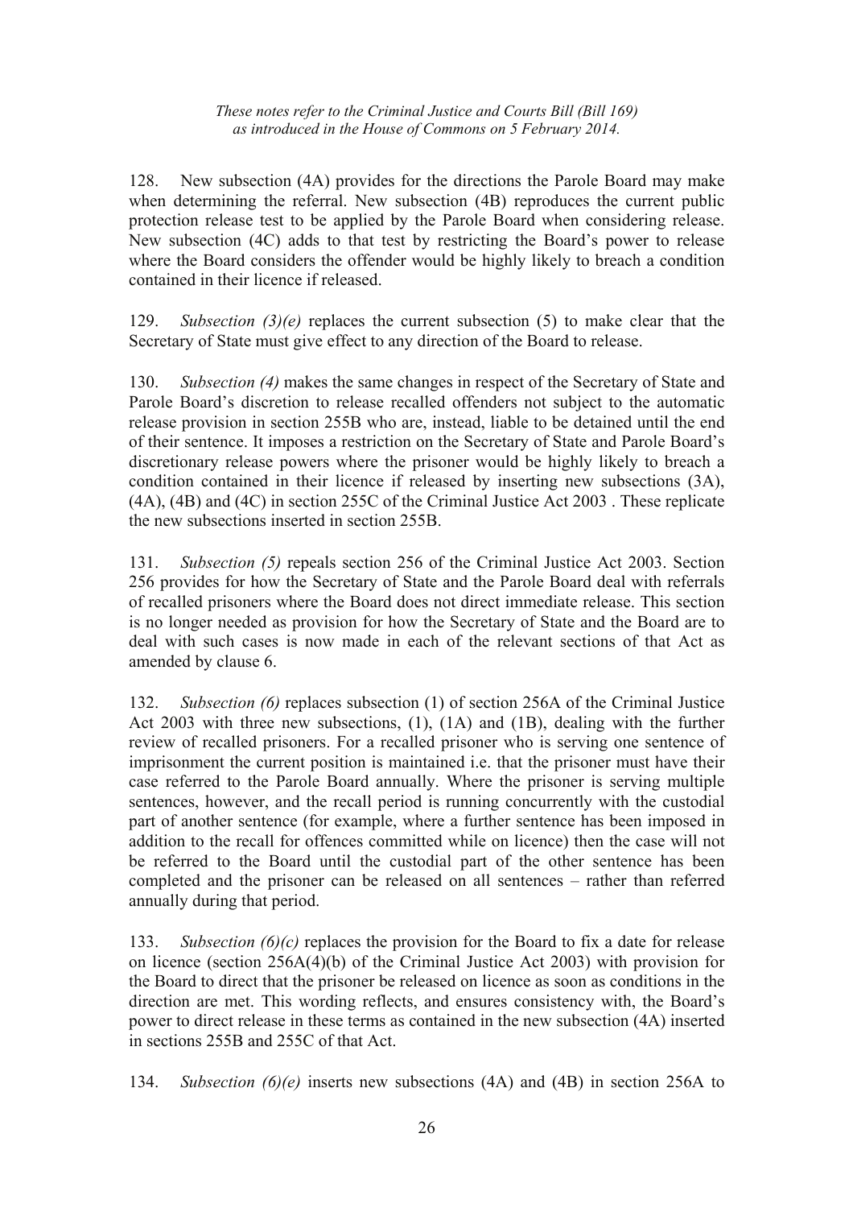128. New subsection (4A) provides for the directions the Parole Board may make when determining the referral. New subsection (4B) reproduces the current public protection release test to be applied by the Parole Board when considering release. New subsection (4C) adds to that test by restricting the Board's power to release where the Board considers the offender would be highly likely to breach a condition contained in their licence if released.

129. *Subsection (3)(e)* replaces the current subsection (5) to make clear that the Secretary of State must give effect to any direction of the Board to release.

130. *Subsection (4)* makes the same changes in respect of the Secretary of State and Parole Board's discretion to release recalled offenders not subject to the automatic release provision in section 255B who are, instead, liable to be detained until the end of their sentence. It imposes a restriction on the Secretary of State and Parole Board's discretionary release powers where the prisoner would be highly likely to breach a condition contained in their licence if released by inserting new subsections (3A), (4A), (4B) and (4C) in section 255C of the Criminal Justice Act 2003 . These replicate the new subsections inserted in section 255B.

131. *Subsection (5)* repeals section 256 of the Criminal Justice Act 2003. Section 256 provides for how the Secretary of State and the Parole Board deal with referrals of recalled prisoners where the Board does not direct immediate release. This section is no longer needed as provision for how the Secretary of State and the Board are to deal with such cases is now made in each of the relevant sections of that Act as amended by clause 6.

132. *Subsection (6)* replaces subsection (1) of section 256A of the Criminal Justice Act 2003 with three new subsections, (1), (1A) and (1B), dealing with the further review of recalled prisoners. For a recalled prisoner who is serving one sentence of imprisonment the current position is maintained i.e. that the prisoner must have their case referred to the Parole Board annually. Where the prisoner is serving multiple sentences, however, and the recall period is running concurrently with the custodial part of another sentence (for example, where a further sentence has been imposed in addition to the recall for offences committed while on licence) then the case will not be referred to the Board until the custodial part of the other sentence has been completed and the prisoner can be released on all sentences – rather than referred annually during that period.

133. *Subsection (6)(c)* replaces the provision for the Board to fix a date for release on licence (section 256A(4)(b) of the Criminal Justice Act 2003) with provision for the Board to direct that the prisoner be released on licence as soon as conditions in the direction are met. This wording reflects, and ensures consistency with, the Board's power to direct release in these terms as contained in the new subsection (4A) inserted in sections 255B and 255C of that Act.

134. *Subsection (6)(e)* inserts new subsections (4A) and (4B) in section 256A to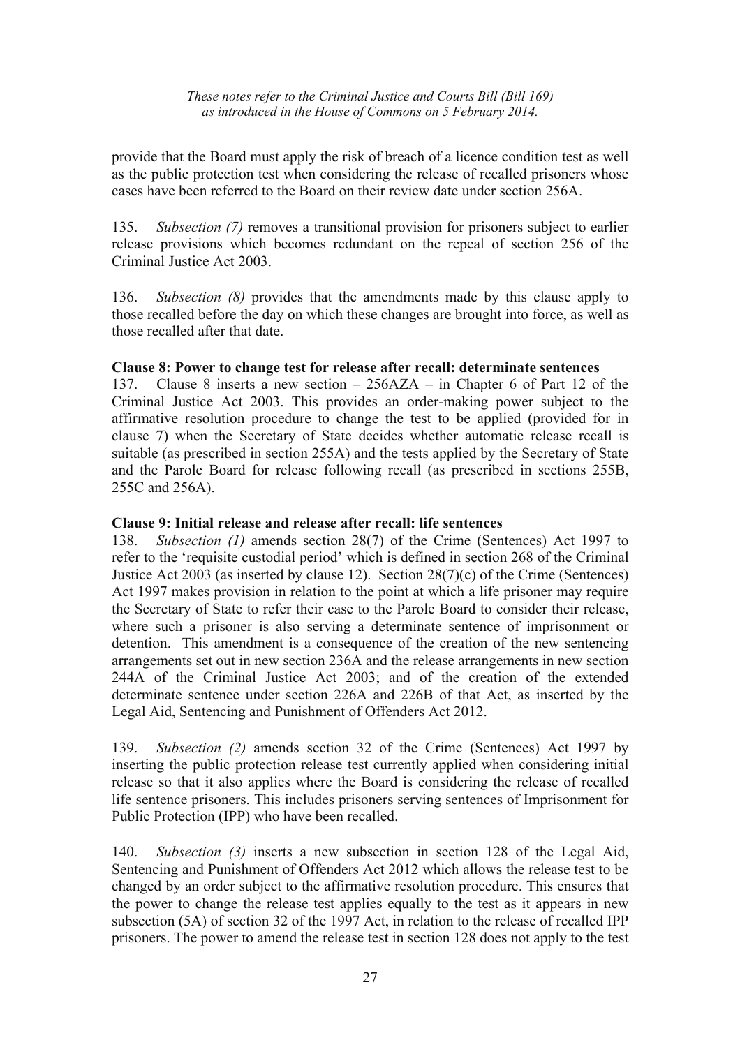provide that the Board must apply the risk of breach of a licence condition test as well as the public protection test when considering the release of recalled prisoners whose cases have been referred to the Board on their review date under section 256A.

135. *Subsection (7)* removes a transitional provision for prisoners subject to earlier release provisions which becomes redundant on the repeal of section 256 of the Criminal Justice Act 2003.

136. *Subsection (8)* provides that the amendments made by this clause apply to those recalled before the day on which these changes are brought into force, as well as those recalled after that date.

**Clause 8: Power to change test for release after recall: determinate sentences**

137. Clause 8 inserts a new section – 256AZA – in Chapter 6 of Part 12 of the Criminal Justice Act 2003. This provides an order-making power subject to the affirmative resolution procedure to change the test to be applied (provided for in clause 7) when the Secretary of State decides whether automatic release recall is suitable (as prescribed in section 255A) and the tests applied by the Secretary of State and the Parole Board for release following recall (as prescribed in sections 255B, 255C and 256A).

**Clause 9: Initial release and release after recall: life sentences**

138. *Subsection (1)* amends section 28(7) of the Crime (Sentences) Act 1997 to refer to the 'requisite custodial period' which is defined in section 268 of the Criminal Justice Act 2003 (as inserted by clause 12). Section 28(7)(c) of the Crime (Sentences) Act 1997 makes provision in relation to the point at which a life prisoner may require the Secretary of State to refer their case to the Parole Board to consider their release, where such a prisoner is also serving a determinate sentence of imprisonment or detention. This amendment is a consequence of the creation of the new sentencing arrangements set out in new section 236A and the release arrangements in new section 244A of the Criminal Justice Act 2003; and of the creation of the extended determinate sentence under section 226A and 226B of that Act, as inserted by the Legal Aid, Sentencing and Punishment of Offenders Act 2012.

139. *Subsection (2)* amends section 32 of the Crime (Sentences) Act 1997 by inserting the public protection release test currently applied when considering initial release so that it also applies where the Board is considering the release of recalled life sentence prisoners. This includes prisoners serving sentences of Imprisonment for Public Protection (IPP) who have been recalled.

140. *Subsection (3)* inserts a new subsection in section 128 of the Legal Aid, Sentencing and Punishment of Offenders Act 2012 which allows the release test to be changed by an order subject to the affirmative resolution procedure. This ensures that the power to change the release test applies equally to the test as it appears in new subsection (5A) of section 32 of the 1997 Act, in relation to the release of recalled IPP prisoners. The power to amend the release test in section 128 does not apply to the test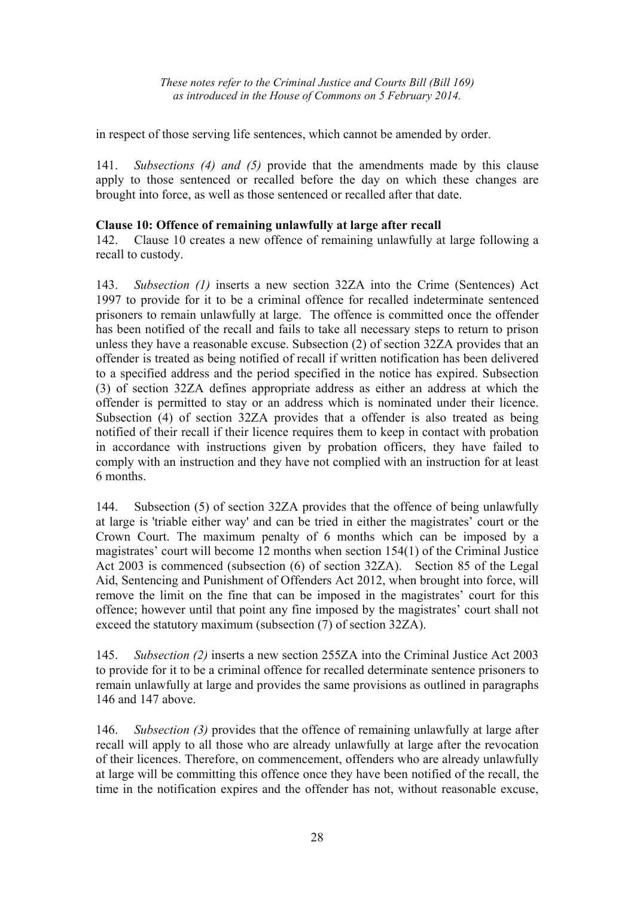in respect of those serving life sentences, which cannot be amended by order.

141. *Subsections (4) and (5)* provide that the amendments made by this clause apply to those sentenced or recalled before the day on which these changes are brought into force, as well as those sentenced or recalled after that date.

**Clause 10: Offence of remaining unlawfully at large after recall**

142. Clause 10 creates a new offence of remaining unlawfully at large following a recall to custody.

143. *Subsection (1)* inserts a new section 32ZA into the Crime (Sentences) Act 1997 to provide for it to be a criminal offence for recalled indeterminate sentenced prisoners to remain unlawfully at large. The offence is committed once the offender has been notified of the recall and fails to take all necessary steps to return to prison unless they have a reasonable excuse. Subsection (2) of section 32ZA provides that an offender is treated as being notified of recall if written notification has been delivered to a specified address and the period specified in the notice has expired. Subsection (3) of section 32ZA defines appropriate address as either an address at which the offender is permitted to stay or an address which is nominated under their licence. Subsection (4) of section 32ZA provides that a offender is also treated as being notified of their recall if their licence requires them to keep in contact with probation in accordance with instructions given by probation officers, they have failed to comply with an instruction and they have not complied with an instruction for at least 6 months.

144. Subsection (5) of section 32ZA provides that the offence of being unlawfully at large is 'triable either way' and can be tried in either the magistrates' court or the Crown Court. The maximum penalty of 6 months which can be imposed by a magistrates' court will become 12 months when section 154(1) of the Criminal Justice Act 2003 is commenced (subsection (6) of section 32ZA). Section 85 of the Legal Aid, Sentencing and Punishment of Offenders Act 2012, when brought into force, will remove the limit on the fine that can be imposed in the magistrates' court for this offence; however until that point any fine imposed by the magistrates' court shall not exceed the statutory maximum (subsection (7) of section 32ZA).

145. *Subsection (2)* inserts a new section 255ZA into the Criminal Justice Act 2003 to provide for it to be a criminal offence for recalled determinate sentence prisoners to remain unlawfully at large and provides the same provisions as outlined in paragraphs 146 and 147 above.

146. *Subsection (3)* provides that the offence of remaining unlawfully at large after recall will apply to all those who are already unlawfully at large after the revocation of their licences. Therefore, on commencement, offenders who are already unlawfully at large will be committing this offence once they have been notified of the recall, the time in the notification expires and the offender has not, without reasonable excuse,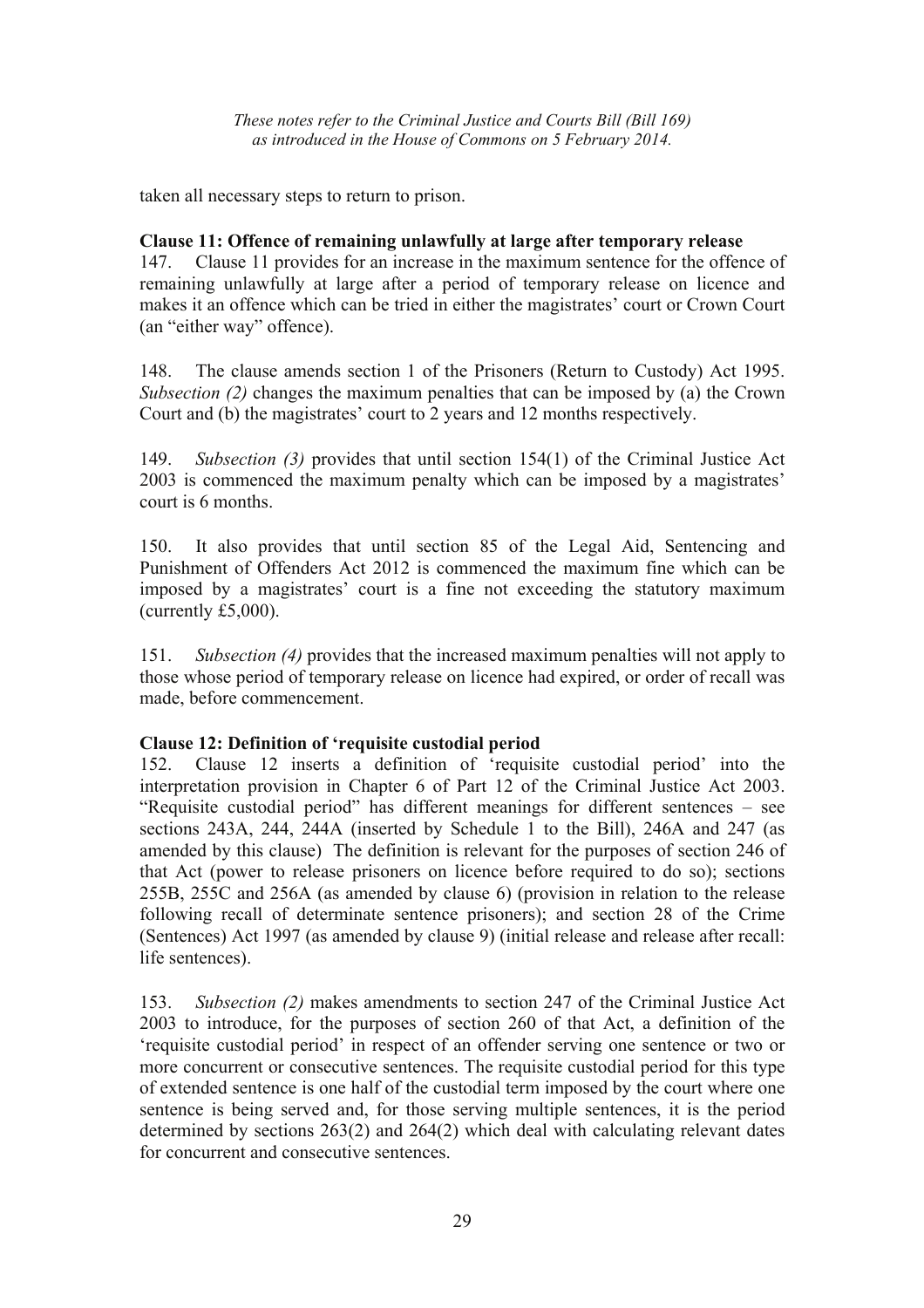taken all necessary steps to return to prison.

**Clause 11: Offence of remaining unlawfully at large after temporary release**

147. Clause 11 provides for an increase in the maximum sentence for the offence of remaining unlawfully at large after a period of temporary release on licence and makes it an offence which can be tried in either the magistrates' court or Crown Court (an "either way" offence).

148. The clause amends section 1 of the Prisoners (Return to Custody) Act 1995. *Subsection (2)* changes the maximum penalties that can be imposed by (a) the Crown Court and (b) the magistrates' court to 2 years and 12 months respectively.

149. *Subsection (3)* provides that until section 154(1) of the Criminal Justice Act 2003 is commenced the maximum penalty which can be imposed by a magistrates' court is 6 months.

150. It also provides that until section 85 of the Legal Aid, Sentencing and Punishment of Offenders Act 2012 is commenced the maximum fine which can be imposed by a magistrates' court is a fine not exceeding the statutory maximum (currently £5,000).

151. *Subsection (4)* provides that the increased maximum penalties will not apply to those whose period of temporary release on licence had expired, or order of recall was made, before commencement.

**Clause 12: Definition of 'requisite custodial period**

152. Clause 12 inserts a definition of 'requisite custodial period' into the interpretation provision in Chapter 6 of Part 12 of the Criminal Justice Act 2003. "Requisite custodial period" has different meanings for different sentences – see sections 243A, 244, 244A (inserted by Schedule 1 to the Bill), 246A and 247 (as amended by this clause) The definition is relevant for the purposes of section 246 of that Act (power to release prisoners on licence before required to do so); sections 255B, 255C and 256A (as amended by clause 6) (provision in relation to the release following recall of determinate sentence prisoners); and section 28 of the Crime (Sentences) Act 1997 (as amended by clause 9) (initial release and release after recall: life sentences).

153. *Subsection (2)* makes amendments to section 247 of the Criminal Justice Act 2003 to introduce, for the purposes of section 260 of that Act, a definition of the 'requisite custodial period' in respect of an offender serving one sentence or two or more concurrent or consecutive sentences. The requisite custodial period for this type of extended sentence is one half of the custodial term imposed by the court where one sentence is being served and, for those serving multiple sentences, it is the period determined by sections 263(2) and 264(2) which deal with calculating relevant dates for concurrent and consecutive sentences.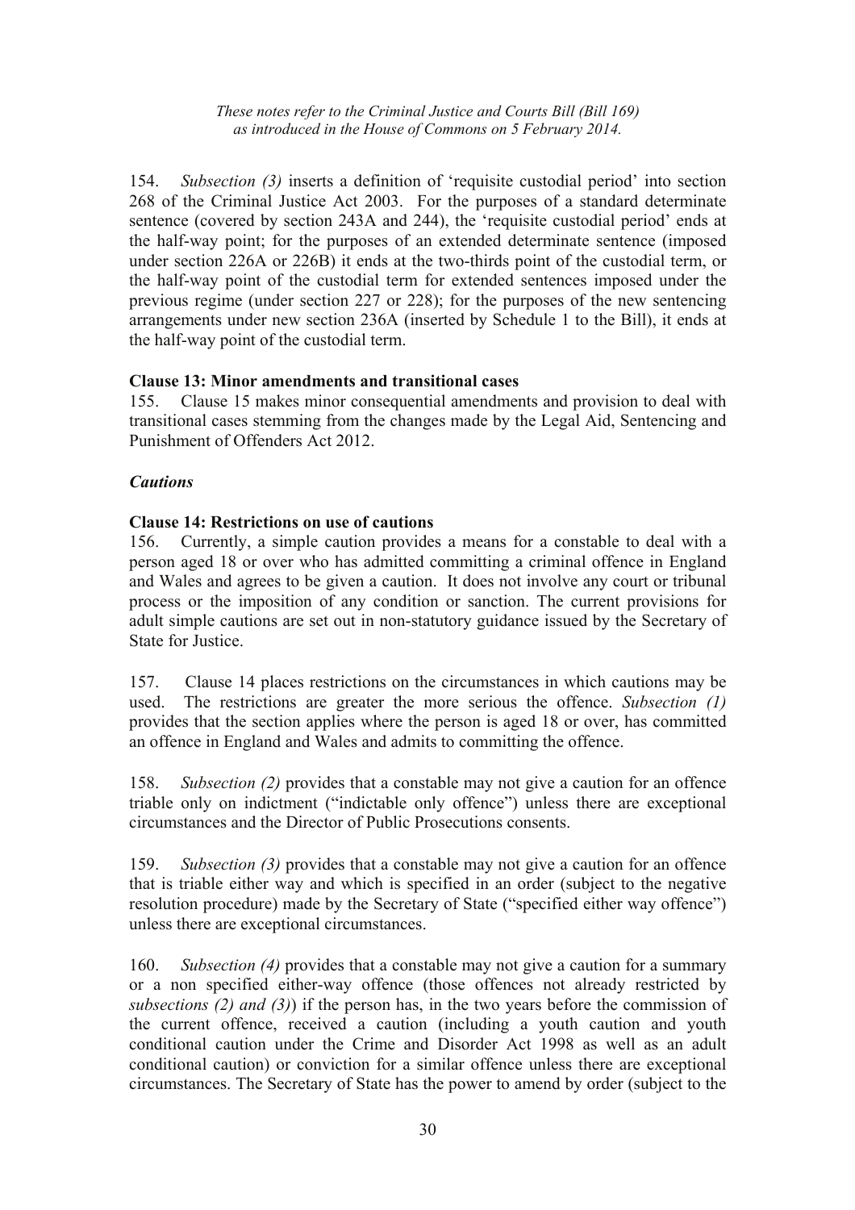*These notes refer to the Criminal Justice and Courts Bill (Bill 169) as introduced in the House of Commons on 5 February 2014.*

154. *Subsection (3)* inserts a definition of 'requisite custodial period' into section 268 of the Criminal Justice Act 2003. For the purposes of a standard determinate sentence (covered by section 243A and 244), the 'requisite custodial period' ends at the half-way point; for the purposes of an extended determinate sentence (imposed under section 226A or 226B) it ends at the two-thirds point of the custodial term, or the half-way point of the custodial term for extended sentences imposed under the previous regime (under section 227 or 228); for the purposes of the new sentencing arrangements under new section 236A (inserted by Schedule 1 to the Bill), it ends at the half-way point of the custodial term.

**Clause 13: Minor amendments and transitional cases**

155. Clause 15 makes minor consequential amendments and provision to deal with transitional cases stemming from the changes made by the Legal Aid, Sentencing and Punishment of Offenders Act 2012.

***Cautions***

**Clause 14: Restrictions on use of cautions**

156. Currently, a simple caution provides a means for a constable to deal with a person aged 18 or over who has admitted committing a criminal offence in England and Wales and agrees to be given a caution. It does not involve any court or tribunal process or the imposition of any condition or sanction. The current provisions for adult simple cautions are set out in non-statutory guidance issued by the Secretary of State for Justice.

157. Clause 14 places restrictions on the circumstances in which cautions may be used. The restrictions are greater the more serious the offence. *Subsection (1)* provides that the section applies where the person is aged 18 or over, has committed an offence in England and Wales and admits to committing the offence.

158. *Subsection (2)* provides that a constable may not give a caution for an offence triable only on indictment ("indictable only offence") unless there are exceptional circumstances and the Director of Public Prosecutions consents.

159. *Subsection (3)* provides that a constable may not give a caution for an offence that is triable either way and which is specified in an order (subject to the negative resolution procedure) made by the Secretary of State ("specified either way offence") unless there are exceptional circumstances.

160. *Subsection (4)* provides that a constable may not give a caution for a summary or a non specified either-way offence (those offences not already restricted by *subsections (2) and (3)*) if the person has, in the two years before the commission of the current offence, received a caution (including a youth caution and youth conditional caution under the Crime and Disorder Act 1998 as well as an adult conditional caution) or conviction for a similar offence unless there are exceptional circumstances. The Secretary of State has the power to amend by order (subject to the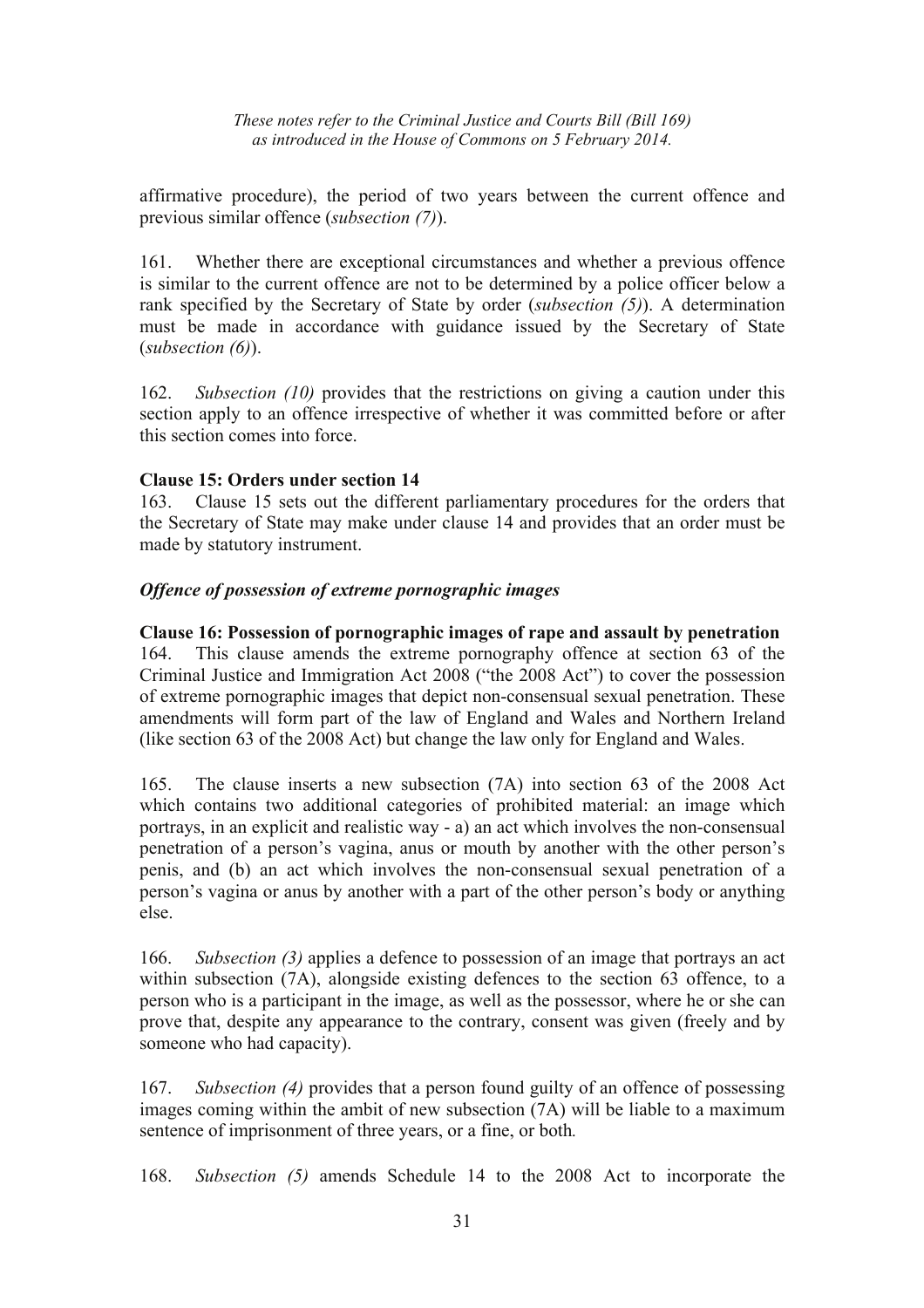affirmative procedure), the period of two years between the current offence and previous similar offence (*subsection (7)*).

161. Whether there are exceptional circumstances and whether a previous offence is similar to the current offence are not to be determined by a police officer below a rank specified by the Secretary of State by order (*subsection (5)*). A determination must be made in accordance with guidance issued by the Secretary of State (*subsection (6)*).

162. *Subsection (10)* provides that the restrictions on giving a caution under this section apply to an offence irrespective of whether it was committed before or after this section comes into force.

**Clause 15: Orders under section 14**

163. Clause 15 sets out the different parliamentary procedures for the orders that the Secretary of State may make under clause 14 and provides that an order must be made by statutory instrument.

***Offence of possession of extreme pornographic images***

**Clause 16: Possession of pornographic images of rape and assault by penetration**

164. This clause amends the extreme pornography offence at section 63 of the Criminal Justice and Immigration Act 2008 ("the 2008 Act") to cover the possession of extreme pornographic images that depict non-consensual sexual penetration. These amendments will form part of the law of England and Wales and Northern Ireland (like section 63 of the 2008 Act) but change the law only for England and Wales.

165. The clause inserts a new subsection (7A) into section 63 of the 2008 Act which contains two additional categories of prohibited material: an image which portrays, in an explicit and realistic way - a) an act which involves the non-consensual penetration of a person's vagina, anus or mouth by another with the other person's penis, and (b) an act which involves the non-consensual sexual penetration of a person's vagina or anus by another with a part of the other person's body or anything else.

166. *Subsection (3)* applies a defence to possession of an image that portrays an act within subsection (7A), alongside existing defences to the section 63 offence, to a person who is a participant in the image, as well as the possessor, where he or she can prove that, despite any appearance to the contrary, consent was given (freely and by someone who had capacity).

167. *Subsection (4)* provides that a person found guilty of an offence of possessing images coming within the ambit of new subsection (7A) will be liable to a maximum sentence of imprisonment of three years, or a fine, or both.

168. *Subsection (5)* amends Schedule 14 to the 2008 Act to incorporate the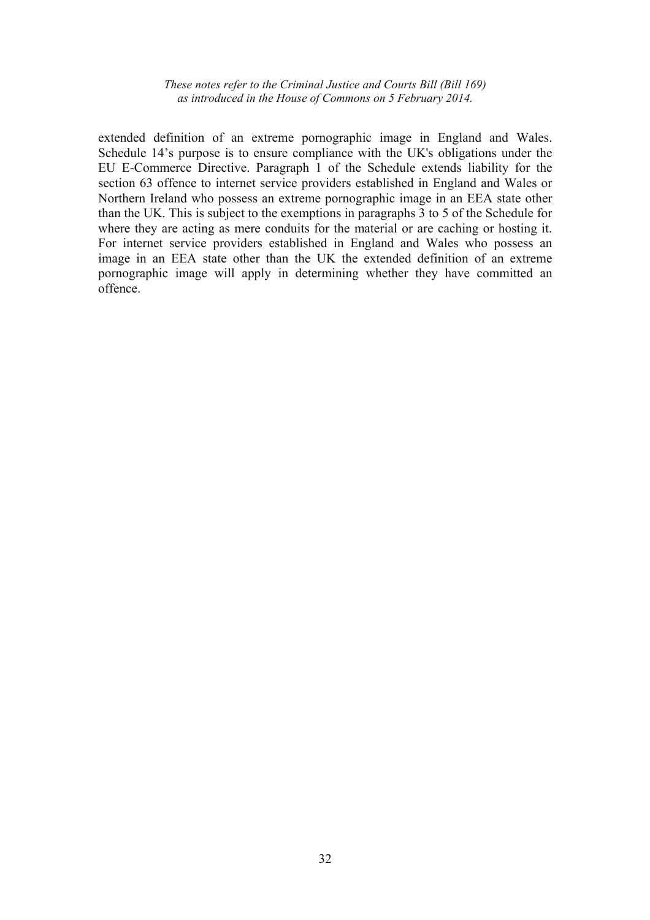extended definition of an extreme pornographic image in England and Wales. Schedule 14's purpose is to ensure compliance with the UK's obligations under the EU E-Commerce Directive. Paragraph 1 of the Schedule extends liability for the section 63 offence to internet service providers established in England and Wales or Northern Ireland who possess an extreme pornographic image in an EEA state other than the UK. This is subject to the exemptions in paragraphs 3 to 5 of the Schedule for where they are acting as mere conduits for the material or are caching or hosting it. For internet service providers established in England and Wales who possess an image in an EEA state other than the UK the extended definition of an extreme pornographic image will apply in determining whether they have committed an offence.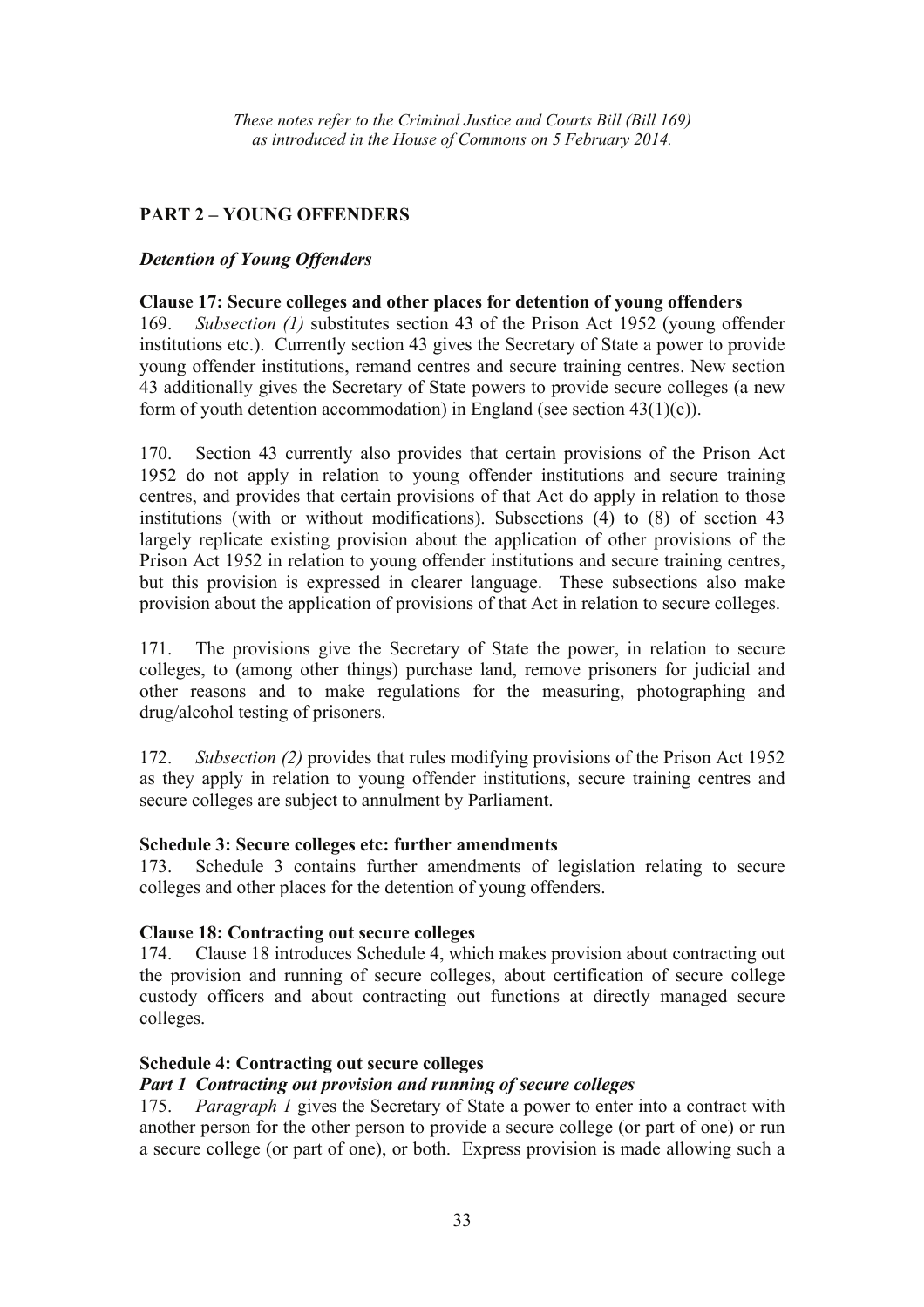*These notes refer to the Criminal Justice and Courts Bill (Bill 169) as introduced in the House of Commons on 5 February 2014.*

## PART 2 – YOUNG OFFENDERS

### *Detention of Young Offenders*

**Clause 17: Secure colleges and other places for detention of young offenders**

169. *Subsection (1)* substitutes section 43 of the Prison Act 1952 (young offender institutions etc.). Currently section 43 gives the Secretary of State a power to provide young offender institutions, remand centres and secure training centres. New section 43 additionally gives the Secretary of State powers to provide secure colleges (a new form of youth detention accommodation) in England (see section 43(1)(c)).

170. Section 43 currently also provides that certain provisions of the Prison Act 1952 do not apply in relation to young offender institutions and secure training centres, and provides that certain provisions of that Act do apply in relation to those institutions (with or without modifications). Subsections (4) to (8) of section 43 largely replicate existing provision about the application of other provisions of the Prison Act 1952 in relation to young offender institutions and secure training centres, but this provision is expressed in clearer language. These subsections also make provision about the application of provisions of that Act in relation to secure colleges.

171. The provisions give the Secretary of State the power, in relation to secure colleges, to (among other things) purchase land, remove prisoners for judicial and other reasons and to make regulations for the measuring, photographing and drug/alcohol testing of prisoners.

172. *Subsection (2)* provides that rules modifying provisions of the Prison Act 1952 as they apply in relation to young offender institutions, secure training centres and secure colleges are subject to annulment by Parliament.

**Schedule 3: Secure colleges etc: further amendments**

173. Schedule 3 contains further amendments of legislation relating to secure colleges and other places for the detention of young offenders.

**Clause 18: Contracting out secure colleges**

174. Clause 18 introduces Schedule 4, which makes provision about contracting out the provision and running of secure colleges, about certification of secure college custody officers and about contracting out functions at directly managed secure colleges.

**Schedule 4: Contracting out secure colleges**

***Part 1 Contracting out provision and running of secure colleges***

175. *Paragraph 1* gives the Secretary of State a power to enter into a contract with another person for the other person to provide a secure college (or part of one) or run a secure college (or part of one), or both. Express provision is made allowing such a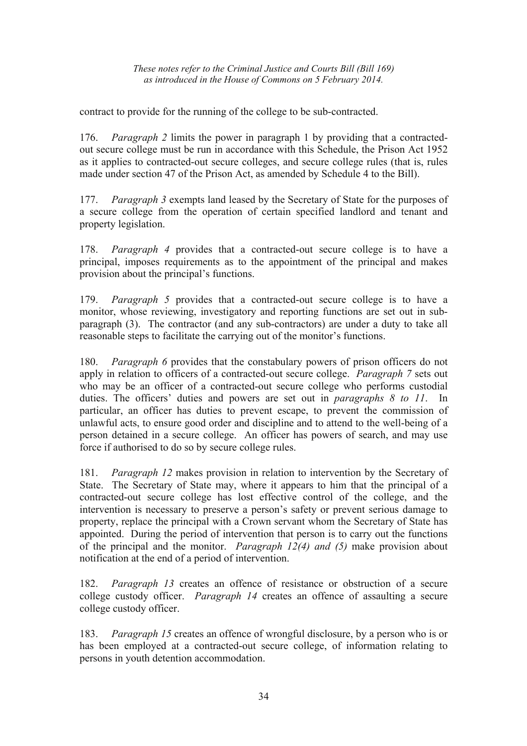contract to provide for the running of the college to be sub-contracted.

176. *Paragraph 2* limits the power in paragraph 1 by providing that a contracted-out secure college must be run in accordance with this Schedule, the Prison Act 1952 as it applies to contracted-out secure colleges, and secure college rules (that is, rules made under section 47 of the Prison Act, as amended by Schedule 4 to the Bill).

177. *Paragraph 3* exempts land leased by the Secretary of State for the purposes of a secure college from the operation of certain specified landlord and tenant and property legislation.

178. *Paragraph 4* provides that a contracted-out secure college is to have a principal, imposes requirements as to the appointment of the principal and makes provision about the principal's functions.

179. *Paragraph 5* provides that a contracted-out secure college is to have a monitor, whose reviewing, investigatory and reporting functions are set out in sub-paragraph (3). The contractor (and any sub-contractors) are under a duty to take all reasonable steps to facilitate the carrying out of the monitor's functions.

180. *Paragraph 6* provides that the constabulary powers of prison officers do not apply in relation to officers of a contracted-out secure college. *Paragraph 7* sets out who may be an officer of a contracted-out secure college who performs custodial duties. The officers' duties and powers are set out in *paragraphs 8 to 11*. In particular, an officer has duties to prevent escape, to prevent the commission of unlawful acts, to ensure good order and discipline and to attend to the well-being of a person detained in a secure college. An officer has powers of search, and may use force if authorised to do so by secure college rules.

181. *Paragraph 12* makes provision in relation to intervention by the Secretary of State. The Secretary of State may, where it appears to him that the principal of a contracted-out secure college has lost effective control of the college, and the intervention is necessary to preserve a person's safety or prevent serious damage to property, replace the principal with a Crown servant whom the Secretary of State has appointed. During the period of intervention that person is to carry out the functions of the principal and the monitor. *Paragraph 12(4) and (5)* make provision about notification at the end of a period of intervention.

182. *Paragraph 13* creates an offence of resistance or obstruction of a secure college custody officer. *Paragraph 14* creates an offence of assaulting a secure college custody officer.

183. *Paragraph 15* creates an offence of wrongful disclosure, by a person who is or has been employed at a contracted-out secure college, of information relating to persons in youth detention accommodation.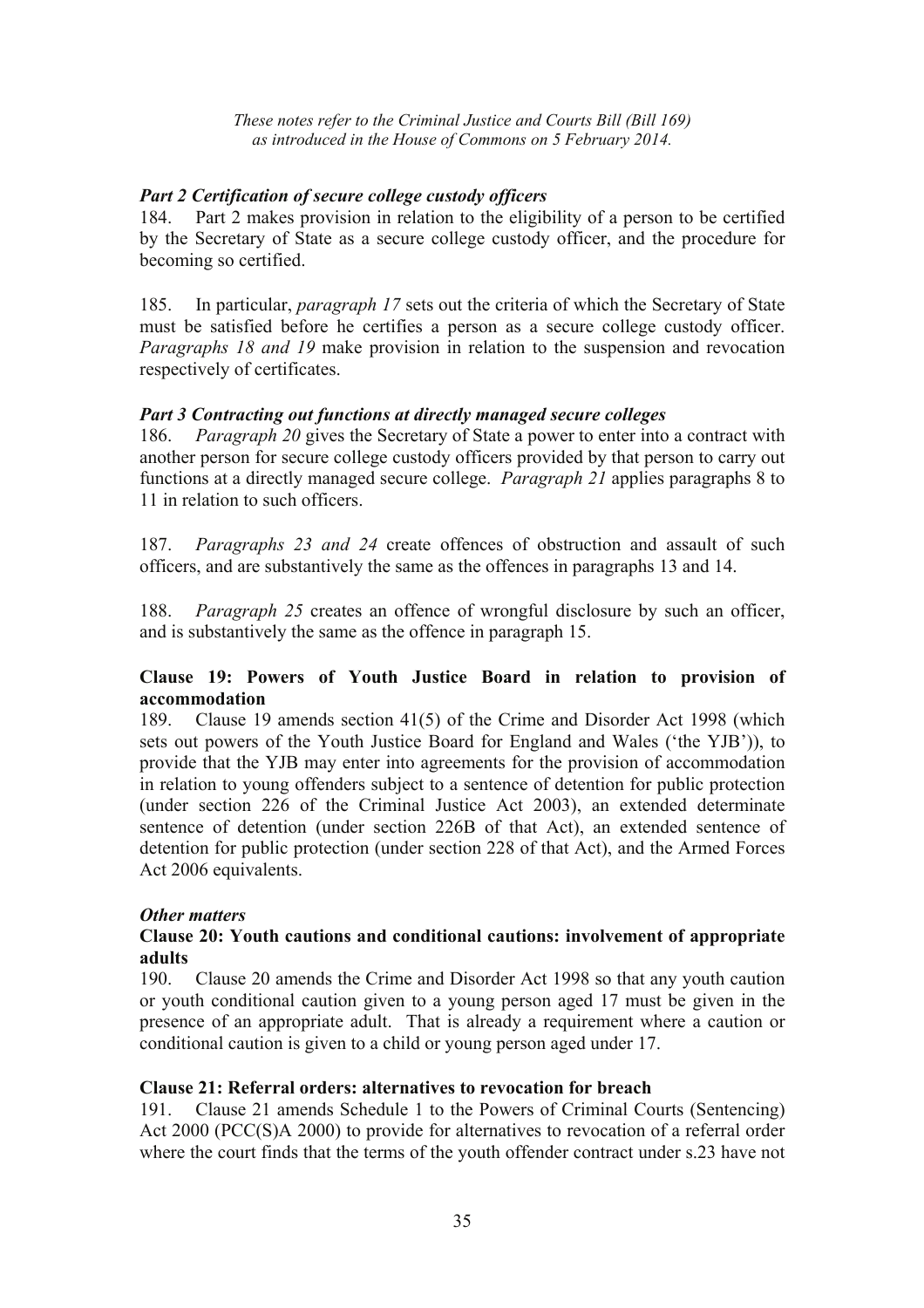*These notes refer to the Criminal Justice and Courts Bill (Bill 169) as introduced in the House of Commons on 5 February 2014.*

### *Part 2 Certification of secure college custody officers*

184. Part 2 makes provision in relation to the eligibility of a person to be certified by the Secretary of State as a secure college custody officer, and the procedure for becoming so certified.

185. In particular, *paragraph 17* sets out the criteria of which the Secretary of State must be satisfied before he certifies a person as a secure college custody officer. *Paragraphs 18 and 19* make provision in relation to the suspension and revocation respectively of certificates.

### *Part 3 Contracting out functions at directly managed secure colleges*

186. *Paragraph 20* gives the Secretary of State a power to enter into a contract with another person for secure college custody officers provided by that person to carry out functions at a directly managed secure college. *Paragraph 21* applies paragraphs 8 to 11 in relation to such officers.

187. *Paragraphs 23 and 24* create offences of obstruction and assault of such officers, and are substantively the same as the offences in paragraphs 13 and 14.

188. *Paragraph 25* creates an offence of wrongful disclosure by such an officer, and is substantively the same as the offence in paragraph 15.

### **Clause 19: Powers of Youth Justice Board in relation to provision of accommodation**

189. Clause 19 amends section 41(5) of the Crime and Disorder Act 1998 (which sets out powers of the Youth Justice Board for England and Wales ('the YJB')), to provide that the YJB may enter into agreements for the provision of accommodation in relation to young offenders subject to a sentence of detention for public protection (under section 226 of the Criminal Justice Act 2003), an extended determinate sentence of detention (under section 226B of that Act), an extended sentence of detention for public protection (under section 228 of that Act), and the Armed Forces Act 2006 equivalents.

### *Other matters*

### **Clause 20: Youth cautions and conditional cautions: involvement of appropriate adults**

190. Clause 20 amends the Crime and Disorder Act 1998 so that any youth caution or youth conditional caution given to a young person aged 17 must be given in the presence of an appropriate adult. That is already a requirement where a caution or conditional caution is given to a child or young person aged under 17.

### **Clause 21: Referral orders: alternatives to revocation for breach**

191. Clause 21 amends Schedule 1 to the Powers of Criminal Courts (Sentencing) Act 2000 (PCC(S)A 2000) to provide for alternatives to revocation of a referral order where the court finds that the terms of the youth offender contract under s.23 have not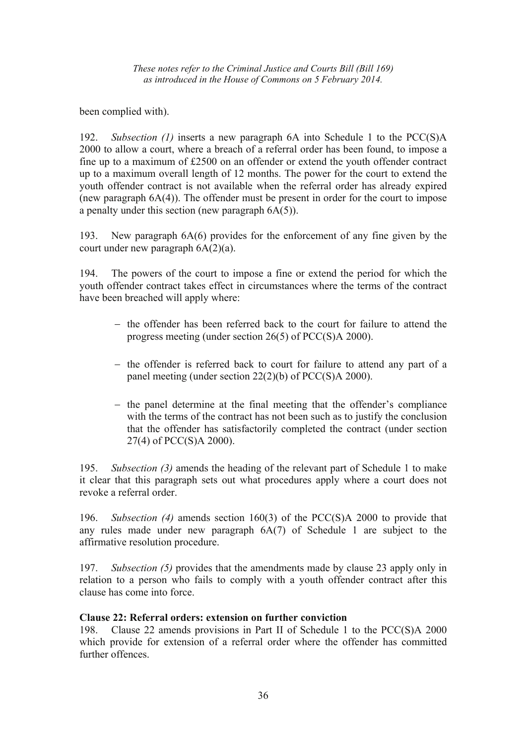been complied with).

192. *Subsection (1)* inserts a new paragraph 6A into Schedule 1 to the PCC(S)A 2000 to allow a court, where a breach of a referral order has been found, to impose a fine up to a maximum of £2500 on an offender or extend the youth offender contract up to a maximum overall length of 12 months. The power for the court to extend the youth offender contract is not available when the referral order has already expired (new paragraph 6A(4)). The offender must be present in order for the court to impose a penalty under this section (new paragraph 6A(5)).

193. New paragraph 6A(6) provides for the enforcement of any fine given by the court under new paragraph 6A(2)(a).

194. The powers of the court to impose a fine or extend the period for which the youth offender contract takes effect in circumstances where the terms of the contract have been breached will apply where:

- the offender has been referred back to the court for failure to attend the progress meeting (under section 26(5) of PCC(S)A 2000).
- the offender is referred back to court for failure to attend any part of a panel meeting (under section 22(2)(b) of PCC(S)A 2000).
- the panel determine at the final meeting that the offender's compliance with the terms of the contract has not been such as to justify the conclusion that the offender has satisfactorily completed the contract (under section 27(4) of PCC(S)A 2000).

195. *Subsection (3)* amends the heading of the relevant part of Schedule 1 to make it clear that this paragraph sets out what procedures apply where a court does not revoke a referral order.

196. *Subsection (4)* amends section 160(3) of the PCC(S)A 2000 to provide that any rules made under new paragraph 6A(7) of Schedule 1 are subject to the affirmative resolution procedure.

197. *Subsection (5)* provides that the amendments made by clause 23 apply only in relation to a person who fails to comply with a youth offender contract after this clause has come into force.

**Clause 22: Referral orders: extension on further conviction**

198. Clause 22 amends provisions in Part II of Schedule 1 to the PCC(S)A 2000 which provide for extension of a referral order where the offender has committed further offences.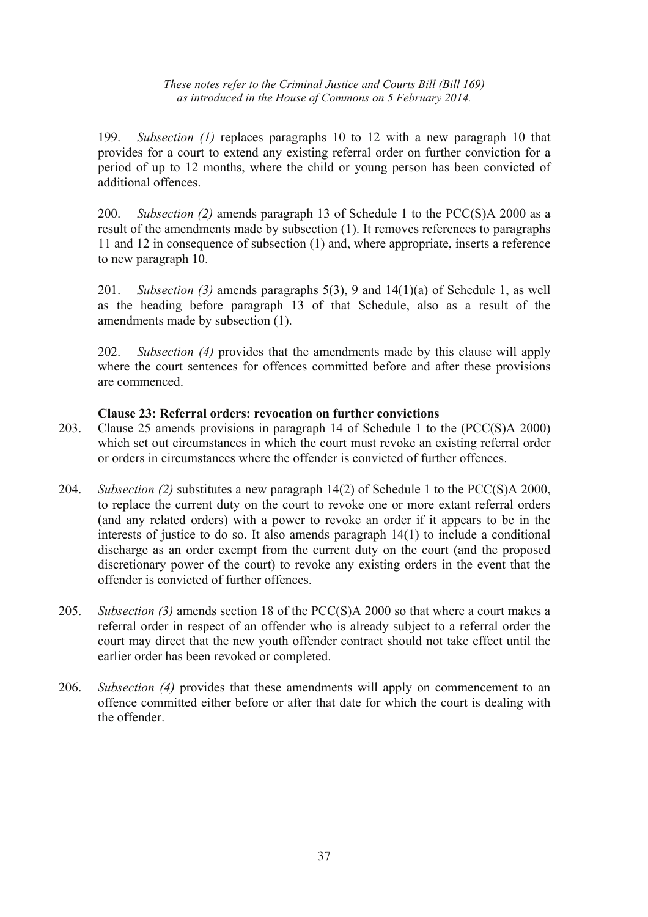199. *Subsection (1)* replaces paragraphs 10 to 12 with a new paragraph 10 that provides for a court to extend any existing referral order on further conviction for a period of up to 12 months, where the child or young person has been convicted of additional offences.

200. *Subsection (2)* amends paragraph 13 of Schedule 1 to the PCC(S)A 2000 as a result of the amendments made by subsection (1). It removes references to paragraphs 11 and 12 in consequence of subsection (1) and, where appropriate, inserts a reference to new paragraph 10.

201. *Subsection (3)* amends paragraphs 5(3), 9 and 14(1)(a) of Schedule 1, as well as the heading before paragraph 13 of that Schedule, also as a result of the amendments made by subsection (1).

202. *Subsection (4)* provides that the amendments made by this clause will apply where the court sentences for offences committed before and after these provisions are commenced.

**Clause 23: Referral orders: revocation on further convictions**

203. Clause 25 amends provisions in paragraph 14 of Schedule 1 to the (PCC(S)A 2000) which set out circumstances in which the court must revoke an existing referral order or orders in circumstances where the offender is convicted of further offences.

204. *Subsection (2)* substitutes a new paragraph 14(2) of Schedule 1 to the PCC(S)A 2000, to replace the current duty on the court to revoke one or more extant referral orders (and any related orders) with a power to revoke an order if it appears to be in the interests of justice to do so. It also amends paragraph 14(1) to include a conditional discharge as an order exempt from the current duty on the court (and the proposed discretionary power of the court) to revoke any existing orders in the event that the offender is convicted of further offences.

205. *Subsection (3)* amends section 18 of the PCC(S)A 2000 so that where a court makes a referral order in respect of an offender who is already subject to a referral order the court may direct that the new youth offender contract should not take effect until the earlier order has been revoked or completed.

206. *Subsection (4)* provides that these amendments will apply on commencement to an offence committed either before or after that date for which the court is dealing with the offender.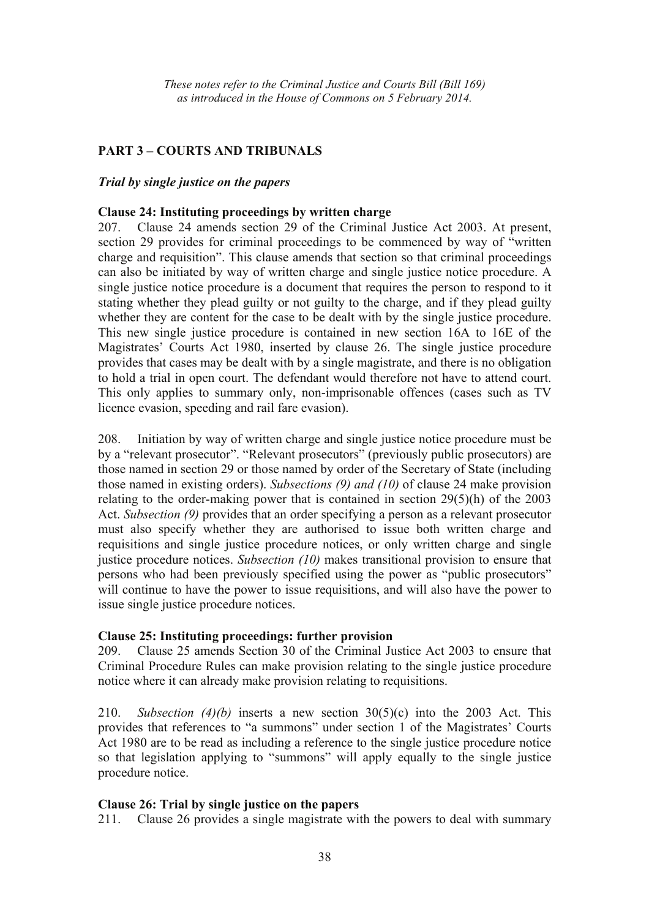*These notes refer to the Criminal Justice and Courts Bill (Bill 169) as introduced in the House of Commons on 5 February 2014.*

## PART 3 – COURTS AND TRIBUNALS

### *Trial by single justice on the papers*

**Clause 24: Instituting proceedings by written charge**

207. Clause 24 amends section 29 of the Criminal Justice Act 2003. At present, section 29 provides for criminal proceedings to be commenced by way of "written charge and requisition". This clause amends that section so that criminal proceedings can also be initiated by way of written charge and single justice notice procedure. A single justice notice procedure is a document that requires the person to respond to it stating whether they plead guilty or not guilty to the charge, and if they plead guilty whether they are content for the case to be dealt with by the single justice procedure. This new single justice procedure is contained in new section 16A to 16E of the Magistrates' Courts Act 1980, inserted by clause 26. The single justice procedure provides that cases may be dealt with by a single magistrate, and there is no obligation to hold a trial in open court. The defendant would therefore not have to attend court. This only applies to summary only, non-imprisonable offences (cases such as TV licence evasion, speeding and rail fare evasion).

208. Initiation by way of written charge and single justice notice procedure must be by a "relevant prosecutor". "Relevant prosecutors" (previously public prosecutors) are those named in section 29 or those named by order of the Secretary of State (including those named in existing orders). *Subsections (9) and (10)* of clause 24 make provision relating to the order-making power that is contained in section 29(5)(h) of the 2003 Act. *Subsection (9)* provides that an order specifying a person as a relevant prosecutor must also specify whether they are authorised to issue both written charge and requisitions and single justice procedure notices, or only written charge and single justice procedure notices. *Subsection (10)* makes transitional provision to ensure that persons who had been previously specified using the power as "public prosecutors" will continue to have the power to issue requisitions, and will also have the power to issue single justice procedure notices.

**Clause 25: Instituting proceedings: further provision**

209. Clause 25 amends Section 30 of the Criminal Justice Act 2003 to ensure that Criminal Procedure Rules can make provision relating to the single justice procedure notice where it can already make provision relating to requisitions.

210. *Subsection (4)(b)* inserts a new section 30(5)(c) into the 2003 Act. This provides that references to "a summons" under section 1 of the Magistrates' Courts Act 1980 are to be read as including a reference to the single justice procedure notice so that legislation applying to "summons" will apply equally to the single justice procedure notice.

**Clause 26: Trial by single justice on the papers**

211. Clause 26 provides a single magistrate with the powers to deal with summary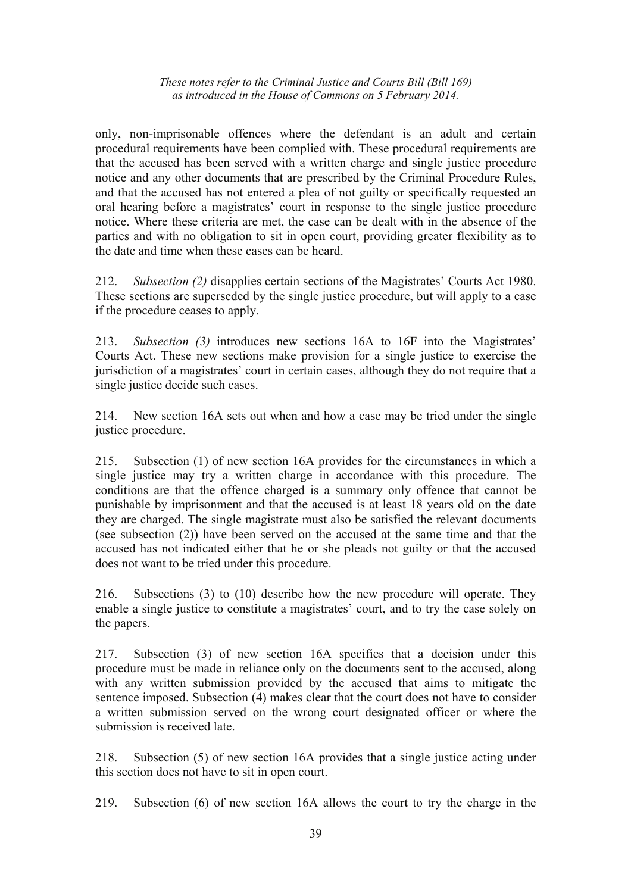only, non-imprisonable offences where the defendant is an adult and certain procedural requirements have been complied with. These procedural requirements are that the accused has been served with a written charge and single justice procedure notice and any other documents that are prescribed by the Criminal Procedure Rules, and that the accused has not entered a plea of not guilty or specifically requested an oral hearing before a magistrates' court in response to the single justice procedure notice. Where these criteria are met, the case can be dealt with in the absence of the parties and with no obligation to sit in open court, providing greater flexibility as to the date and time when these cases can be heard.

212. *Subsection (2)* disapplies certain sections of the Magistrates' Courts Act 1980. These sections are superseded by the single justice procedure, but will apply to a case if the procedure ceases to apply.

213. *Subsection (3)* introduces new sections 16A to 16F into the Magistrates' Courts Act. These new sections make provision for a single justice to exercise the jurisdiction of a magistrates' court in certain cases, although they do not require that a single justice decide such cases.

214. New section 16A sets out when and how a case may be tried under the single justice procedure.

215. Subsection (1) of new section 16A provides for the circumstances in which a single justice may try a written charge in accordance with this procedure. The conditions are that the offence charged is a summary only offence that cannot be punishable by imprisonment and that the accused is at least 18 years old on the date they are charged. The single magistrate must also be satisfied the relevant documents (see subsection (2)) have been served on the accused at the same time and that the accused has not indicated either that he or she pleads not guilty or that the accused does not want to be tried under this procedure.

216. Subsections (3) to (10) describe how the new procedure will operate. They enable a single justice to constitute a magistrates' court, and to try the case solely on the papers.

217. Subsection (3) of new section 16A specifies that a decision under this procedure must be made in reliance only on the documents sent to the accused, along with any written submission provided by the accused that aims to mitigate the sentence imposed. Subsection (4) makes clear that the court does not have to consider a written submission served on the wrong court designated officer or where the submission is received late.

218. Subsection (5) of new section 16A provides that a single justice acting under this section does not have to sit in open court.

219. Subsection (6) of new section 16A allows the court to try the charge in the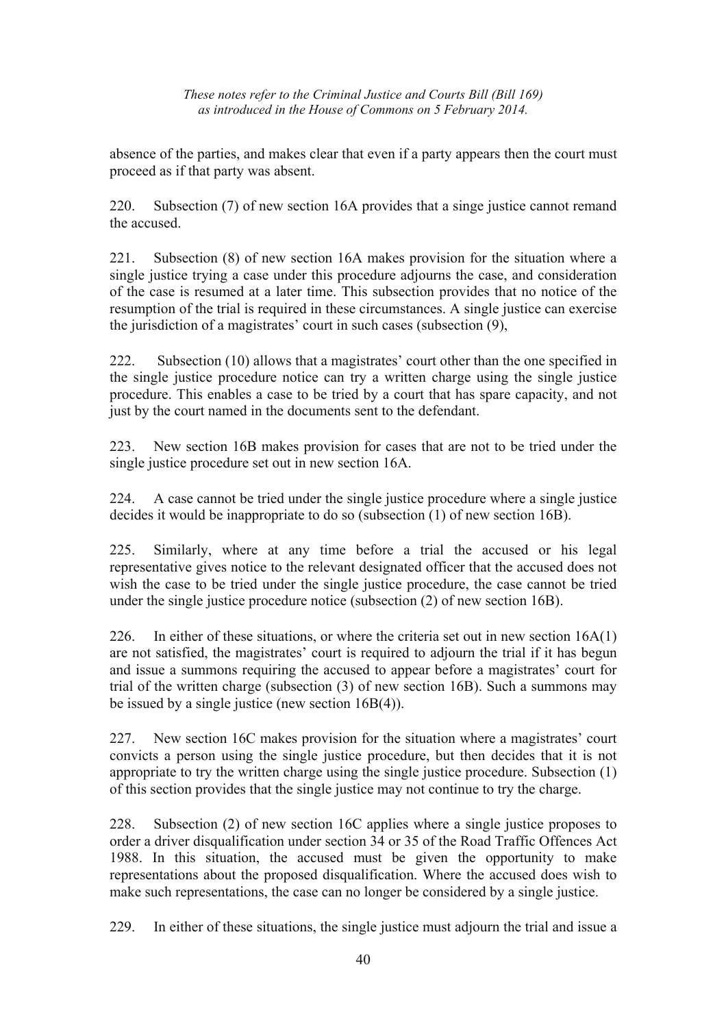absence of the parties, and makes clear that even if a party appears then the court must proceed as if that party was absent.

220. Subsection (7) of new section 16A provides that a singe justice cannot remand the accused.

221. Subsection (8) of new section 16A makes provision for the situation where a single justice trying a case under this procedure adjourns the case, and consideration of the case is resumed at a later time. This subsection provides that no notice of the resumption of the trial is required in these circumstances. A single justice can exercise the jurisdiction of a magistrates' court in such cases (subsection (9),

222. Subsection (10) allows that a magistrates' court other than the one specified in the single justice procedure notice can try a written charge using the single justice procedure. This enables a case to be tried by a court that has spare capacity, and not just by the court named in the documents sent to the defendant.

223. New section 16B makes provision for cases that are not to be tried under the single justice procedure set out in new section 16A.

224. A case cannot be tried under the single justice procedure where a single justice decides it would be inappropriate to do so (subsection (1) of new section 16B).

225. Similarly, where at any time before a trial the accused or his legal representative gives notice to the relevant designated officer that the accused does not wish the case to be tried under the single justice procedure, the case cannot be tried under the single justice procedure notice (subsection (2) of new section 16B).

226. In either of these situations, or where the criteria set out in new section 16A(1) are not satisfied, the magistrates' court is required to adjourn the trial if it has begun and issue a summons requiring the accused to appear before a magistrates' court for trial of the written charge (subsection (3) of new section 16B). Such a summons may be issued by a single justice (new section 16B(4)).

227. New section 16C makes provision for the situation where a magistrates' court convicts a person using the single justice procedure, but then decides that it is not appropriate to try the written charge using the single justice procedure. Subsection (1) of this section provides that the single justice may not continue to try the charge.

228. Subsection (2) of new section 16C applies where a single justice proposes to order a driver disqualification under section 34 or 35 of the Road Traffic Offences Act 1988. In this situation, the accused must be given the opportunity to make representations about the proposed disqualification. Where the accused does wish to make such representations, the case can no longer be considered by a single justice.

229. In either of these situations, the single justice must adjourn the trial and issue a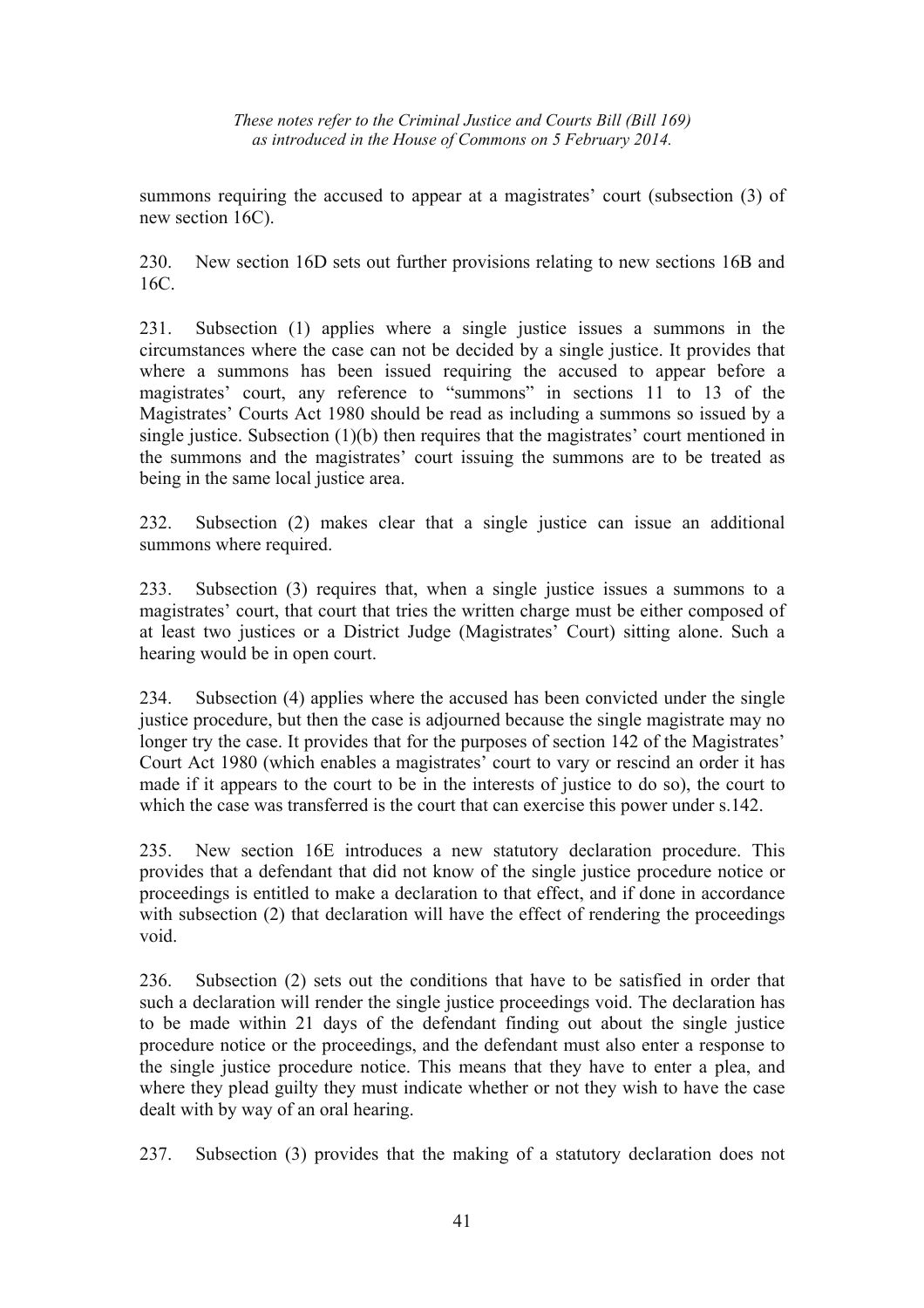summons requiring the accused to appear at a magistrates' court (subsection (3) of new section 16C).

230. New section 16D sets out further provisions relating to new sections 16B and 16C.

231. Subsection (1) applies where a single justice issues a summons in the circumstances where the case can not be decided by a single justice. It provides that where a summons has been issued requiring the accused to appear before a magistrates' court, any reference to "summons" in sections 11 to 13 of the Magistrates' Courts Act 1980 should be read as including a summons so issued by a single justice. Subsection (1)(b) then requires that the magistrates' court mentioned in the summons and the magistrates' court issuing the summons are to be treated as being in the same local justice area.

232. Subsection (2) makes clear that a single justice can issue an additional summons where required.

233. Subsection (3) requires that, when a single justice issues a summons to a magistrates' court, that court that tries the written charge must be either composed of at least two justices or a District Judge (Magistrates' Court) sitting alone. Such a hearing would be in open court.

234. Subsection (4) applies where the accused has been convicted under the single justice procedure, but then the case is adjourned because the single magistrate may no longer try the case. It provides that for the purposes of section 142 of the Magistrates' Court Act 1980 (which enables a magistrates' court to vary or rescind an order it has made if it appears to the court to be in the interests of justice to do so), the court to which the case was transferred is the court that can exercise this power under s.142.

235. New section 16E introduces a new statutory declaration procedure. This provides that a defendant that did not know of the single justice procedure notice or proceedings is entitled to make a declaration to that effect, and if done in accordance with subsection (2) that declaration will have the effect of rendering the proceedings void.

236. Subsection (2) sets out the conditions that have to be satisfied in order that such a declaration will render the single justice proceedings void. The declaration has to be made within 21 days of the defendant finding out about the single justice procedure notice or the proceedings, and the defendant must also enter a response to the single justice procedure notice. This means that they have to enter a plea, and where they plead guilty they must indicate whether or not they wish to have the case dealt with by way of an oral hearing.

237. Subsection (3) provides that the making of a statutory declaration does not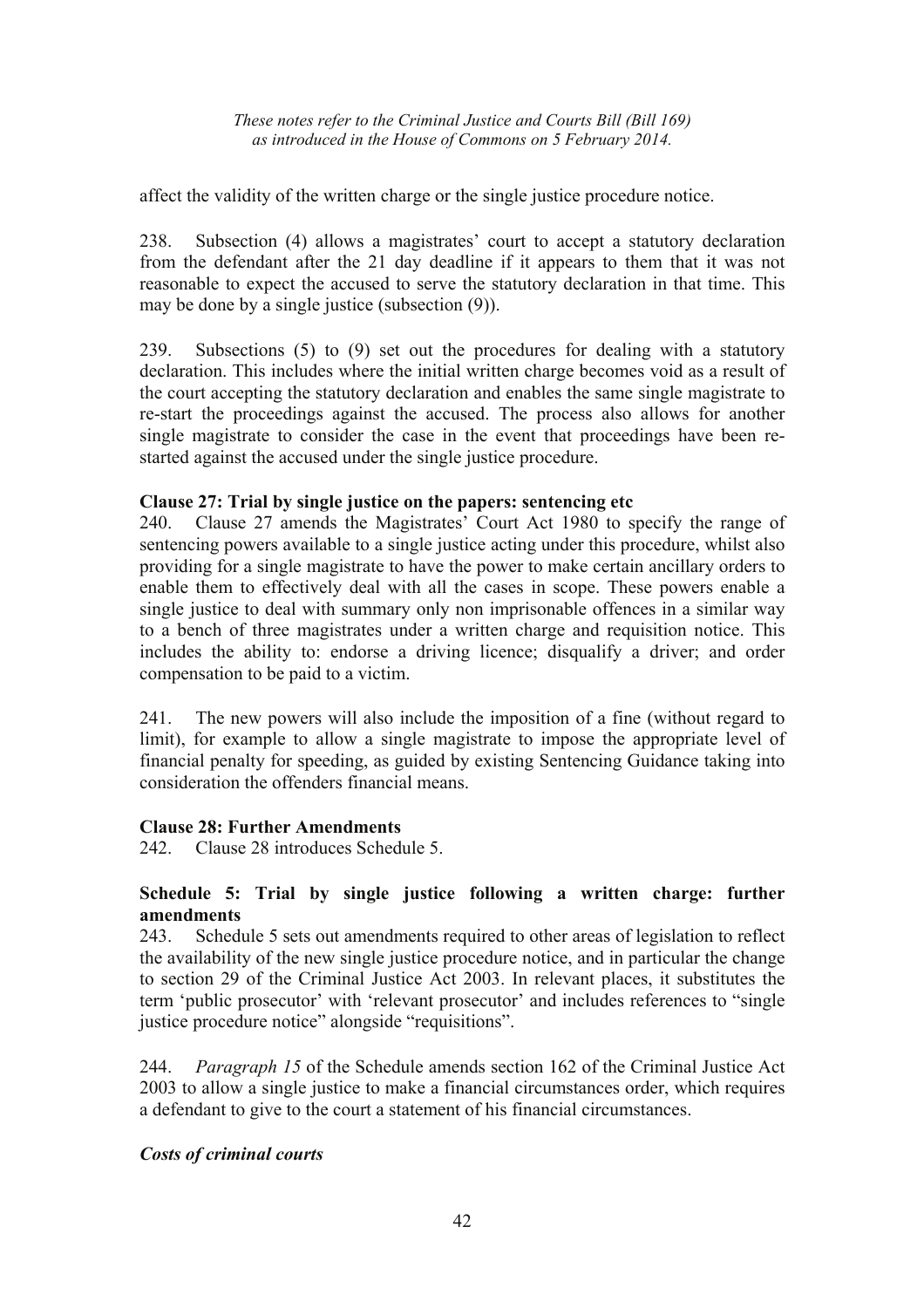affect the validity of the written charge or the single justice procedure notice.

238. Subsection (4) allows a magistrates' court to accept a statutory declaration from the defendant after the 21 day deadline if it appears to them that it was not reasonable to expect the accused to serve the statutory declaration in that time. This may be done by a single justice (subsection (9)).

239. Subsections (5) to (9) set out the procedures for dealing with a statutory declaration. This includes where the initial written charge becomes void as a result of the court accepting the statutory declaration and enables the same single magistrate to re-start the proceedings against the accused. The process also allows for another single magistrate to consider the case in the event that proceedings have been re-started against the accused under the single justice procedure.

**Clause 27: Trial by single justice on the papers: sentencing etc**

240. Clause 27 amends the Magistrates' Court Act 1980 to specify the range of sentencing powers available to a single justice acting under this procedure, whilst also providing for a single magistrate to have the power to make certain ancillary orders to enable them to effectively deal with all the cases in scope. These powers enable a single justice to deal with summary only non imprisonable offences in a similar way to a bench of three magistrates under a written charge and requisition notice. This includes the ability to: endorse a driving licence; disqualify a driver; and order compensation to be paid to a victim.

241. The new powers will also include the imposition of a fine (without regard to limit), for example to allow a single magistrate to impose the appropriate level of financial penalty for speeding, as guided by existing Sentencing Guidance taking into consideration the offenders financial means.

**Clause 28: Further Amendments**

242. Clause 28 introduces Schedule 5.

**Schedule 5: Trial by single justice following a written charge: further amendments**

243. Schedule 5 sets out amendments required to other areas of legislation to reflect the availability of the new single justice procedure notice, and in particular the change to section 29 of the Criminal Justice Act 2003. In relevant places, it substitutes the term 'public prosecutor' with 'relevant prosecutor' and includes references to "single justice procedure notice" alongside "requisitions".

244. *Paragraph 15* of the Schedule amends section 162 of the Criminal Justice Act 2003 to allow a single justice to make a financial circumstances order, which requires a defendant to give to the court a statement of his financial circumstances.

***Costs of criminal courts***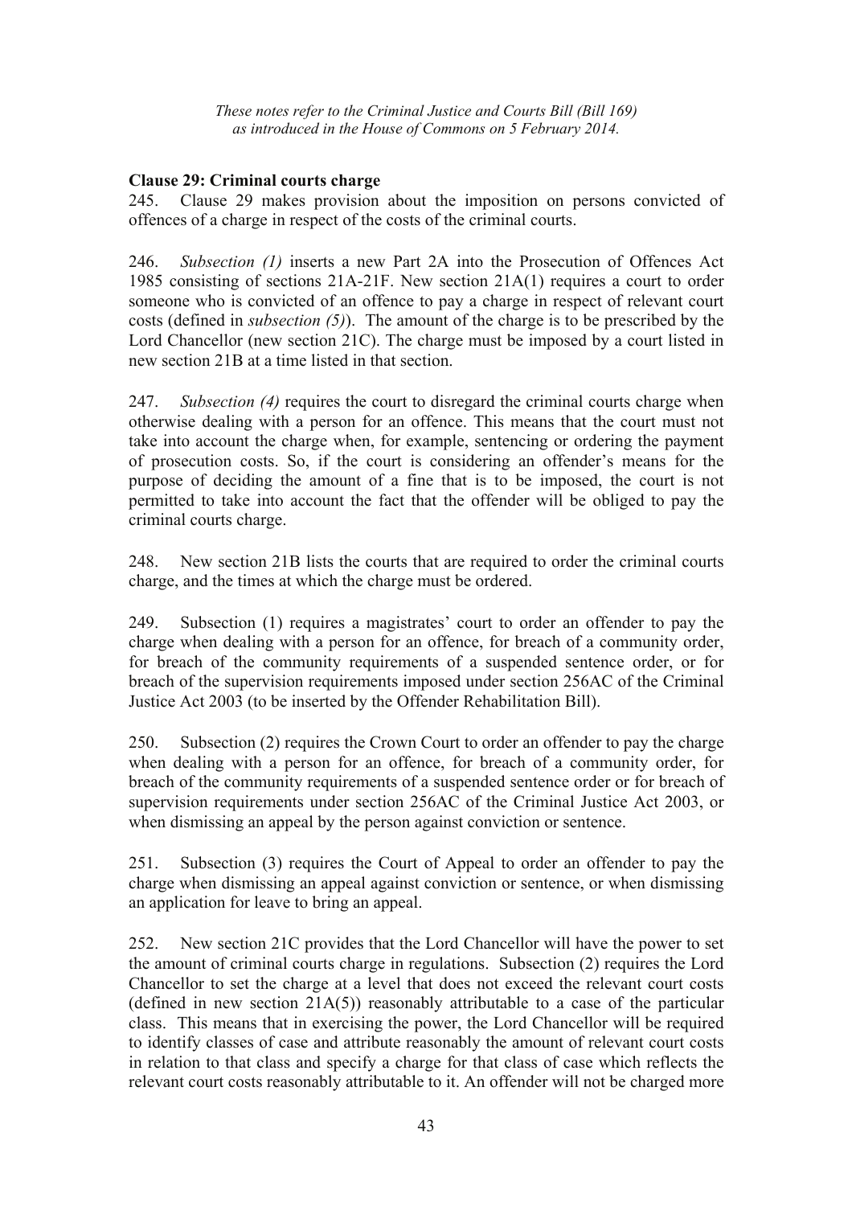*These notes refer to the Criminal Justice and Courts Bill (Bill 169) as introduced in the House of Commons on 5 February 2014.*

**Clause 29: Criminal courts charge**

245. Clause 29 makes provision about the imposition on persons convicted of offences of a charge in respect of the costs of the criminal courts.

246. *Subsection (1)* inserts a new Part 2A into the Prosecution of Offences Act 1985 consisting of sections 21A-21F. New section 21A(1) requires a court to order someone who is convicted of an offence to pay a charge in respect of relevant court costs (defined in *subsection (5)*). The amount of the charge is to be prescribed by the Lord Chancellor (new section 21C). The charge must be imposed by a court listed in new section 21B at a time listed in that section.

247. *Subsection (4)* requires the court to disregard the criminal courts charge when otherwise dealing with a person for an offence. This means that the court must not take into account the charge when, for example, sentencing or ordering the payment of prosecution costs. So, if the court is considering an offender's means for the purpose of deciding the amount of a fine that is to be imposed, the court is not permitted to take into account the fact that the offender will be obliged to pay the criminal courts charge.

248. New section 21B lists the courts that are required to order the criminal courts charge, and the times at which the charge must be ordered.

249. Subsection (1) requires a magistrates' court to order an offender to pay the charge when dealing with a person for an offence, for breach of a community order, for breach of the community requirements of a suspended sentence order, or for breach of the supervision requirements imposed under section 256AC of the Criminal Justice Act 2003 (to be inserted by the Offender Rehabilitation Bill).

250. Subsection (2) requires the Crown Court to order an offender to pay the charge when dealing with a person for an offence, for breach of a community order, for breach of the community requirements of a suspended sentence order or for breach of supervision requirements under section 256AC of the Criminal Justice Act 2003, or when dismissing an appeal by the person against conviction or sentence.

251. Subsection (3) requires the Court of Appeal to order an offender to pay the charge when dismissing an appeal against conviction or sentence, or when dismissing an application for leave to bring an appeal.

252. New section 21C provides that the Lord Chancellor will have the power to set the amount of criminal courts charge in regulations. Subsection (2) requires the Lord Chancellor to set the charge at a level that does not exceed the relevant court costs (defined in new section 21A(5)) reasonably attributable to a case of the particular class. This means that in exercising the power, the Lord Chancellor will be required to identify classes of case and attribute reasonably the amount of relevant court costs in relation to that class and specify a charge for that class of case which reflects the relevant court costs reasonably attributable to it. An offender will not be charged more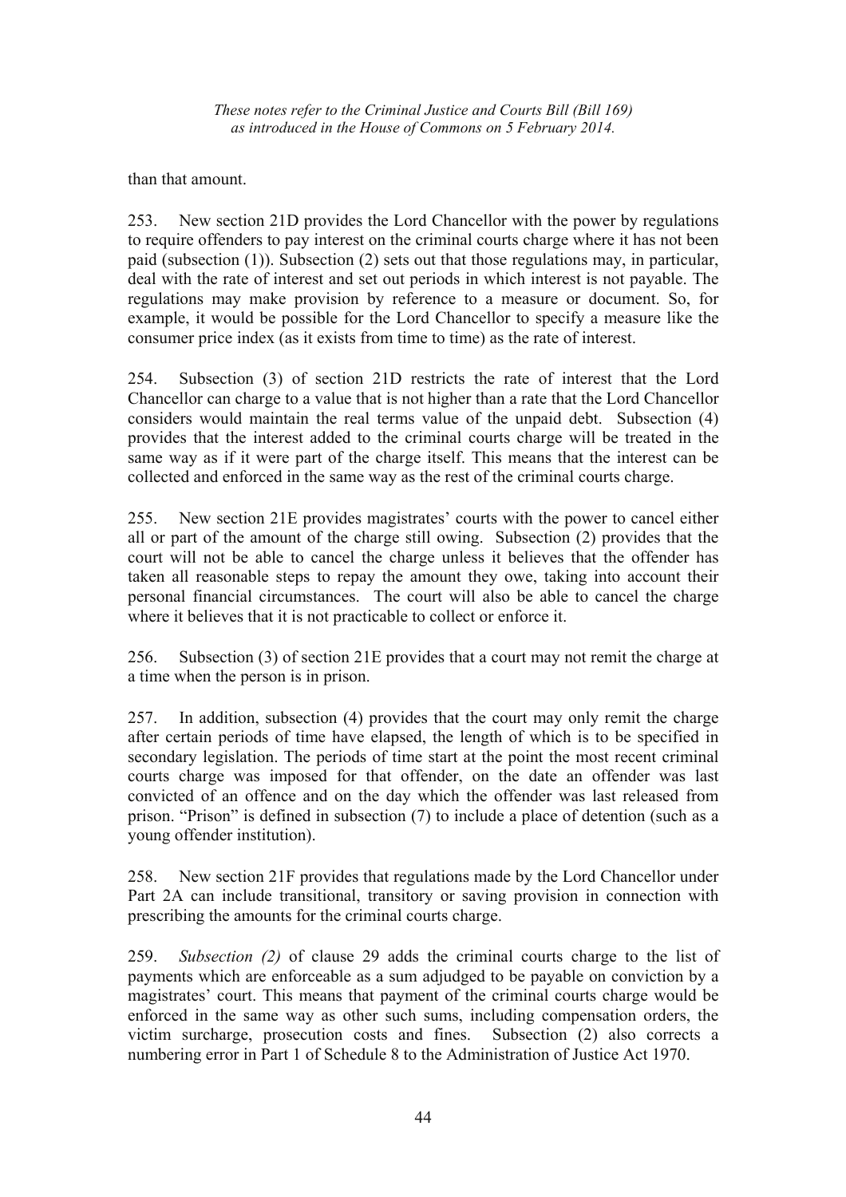than that amount.

253. New section 21D provides the Lord Chancellor with the power by regulations to require offenders to pay interest on the criminal courts charge where it has not been paid (subsection (1)). Subsection (2) sets out that those regulations may, in particular, deal with the rate of interest and set out periods in which interest is not payable. The regulations may make provision by reference to a measure or document. So, for example, it would be possible for the Lord Chancellor to specify a measure like the consumer price index (as it exists from time to time) as the rate of interest.

254. Subsection (3) of section 21D restricts the rate of interest that the Lord Chancellor can charge to a value that is not higher than a rate that the Lord Chancellor considers would maintain the real terms value of the unpaid debt. Subsection (4) provides that the interest added to the criminal courts charge will be treated in the same way as if it were part of the charge itself. This means that the interest can be collected and enforced in the same way as the rest of the criminal courts charge.

255. New section 21E provides magistrates' courts with the power to cancel either all or part of the amount of the charge still owing. Subsection (2) provides that the court will not be able to cancel the charge unless it believes that the offender has taken all reasonable steps to repay the amount they owe, taking into account their personal financial circumstances. The court will also be able to cancel the charge where it believes that it is not practicable to collect or enforce it.

256. Subsection (3) of section 21E provides that a court may not remit the charge at a time when the person is in prison.

257. In addition, subsection (4) provides that the court may only remit the charge after certain periods of time have elapsed, the length of which is to be specified in secondary legislation. The periods of time start at the point the most recent criminal courts charge was imposed for that offender, on the date an offender was last convicted of an offence and on the day which the offender was last released from prison. "Prison" is defined in subsection (7) to include a place of detention (such as a young offender institution).

258. New section 21F provides that regulations made by the Lord Chancellor under Part 2A can include transitional, transitory or saving provision in connection with prescribing the amounts for the criminal courts charge.

259. *Subsection (2)* of clause 29 adds the criminal courts charge to the list of payments which are enforceable as a sum adjudged to be payable on conviction by a magistrates' court. This means that payment of the criminal courts charge would be enforced in the same way as other such sums, including compensation orders, the victim surcharge, prosecution costs and fines. Subsection (2) also corrects a numbering error in Part 1 of Schedule 8 to the Administration of Justice Act 1970.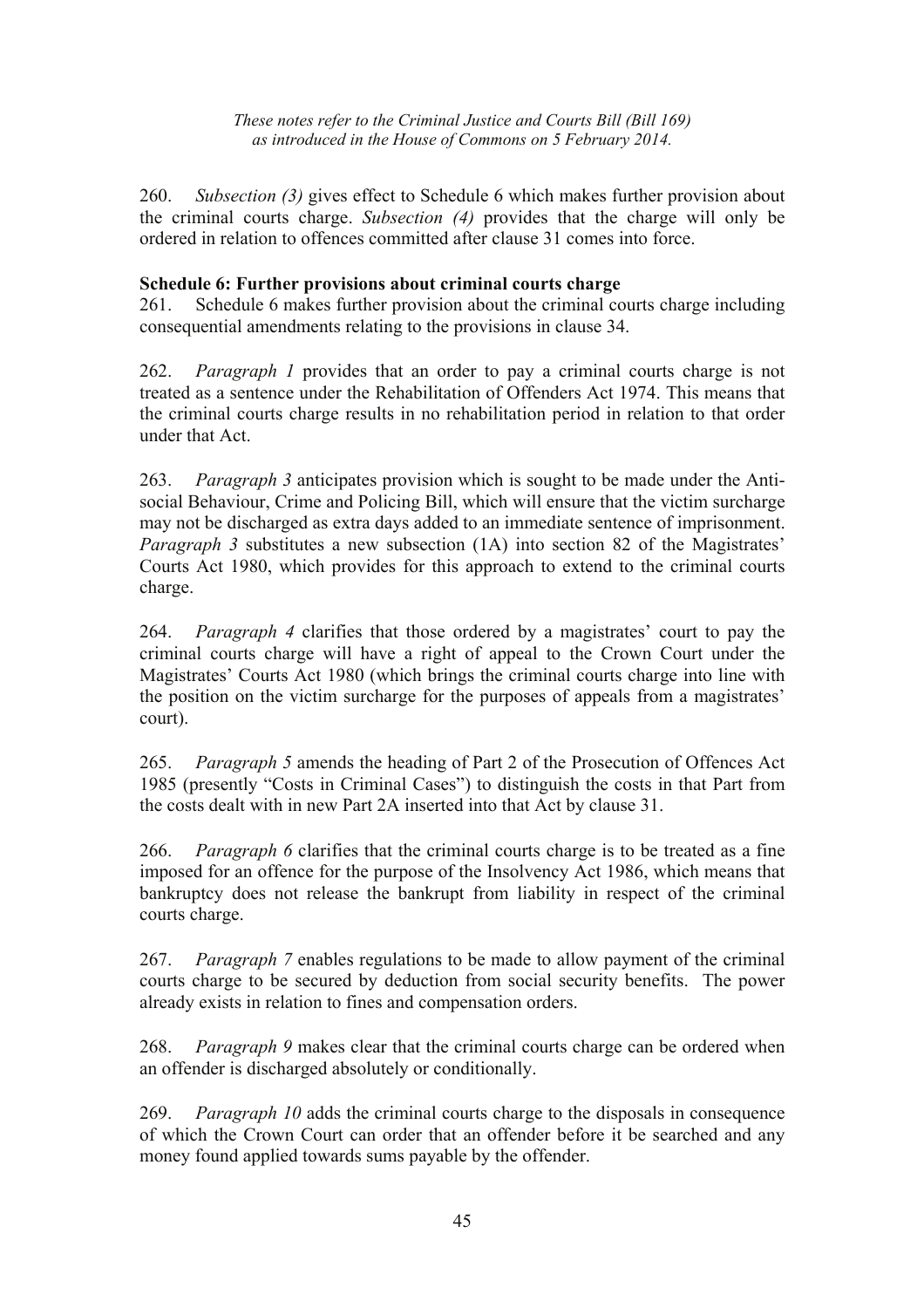260. *Subsection (3)* gives effect to Schedule 6 which makes further provision about the criminal courts charge. *Subsection (4)* provides that the charge will only be ordered in relation to offences committed after clause 31 comes into force.

**Schedule 6: Further provisions about criminal courts charge**

261. Schedule 6 makes further provision about the criminal courts charge including consequential amendments relating to the provisions in clause 34.

262. *Paragraph 1* provides that an order to pay a criminal courts charge is not treated as a sentence under the Rehabilitation of Offenders Act 1974. This means that the criminal courts charge results in no rehabilitation period in relation to that order under that Act.

263. *Paragraph 3* anticipates provision which is sought to be made under the Anti-social Behaviour, Crime and Policing Bill, which will ensure that the victim surcharge may not be discharged as extra days added to an immediate sentence of imprisonment. *Paragraph 3* substitutes a new subsection (1A) into section 82 of the Magistrates' Courts Act 1980, which provides for this approach to extend to the criminal courts charge.

264. *Paragraph 4* clarifies that those ordered by a magistrates' court to pay the criminal courts charge will have a right of appeal to the Crown Court under the Magistrates' Courts Act 1980 (which brings the criminal courts charge into line with the position on the victim surcharge for the purposes of appeals from a magistrates' court).

265. *Paragraph 5* amends the heading of Part 2 of the Prosecution of Offences Act 1985 (presently "Costs in Criminal Cases") to distinguish the costs in that Part from the costs dealt with in new Part 2A inserted into that Act by clause 31.

266. *Paragraph 6* clarifies that the criminal courts charge is to be treated as a fine imposed for an offence for the purpose of the Insolvency Act 1986, which means that bankruptcy does not release the bankrupt from liability in respect of the criminal courts charge.

267. *Paragraph 7* enables regulations to be made to allow payment of the criminal courts charge to be secured by deduction from social security benefits. The power already exists in relation to fines and compensation orders.

268. *Paragraph 9* makes clear that the criminal courts charge can be ordered when an offender is discharged absolutely or conditionally.

269. *Paragraph 10* adds the criminal courts charge to the disposals in consequence of which the Crown Court can order that an offender before it be searched and any money found applied towards sums payable by the offender.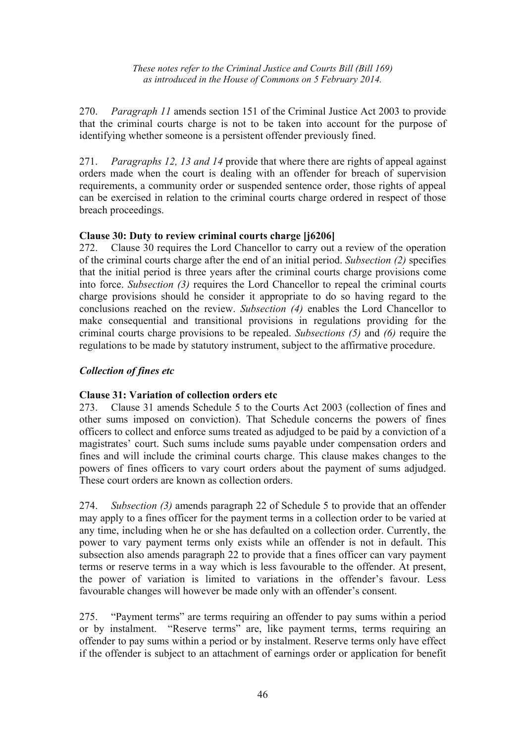270. *Paragraph 11* amends section 151 of the Criminal Justice Act 2003 to provide that the criminal courts charge is not to be taken into account for the purpose of identifying whether someone is a persistent offender previously fined.

271. *Paragraphs 12, 13 and 14* provide that where there are rights of appeal against orders made when the court is dealing with an offender for breach of supervision requirements, a community order or suspended sentence order, those rights of appeal can be exercised in relation to the criminal courts charge ordered in respect of those breach proceedings.

**Clause 30: Duty to review criminal courts charge [j6206]**

272. Clause 30 requires the Lord Chancellor to carry out a review of the operation of the criminal courts charge after the end of an initial period. *Subsection (2)* specifies that the initial period is three years after the criminal courts charge provisions come into force. *Subsection (3)* requires the Lord Chancellor to repeal the criminal courts charge provisions should he consider it appropriate to do so having regard to the conclusions reached on the review. *Subsection (4)* enables the Lord Chancellor to make consequential and transitional provisions in regulations providing for the criminal courts charge provisions to be repealed. *Subsections (5)* and *(6)* require the regulations to be made by statutory instrument, subject to the affirmative procedure.

***Collection of fines etc***

**Clause 31: Variation of collection orders etc**

273. Clause 31 amends Schedule 5 to the Courts Act 2003 (collection of fines and other sums imposed on conviction). That Schedule concerns the powers of fines officers to collect and enforce sums treated as adjudged to be paid by a conviction of a magistrates' court. Such sums include sums payable under compensation orders and fines and will include the criminal courts charge. This clause makes changes to the powers of fines officers to vary court orders about the payment of sums adjudged. These court orders are known as collection orders.

274. *Subsection (3)* amends paragraph 22 of Schedule 5 to provide that an offender may apply to a fines officer for the payment terms in a collection order to be varied at any time, including when he or she has defaulted on a collection order. Currently, the power to vary payment terms only exists while an offender is not in default. This subsection also amends paragraph 22 to provide that a fines officer can vary payment terms or reserve terms in a way which is less favourable to the offender. At present, the power of variation is limited to variations in the offender's favour. Less favourable changes will however be made only with an offender's consent.

275. "Payment terms" are terms requiring an offender to pay sums within a period or by instalment. "Reserve terms" are, like payment terms, terms requiring an offender to pay sums within a period or by instalment. Reserve terms only have effect if the offender is subject to an attachment of earnings order or application for benefit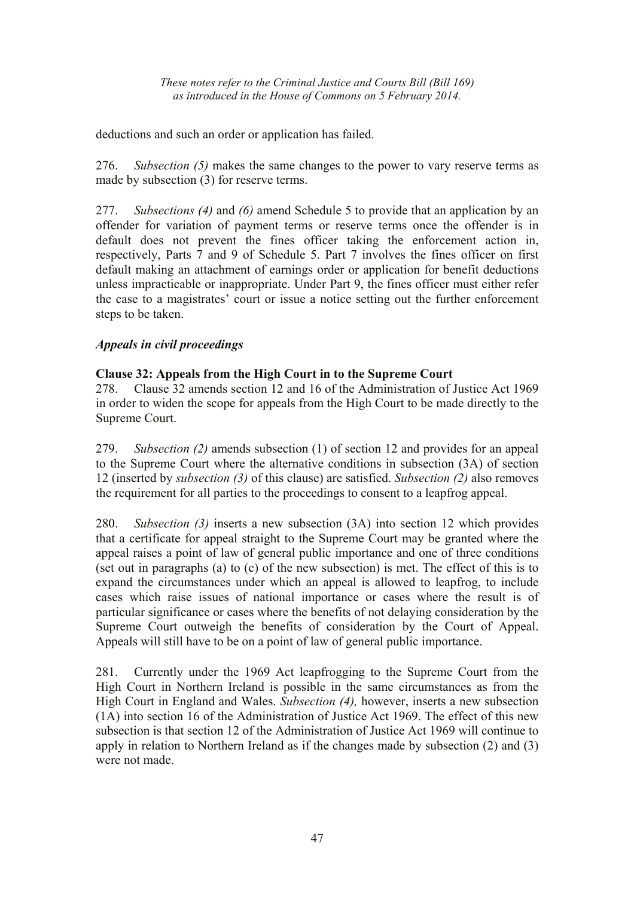deductions and such an order or application has failed.

276. *Subsection (5)* makes the same changes to the power to vary reserve terms as made by subsection (3) for reserve terms.

277. *Subsections (4)* and *(6)* amend Schedule 5 to provide that an application by an offender for variation of payment terms or reserve terms once the offender is in default does not prevent the fines officer taking the enforcement action in, respectively, Parts 7 and 9 of Schedule 5. Part 7 involves the fines officer on first default making an attachment of earnings order or application for benefit deductions unless impracticable or inappropriate. Under Part 9, the fines officer must either refer the case to a magistrates' court or issue a notice setting out the further enforcement steps to be taken.

### *Appeals in civil proceedings*

**Clause 32: Appeals from the High Court in to the Supreme Court**

278. Clause 32 amends section 12 and 16 of the Administration of Justice Act 1969 in order to widen the scope for appeals from the High Court to be made directly to the Supreme Court.

279. *Subsection (2)* amends subsection (1) of section 12 and provides for an appeal to the Supreme Court where the alternative conditions in subsection (3A) of section 12 (inserted by *subsection (3)* of this clause) are satisfied. *Subsection (2)* also removes the requirement for all parties to the proceedings to consent to a leapfrog appeal.

280. *Subsection (3)* inserts a new subsection (3A) into section 12 which provides that a certificate for appeal straight to the Supreme Court may be granted where the appeal raises a point of law of general public importance and one of three conditions (set out in paragraphs (a) to (c) of the new subsection) is met. The effect of this is to expand the circumstances under which an appeal is allowed to leapfrog, to include cases which raise issues of national importance or cases where the result is of particular significance or cases where the benefits of not delaying consideration by the Supreme Court outweigh the benefits of consideration by the Court of Appeal. Appeals will still have to be on a point of law of general public importance.

281. Currently under the 1969 Act leapfrogging to the Supreme Court from the High Court in Northern Ireland is possible in the same circumstances as from the High Court in England and Wales. *Subsection (4),* however, inserts a new subsection (1A) into section 16 of the Administration of Justice Act 1969. The effect of this new subsection is that section 12 of the Administration of Justice Act 1969 will continue to apply in relation to Northern Ireland as if the changes made by subsection (2) and (3) were not made.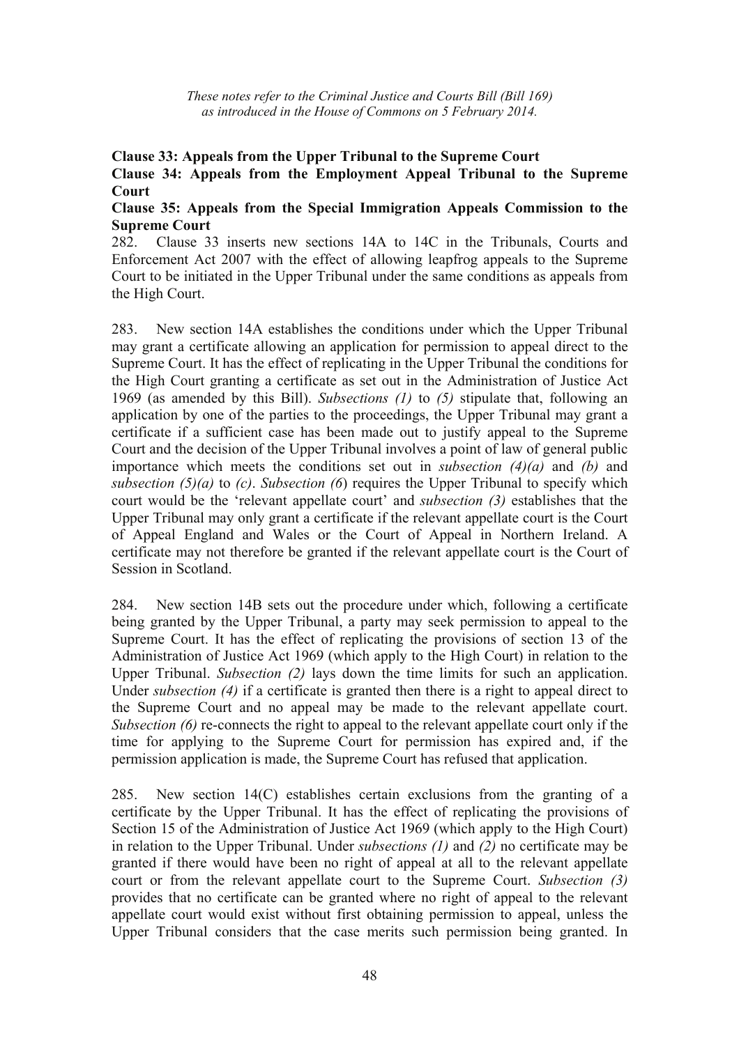*These notes refer to the Criminal Justice and Courts Bill (Bill 169) as introduced in the House of Commons on 5 February 2014.*

**Clause 33: Appeals from the Upper Tribunal to the Supreme Court**

**Clause 34: Appeals from the Employment Appeal Tribunal to the Supreme Court**

**Clause 35: Appeals from the Special Immigration Appeals Commission to the Supreme Court**

282. Clause 33 inserts new sections 14A to 14C in the Tribunals, Courts and Enforcement Act 2007 with the effect of allowing leapfrog appeals to the Supreme Court to be initiated in the Upper Tribunal under the same conditions as appeals from the High Court.

283. New section 14A establishes the conditions under which the Upper Tribunal may grant a certificate allowing an application for permission to appeal direct to the Supreme Court. It has the effect of replicating in the Upper Tribunal the conditions for the High Court granting a certificate as set out in the Administration of Justice Act 1969 (as amended by this Bill). *Subsections (1)* to *(5)* stipulate that, following an application by one of the parties to the proceedings, the Upper Tribunal may grant a certificate if a sufficient case has been made out to justify appeal to the Supreme Court and the decision of the Upper Tribunal involves a point of law of general public importance which meets the conditions set out in *subsection (4)(a)* and *(b)* and *subsection (5)(a)* to *(c)*. *Subsection (6*) requires the Upper Tribunal to specify which court would be the 'relevant appellate court' and *subsection (3)* establishes that the Upper Tribunal may only grant a certificate if the relevant appellate court is the Court of Appeal England and Wales or the Court of Appeal in Northern Ireland. A certificate may not therefore be granted if the relevant appellate court is the Court of Session in Scotland.

284. New section 14B sets out the procedure under which, following a certificate being granted by the Upper Tribunal, a party may seek permission to appeal to the Supreme Court. It has the effect of replicating the provisions of section 13 of the Administration of Justice Act 1969 (which apply to the High Court) in relation to the Upper Tribunal. *Subsection (2)* lays down the time limits for such an application. Under *subsection (4)* if a certificate is granted then there is a right to appeal direct to the Supreme Court and no appeal may be made to the relevant appellate court. *Subsection (6)* re-connects the right to appeal to the relevant appellate court only if the time for applying to the Supreme Court for permission has expired and, if the permission application is made, the Supreme Court has refused that application.

285. New section 14(C) establishes certain exclusions from the granting of a certificate by the Upper Tribunal. It has the effect of replicating the provisions of Section 15 of the Administration of Justice Act 1969 (which apply to the High Court) in relation to the Upper Tribunal. Under *subsections (1)* and *(2)* no certificate may be granted if there would have been no right of appeal at all to the relevant appellate court or from the relevant appellate court to the Supreme Court. *Subsection (3)* provides that no certificate can be granted where no right of appeal to the relevant appellate court would exist without first obtaining permission to appeal, unless the Upper Tribunal considers that the case merits such permission being granted. In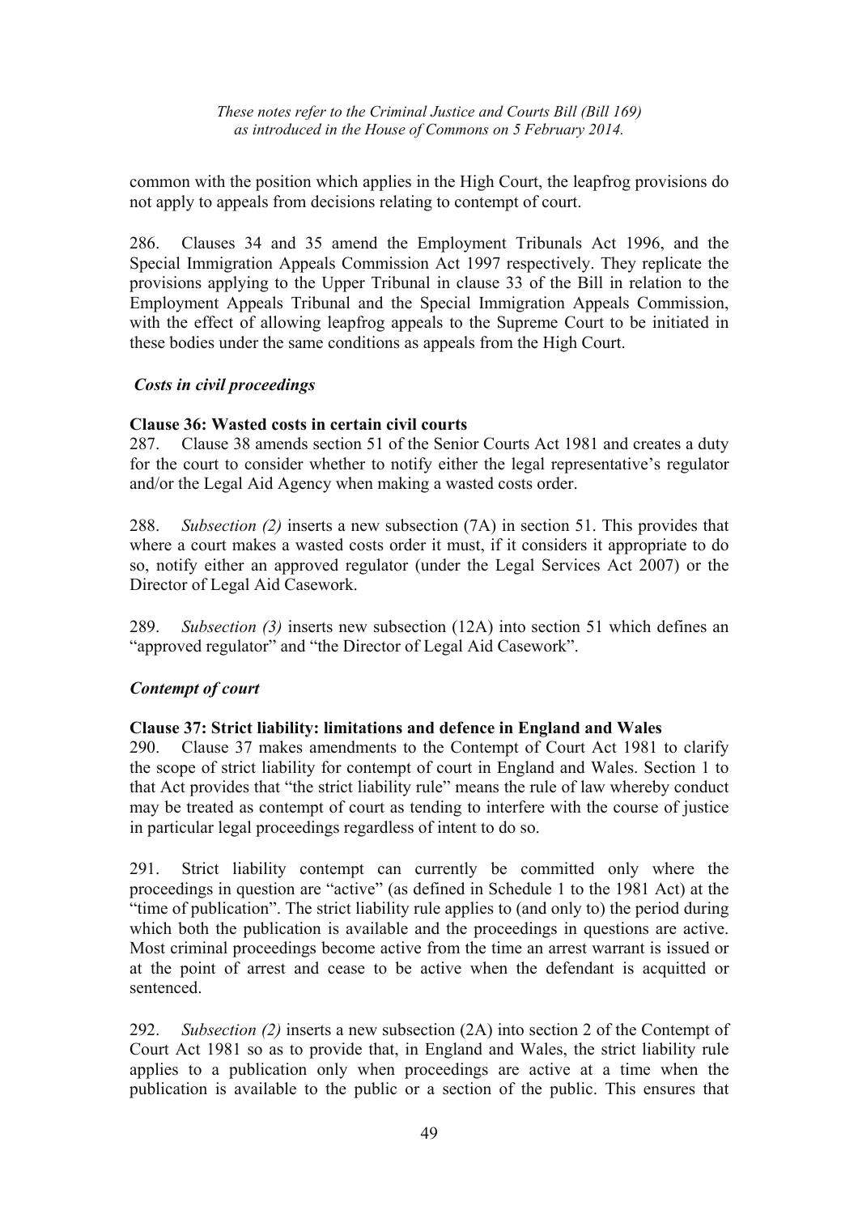common with the position which applies in the High Court, the leapfrog provisions do not apply to appeals from decisions relating to contempt of court.

286. Clauses 34 and 35 amend the Employment Tribunals Act 1996, and the Special Immigration Appeals Commission Act 1997 respectively. They replicate the provisions applying to the Upper Tribunal in clause 33 of the Bill in relation to the Employment Appeals Tribunal and the Special Immigration Appeals Commission, with the effect of allowing leapfrog appeals to the Supreme Court to be initiated in these bodies under the same conditions as appeals from the High Court.

### *Costs in civil proceedings*

**Clause 36: Wasted costs in certain civil courts**

287. Clause 38 amends section 51 of the Senior Courts Act 1981 and creates a duty for the court to consider whether to notify either the legal representative's regulator and/or the Legal Aid Agency when making a wasted costs order.

288. *Subsection (2)* inserts a new subsection (7A) in section 51. This provides that where a court makes a wasted costs order it must, if it considers it appropriate to do so, notify either an approved regulator (under the Legal Services Act 2007) or the Director of Legal Aid Casework.

289. *Subsection (3)* inserts new subsection (12A) into section 51 which defines an "approved regulator" and "the Director of Legal Aid Casework".

### *Contempt of court*

**Clause 37: Strict liability: limitations and defence in England and Wales**

290. Clause 37 makes amendments to the Contempt of Court Act 1981 to clarify the scope of strict liability for contempt of court in England and Wales. Section 1 to that Act provides that "the strict liability rule" means the rule of law whereby conduct may be treated as contempt of court as tending to interfere with the course of justice in particular legal proceedings regardless of intent to do so.

291. Strict liability contempt can currently be committed only where the proceedings in question are "active" (as defined in Schedule 1 to the 1981 Act) at the "time of publication". The strict liability rule applies to (and only to) the period during which both the publication is available and the proceedings in questions are active. Most criminal proceedings become active from the time an arrest warrant is issued or at the point of arrest and cease to be active when the defendant is acquitted or sentenced.

292. *Subsection (2)* inserts a new subsection (2A) into section 2 of the Contempt of Court Act 1981 so as to provide that, in England and Wales, the strict liability rule applies to a publication only when proceedings are active at a time when the publication is available to the public or a section of the public. This ensures that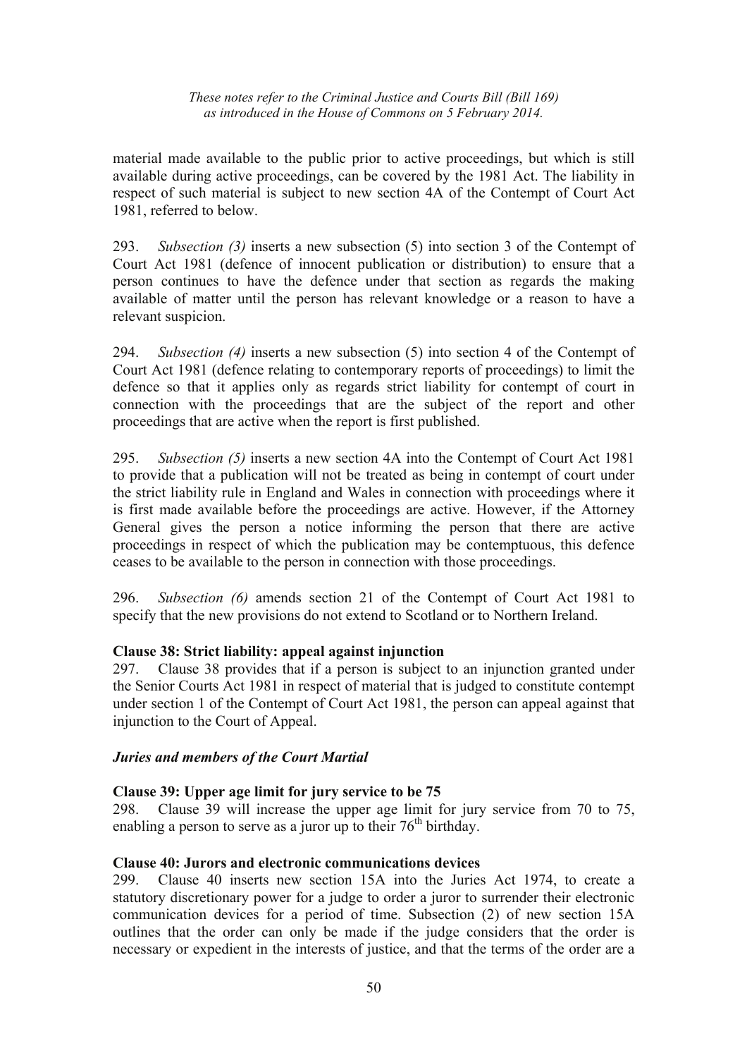material made available to the public prior to active proceedings, but which is still available during active proceedings, can be covered by the 1981 Act. The liability in respect of such material is subject to new section 4A of the Contempt of Court Act 1981, referred to below.

293. *Subsection (3)* inserts a new subsection (5) into section 3 of the Contempt of Court Act 1981 (defence of innocent publication or distribution) to ensure that a person continues to have the defence under that section as regards the making available of matter until the person has relevant knowledge or a reason to have a relevant suspicion.

294. *Subsection (4)* inserts a new subsection (5) into section 4 of the Contempt of Court Act 1981 (defence relating to contemporary reports of proceedings) to limit the defence so that it applies only as regards strict liability for contempt of court in connection with the proceedings that are the subject of the report and other proceedings that are active when the report is first published.

295. *Subsection (5)* inserts a new section 4A into the Contempt of Court Act 1981 to provide that a publication will not be treated as being in contempt of court under the strict liability rule in England and Wales in connection with proceedings where it is first made available before the proceedings are active. However, if the Attorney General gives the person a notice informing the person that there are active proceedings in respect of which the publication may be contemptuous, this defence ceases to be available to the person in connection with those proceedings.

296. *Subsection (6)* amends section 21 of the Contempt of Court Act 1981 to specify that the new provisions do not extend to Scotland or to Northern Ireland.

**Clause 38: Strict liability: appeal against injunction**

297. Clause 38 provides that if a person is subject to an injunction granted under the Senior Courts Act 1981 in respect of material that is judged to constitute contempt under section 1 of the Contempt of Court Act 1981, the person can appeal against that injunction to the Court of Appeal.

***Juries and members of the Court Martial***

**Clause 39: Upper age limit for jury service to be 75**

298. Clause 39 will increase the upper age limit for jury service from 70 to 75, enabling a person to serve as a juror up to their 76th birthday.

**Clause 40: Jurors and electronic communications devices**

299. Clause 40 inserts new section 15A into the Juries Act 1974, to create a statutory discretionary power for a judge to order a juror to surrender their electronic communication devices for a period of time. Subsection (2) of new section 15A outlines that the order can only be made if the judge considers that the order is necessary or expedient in the interests of justice, and that the terms of the order are a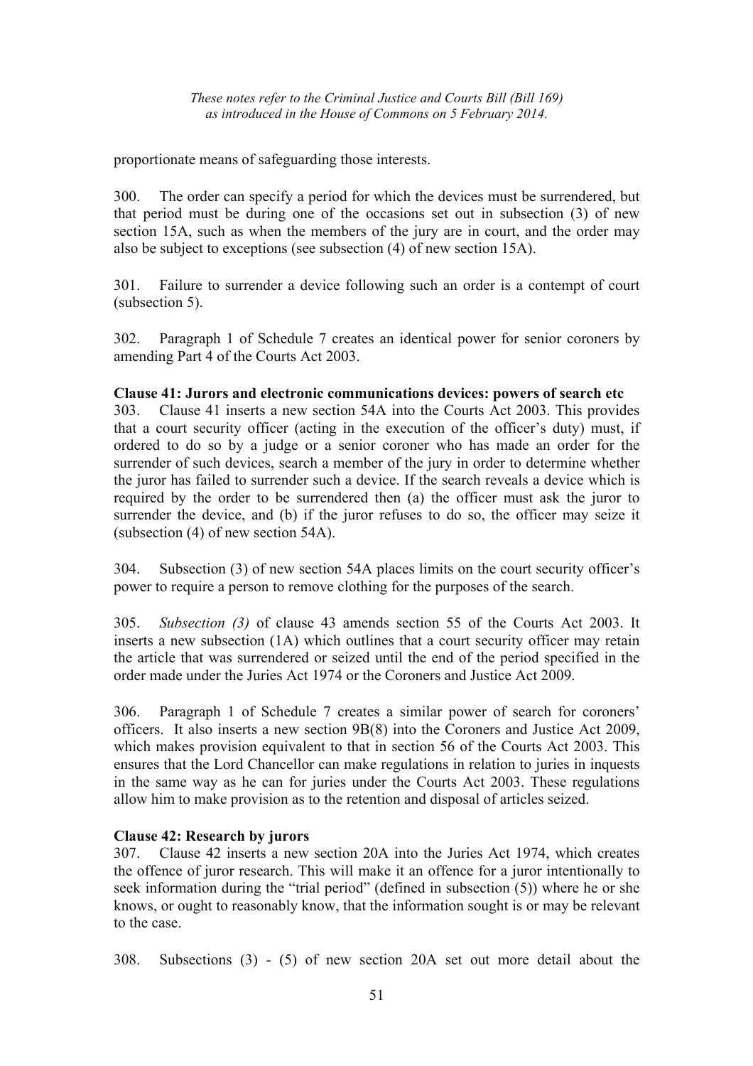proportionate means of safeguarding those interests.

300. The order can specify a period for which the devices must be surrendered, but that period must be during one of the occasions set out in subsection (3) of new section 15A, such as when the members of the jury are in court, and the order may also be subject to exceptions (see subsection (4) of new section 15A).

301. Failure to surrender a device following such an order is a contempt of court (subsection 5).

302. Paragraph 1 of Schedule 7 creates an identical power for senior coroners by amending Part 4 of the Courts Act 2003.

**Clause 41: Jurors and electronic communications devices: powers of search etc**

303. Clause 41 inserts a new section 54A into the Courts Act 2003. This provides that a court security officer (acting in the execution of the officer's duty) must, if ordered to do so by a judge or a senior coroner who has made an order for the surrender of such devices, search a member of the jury in order to determine whether the juror has failed to surrender such a device. If the search reveals a device which is required by the order to be surrendered then (a) the officer must ask the juror to surrender the device, and (b) if the juror refuses to do so, the officer may seize it (subsection (4) of new section 54A).

304. Subsection (3) of new section 54A places limits on the court security officer's power to require a person to remove clothing for the purposes of the search.

305. *Subsection (3)* of clause 43 amends section 55 of the Courts Act 2003. It inserts a new subsection (1A) which outlines that a court security officer may retain the article that was surrendered or seized until the end of the period specified in the order made under the Juries Act 1974 or the Coroners and Justice Act 2009.

306. Paragraph 1 of Schedule 7 creates a similar power of search for coroners' officers. It also inserts a new section 9B(8) into the Coroners and Justice Act 2009, which makes provision equivalent to that in section 56 of the Courts Act 2003. This ensures that the Lord Chancellor can make regulations in relation to juries in inquests in the same way as he can for juries under the Courts Act 2003. These regulations allow him to make provision as to the retention and disposal of articles seized.

**Clause 42: Research by jurors**

307. Clause 42 inserts a new section 20A into the Juries Act 1974, which creates the offence of juror research. This will make it an offence for a juror intentionally to seek information during the "trial period" (defined in subsection (5)) where he or she knows, or ought to reasonably know, that the information sought is or may be relevant to the case.

308. Subsections (3) - (5) of new section 20A set out more detail about the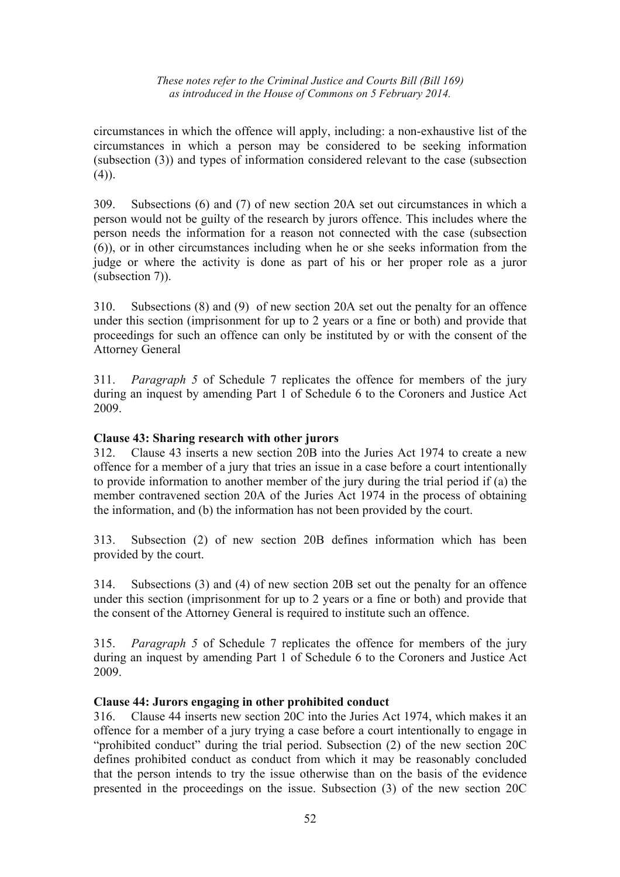circumstances in which the offence will apply, including: a non-exhaustive list of the circumstances in which a person may be considered to be seeking information (subsection (3)) and types of information considered relevant to the case (subsection (4)).

309. Subsections (6) and (7) of new section 20A set out circumstances in which a person would not be guilty of the research by jurors offence. This includes where the person needs the information for a reason not connected with the case (subsection (6)), or in other circumstances including when he or she seeks information from the judge or where the activity is done as part of his or her proper role as a juror (subsection 7)).

310. Subsections (8) and (9) of new section 20A set out the penalty for an offence under this section (imprisonment for up to 2 years or a fine or both) and provide that proceedings for such an offence can only be instituted by or with the consent of the Attorney General

311. *Paragraph 5* of Schedule 7 replicates the offence for members of the jury during an inquest by amending Part 1 of Schedule 6 to the Coroners and Justice Act 2009.

**Clause 43: Sharing research with other jurors**

312. Clause 43 inserts a new section 20B into the Juries Act 1974 to create a new offence for a member of a jury that tries an issue in a case before a court intentionally to provide information to another member of the jury during the trial period if (a) the member contravened section 20A of the Juries Act 1974 in the process of obtaining the information, and (b) the information has not been provided by the court.

313. Subsection (2) of new section 20B defines information which has been provided by the court.

314. Subsections (3) and (4) of new section 20B set out the penalty for an offence under this section (imprisonment for up to 2 years or a fine or both) and provide that the consent of the Attorney General is required to institute such an offence.

315. *Paragraph 5* of Schedule 7 replicates the offence for members of the jury during an inquest by amending Part 1 of Schedule 6 to the Coroners and Justice Act 2009.

**Clause 44: Jurors engaging in other prohibited conduct**

316. Clause 44 inserts new section 20C into the Juries Act 1974, which makes it an offence for a member of a jury trying a case before a court intentionally to engage in "prohibited conduct" during the trial period. Subsection (2) of the new section 20C defines prohibited conduct as conduct from which it may be reasonably concluded that the person intends to try the issue otherwise than on the basis of the evidence presented in the proceedings on the issue. Subsection (3) of the new section 20C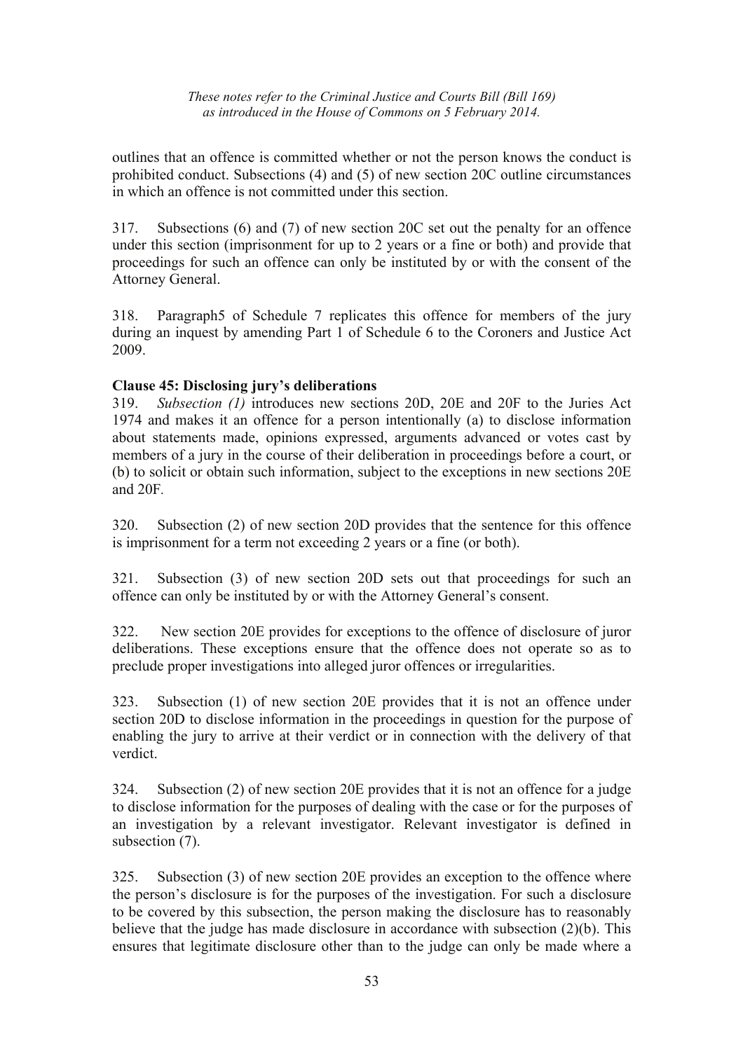outlines that an offence is committed whether or not the person knows the conduct is prohibited conduct. Subsections (4) and (5) of new section 20C outline circumstances in which an offence is not committed under this section.

317. Subsections (6) and (7) of new section 20C set out the penalty for an offence under this section (imprisonment for up to 2 years or a fine or both) and provide that proceedings for such an offence can only be instituted by or with the consent of the Attorney General.

318. Paragraph5 of Schedule 7 replicates this offence for members of the jury during an inquest by amending Part 1 of Schedule 6 to the Coroners and Justice Act 2009.

**Clause 45: Disclosing jury's deliberations**

319. *Subsection (1)* introduces new sections 20D, 20E and 20F to the Juries Act 1974 and makes it an offence for a person intentionally (a) to disclose information about statements made, opinions expressed, arguments advanced or votes cast by members of a jury in the course of their deliberation in proceedings before a court, or (b) to solicit or obtain such information, subject to the exceptions in new sections 20E and 20F.

320. Subsection (2) of new section 20D provides that the sentence for this offence is imprisonment for a term not exceeding 2 years or a fine (or both).

321. Subsection (3) of new section 20D sets out that proceedings for such an offence can only be instituted by or with the Attorney General's consent.

322. New section 20E provides for exceptions to the offence of disclosure of juror deliberations. These exceptions ensure that the offence does not operate so as to preclude proper investigations into alleged juror offences or irregularities.

323. Subsection (1) of new section 20E provides that it is not an offence under section 20D to disclose information in the proceedings in question for the purpose of enabling the jury to arrive at their verdict or in connection with the delivery of that verdict.

324. Subsection (2) of new section 20E provides that it is not an offence for a judge to disclose information for the purposes of dealing with the case or for the purposes of an investigation by a relevant investigator. Relevant investigator is defined in subsection (7).

325. Subsection (3) of new section 20E provides an exception to the offence where the person's disclosure is for the purposes of the investigation. For such a disclosure to be covered by this subsection, the person making the disclosure has to reasonably believe that the judge has made disclosure in accordance with subsection (2)(b). This ensures that legitimate disclosure other than to the judge can only be made where a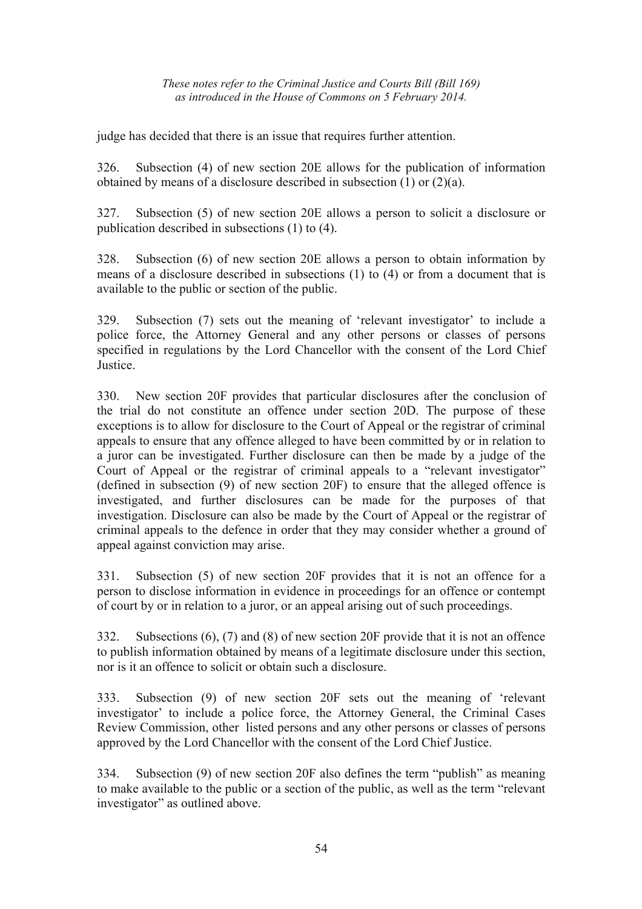judge has decided that there is an issue that requires further attention.

326. Subsection (4) of new section 20E allows for the publication of information obtained by means of a disclosure described in subsection (1) or (2)(a).

327. Subsection (5) of new section 20E allows a person to solicit a disclosure or publication described in subsections (1) to (4).

328. Subsection (6) of new section 20E allows a person to obtain information by means of a disclosure described in subsections (1) to (4) or from a document that is available to the public or section of the public.

329. Subsection (7) sets out the meaning of 'relevant investigator' to include a police force, the Attorney General and any other persons or classes of persons specified in regulations by the Lord Chancellor with the consent of the Lord Chief Justice.

330. New section 20F provides that particular disclosures after the conclusion of the trial do not constitute an offence under section 20D. The purpose of these exceptions is to allow for disclosure to the Court of Appeal or the registrar of criminal appeals to ensure that any offence alleged to have been committed by or in relation to a juror can be investigated. Further disclosure can then be made by a judge of the Court of Appeal or the registrar of criminal appeals to a "relevant investigator" (defined in subsection (9) of new section 20F) to ensure that the alleged offence is investigated, and further disclosures can be made for the purposes of that investigation. Disclosure can also be made by the Court of Appeal or the registrar of criminal appeals to the defence in order that they may consider whether a ground of appeal against conviction may arise.

331. Subsection (5) of new section 20F provides that it is not an offence for a person to disclose information in evidence in proceedings for an offence or contempt of court by or in relation to a juror, or an appeal arising out of such proceedings.

332. Subsections (6), (7) and (8) of new section 20F provide that it is not an offence to publish information obtained by means of a legitimate disclosure under this section, nor is it an offence to solicit or obtain such a disclosure.

333. Subsection (9) of new section 20F sets out the meaning of 'relevant investigator' to include a police force, the Attorney General, the Criminal Cases Review Commission, other listed persons and any other persons or classes of persons approved by the Lord Chancellor with the consent of the Lord Chief Justice.

334. Subsection (9) of new section 20F also defines the term "publish" as meaning to make available to the public or a section of the public, as well as the term "relevant investigator" as outlined above.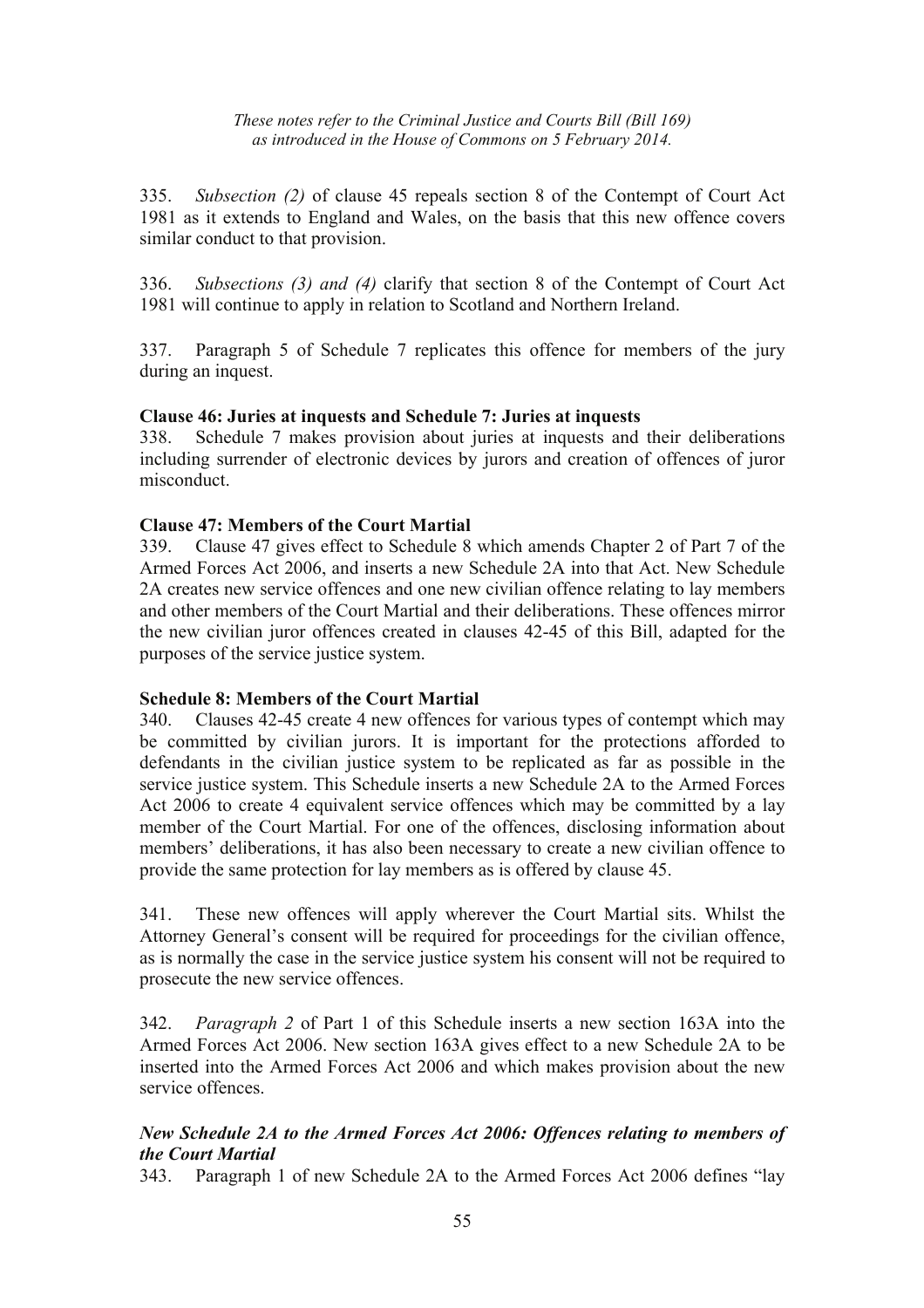335. *Subsection (2)* of clause 45 repeals section 8 of the Contempt of Court Act 1981 as it extends to England and Wales, on the basis that this new offence covers similar conduct to that provision.

336. *Subsections (3) and (4)* clarify that section 8 of the Contempt of Court Act 1981 will continue to apply in relation to Scotland and Northern Ireland.

337. Paragraph 5 of Schedule 7 replicates this offence for members of the jury during an inquest.

**Clause 46: Juries at inquests and Schedule 7: Juries at inquests**

338. Schedule 7 makes provision about juries at inquests and their deliberations including surrender of electronic devices by jurors and creation of offences of juror misconduct.

**Clause 47: Members of the Court Martial**

339. Clause 47 gives effect to Schedule 8 which amends Chapter 2 of Part 7 of the Armed Forces Act 2006, and inserts a new Schedule 2A into that Act. New Schedule 2A creates new service offences and one new civilian offence relating to lay members and other members of the Court Martial and their deliberations. These offences mirror the new civilian juror offences created in clauses 42-45 of this Bill, adapted for the purposes of the service justice system.

**Schedule 8: Members of the Court Martial**

340. Clauses 42-45 create 4 new offences for various types of contempt which may be committed by civilian jurors. It is important for the protections afforded to defendants in the civilian justice system to be replicated as far as possible in the service justice system. This Schedule inserts a new Schedule 2A to the Armed Forces Act 2006 to create 4 equivalent service offences which may be committed by a lay member of the Court Martial. For one of the offences, disclosing information about members' deliberations, it has also been necessary to create a new civilian offence to provide the same protection for lay members as is offered by clause 45.

341. These new offences will apply wherever the Court Martial sits. Whilst the Attorney General's consent will be required for proceedings for the civilian offence, as is normally the case in the service justice system his consent will not be required to prosecute the new service offences.

342. *Paragraph 2* of Part 1 of this Schedule inserts a new section 163A into the Armed Forces Act 2006. New section 163A gives effect to a new Schedule 2A to be inserted into the Armed Forces Act 2006 and which makes provision about the new service offences.

***New Schedule 2A to the Armed Forces Act 2006: Offences relating to members of the Court Martial***

343. Paragraph 1 of new Schedule 2A to the Armed Forces Act 2006 defines "lay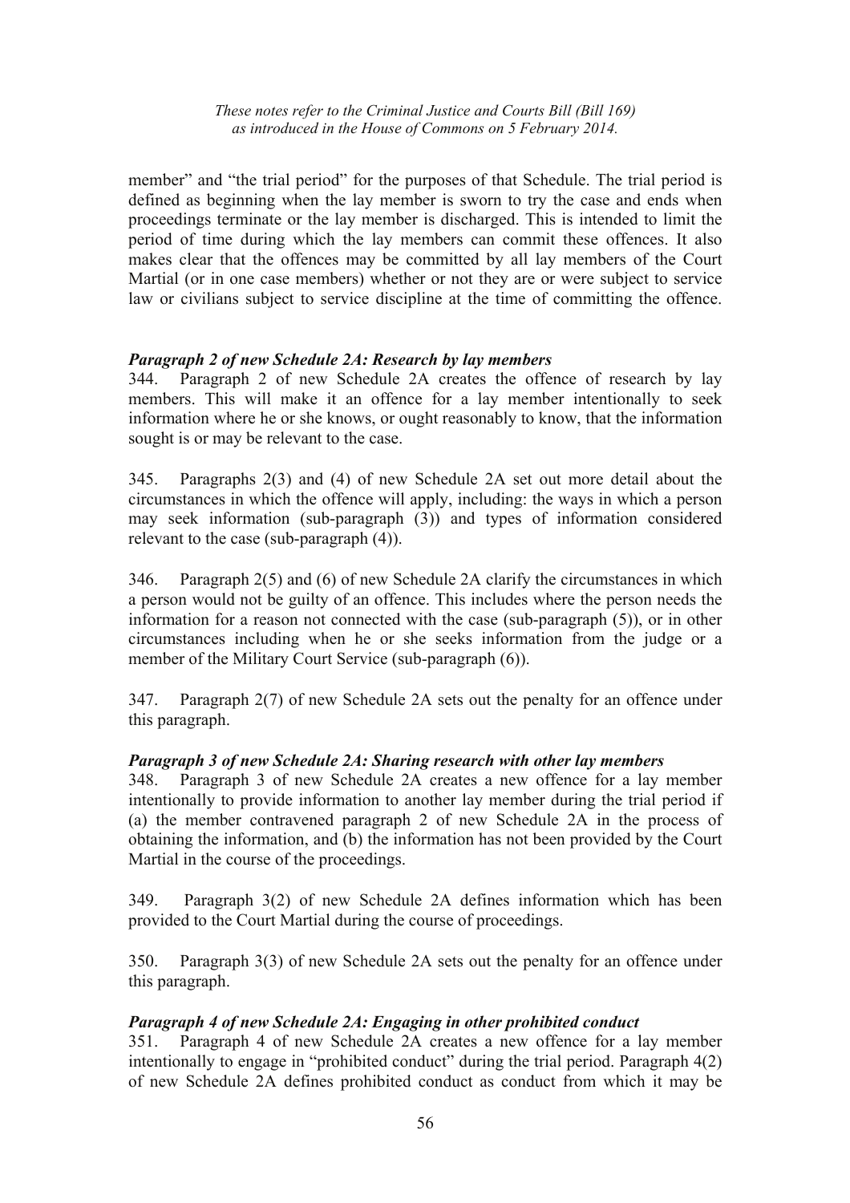member" and "the trial period" for the purposes of that Schedule. The trial period is defined as beginning when the lay member is sworn to try the case and ends when proceedings terminate or the lay member is discharged. This is intended to limit the period of time during which the lay members can commit these offences. It also makes clear that the offences may be committed by all lay members of the Court Martial (or in one case members) whether or not they are or were subject to service law or civilians subject to service discipline at the time of committing the offence.

***Paragraph 2 of new Schedule 2A: Research by lay members***

344. Paragraph 2 of new Schedule 2A creates the offence of research by lay members. This will make it an offence for a lay member intentionally to seek information where he or she knows, or ought reasonably to know, that the information sought is or may be relevant to the case.

345. Paragraphs 2(3) and (4) of new Schedule 2A set out more detail about the circumstances in which the offence will apply, including: the ways in which a person may seek information (sub-paragraph (3)) and types of information considered relevant to the case (sub-paragraph (4)).

346. Paragraph 2(5) and (6) of new Schedule 2A clarify the circumstances in which a person would not be guilty of an offence. This includes where the person needs the information for a reason not connected with the case (sub-paragraph (5)), or in other circumstances including when he or she seeks information from the judge or a member of the Military Court Service (sub-paragraph (6)).

347. Paragraph 2(7) of new Schedule 2A sets out the penalty for an offence under this paragraph.

***Paragraph 3 of new Schedule 2A: Sharing research with other lay members***

348. Paragraph 3 of new Schedule 2A creates a new offence for a lay member intentionally to provide information to another lay member during the trial period if (a) the member contravened paragraph 2 of new Schedule 2A in the process of obtaining the information, and (b) the information has not been provided by the Court Martial in the course of the proceedings.

349. Paragraph 3(2) of new Schedule 2A defines information which has been provided to the Court Martial during the course of proceedings.

350. Paragraph 3(3) of new Schedule 2A sets out the penalty for an offence under this paragraph.

***Paragraph 4 of new Schedule 2A: Engaging in other prohibited conduct***

351. Paragraph 4 of new Schedule 2A creates a new offence for a lay member intentionally to engage in "prohibited conduct" during the trial period. Paragraph 4(2) of new Schedule 2A defines prohibited conduct as conduct from which it may be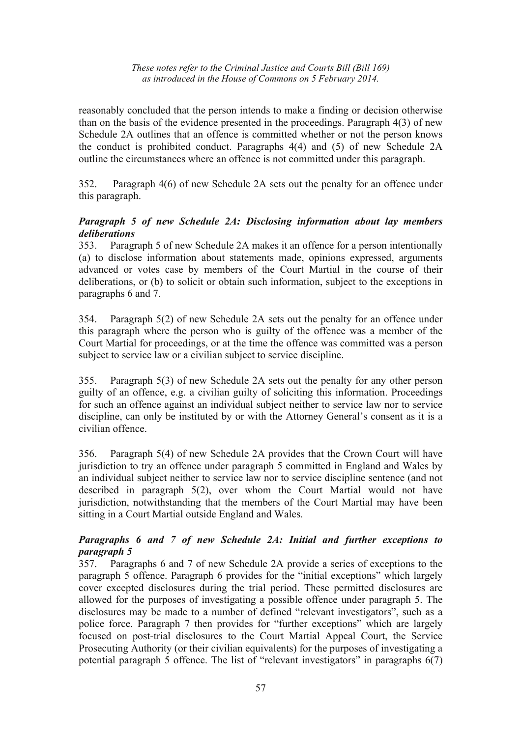reasonably concluded that the person intends to make a finding or decision otherwise than on the basis of the evidence presented in the proceedings. Paragraph 4(3) of new Schedule 2A outlines that an offence is committed whether or not the person knows the conduct is prohibited conduct. Paragraphs 4(4) and (5) of new Schedule 2A outline the circumstances where an offence is not committed under this paragraph.

352. Paragraph 4(6) of new Schedule 2A sets out the penalty for an offence under this paragraph.

### *Paragraph 5 of new Schedule 2A: Disclosing information about lay members deliberations*

353. Paragraph 5 of new Schedule 2A makes it an offence for a person intentionally (a) to disclose information about statements made, opinions expressed, arguments advanced or votes case by members of the Court Martial in the course of their deliberations, or (b) to solicit or obtain such information, subject to the exceptions in paragraphs 6 and 7.

354. Paragraph 5(2) of new Schedule 2A sets out the penalty for an offence under this paragraph where the person who is guilty of the offence was a member of the Court Martial for proceedings, or at the time the offence was committed was a person subject to service law or a civilian subject to service discipline.

355. Paragraph 5(3) of new Schedule 2A sets out the penalty for any other person guilty of an offence, e.g. a civilian guilty of soliciting this information. Proceedings for such an offence against an individual subject neither to service law nor to service discipline, can only be instituted by or with the Attorney General's consent as it is a civilian offence.

356. Paragraph 5(4) of new Schedule 2A provides that the Crown Court will have jurisdiction to try an offence under paragraph 5 committed in England and Wales by an individual subject neither to service law nor to service discipline sentence (and not described in paragraph 5(2), over whom the Court Martial would not have jurisdiction, notwithstanding that the members of the Court Martial may have been sitting in a Court Martial outside England and Wales.

### *Paragraphs 6 and 7 of new Schedule 2A: Initial and further exceptions to paragraph 5*

357. Paragraphs 6 and 7 of new Schedule 2A provide a series of exceptions to the paragraph 5 offence. Paragraph 6 provides for the "initial exceptions" which largely cover excepted disclosures during the trial period. These permitted disclosures are allowed for the purposes of investigating a possible offence under paragraph 5. The disclosures may be made to a number of defined "relevant investigators", such as a police force. Paragraph 7 then provides for "further exceptions" which are largely focused on post-trial disclosures to the Court Martial Appeal Court, the Service Prosecuting Authority (or their civilian equivalents) for the purposes of investigating a potential paragraph 5 offence. The list of "relevant investigators" in paragraphs 6(7)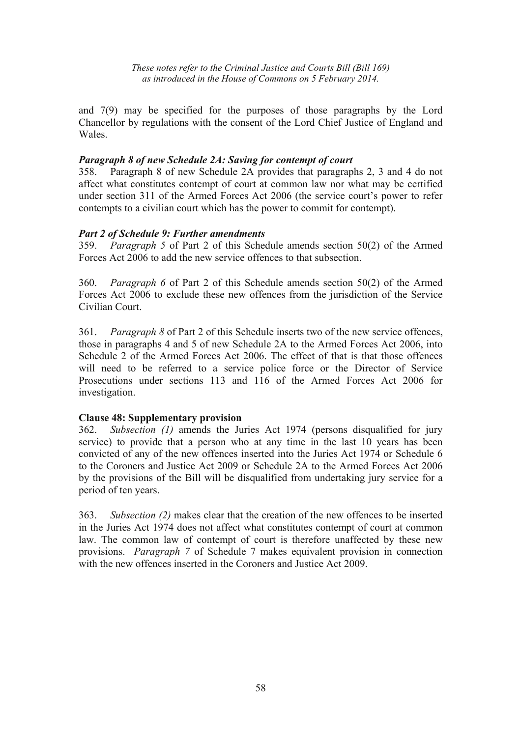and 7(9) may be specified for the purposes of those paragraphs by the Lord Chancellor by regulations with the consent of the Lord Chief Justice of England and Wales.

***Paragraph 8 of new Schedule 2A: Saving for contempt of court***

358. Paragraph 8 of new Schedule 2A provides that paragraphs 2, 3 and 4 do not affect what constitutes contempt of court at common law nor what may be certified under section 311 of the Armed Forces Act 2006 (the service court's power to refer contempts to a civilian court which has the power to commit for contempt).

***Part 2 of Schedule 9: Further amendments***

359. *Paragraph 5* of Part 2 of this Schedule amends section 50(2) of the Armed Forces Act 2006 to add the new service offences to that subsection.

360. *Paragraph 6* of Part 2 of this Schedule amends section 50(2) of the Armed Forces Act 2006 to exclude these new offences from the jurisdiction of the Service Civilian Court.

361. *Paragraph 8* of Part 2 of this Schedule inserts two of the new service offences, those in paragraphs 4 and 5 of new Schedule 2A to the Armed Forces Act 2006, into Schedule 2 of the Armed Forces Act 2006. The effect of that is that those offences will need to be referred to a service police force or the Director of Service Prosecutions under sections 113 and 116 of the Armed Forces Act 2006 for investigation.

**Clause 48: Supplementary provision**

362. *Subsection (1)* amends the Juries Act 1974 (persons disqualified for jury service) to provide that a person who at any time in the last 10 years has been convicted of any of the new offences inserted into the Juries Act 1974 or Schedule 6 to the Coroners and Justice Act 2009 or Schedule 2A to the Armed Forces Act 2006 by the provisions of the Bill will be disqualified from undertaking jury service for a period of ten years.

363. *Subsection (2)* makes clear that the creation of the new offences to be inserted in the Juries Act 1974 does not affect what constitutes contempt of court at common law. The common law of contempt of court is therefore unaffected by these new provisions. *Paragraph 7* of Schedule 7 makes equivalent provision in connection with the new offences inserted in the Coroners and Justice Act 2009.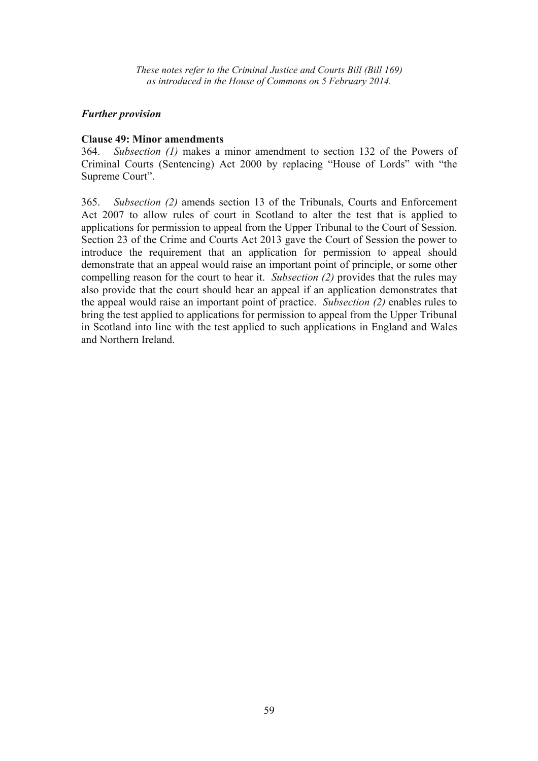*These notes refer to the Criminal Justice and Courts Bill (Bill 169) as introduced in the House of Commons on 5 February 2014.*

***Further provision***

**Clause 49: Minor amendments**

364. *Subsection (1)* makes a minor amendment to section 132 of the Powers of Criminal Courts (Sentencing) Act 2000 by replacing "House of Lords" with "the Supreme Court".

365. *Subsection (2)* amends section 13 of the Tribunals, Courts and Enforcement Act 2007 to allow rules of court in Scotland to alter the test that is applied to applications for permission to appeal from the Upper Tribunal to the Court of Session. Section 23 of the Crime and Courts Act 2013 gave the Court of Session the power to introduce the requirement that an application for permission to appeal should demonstrate that an appeal would raise an important point of principle, or some other compelling reason for the court to hear it. *Subsection (2)* provides that the rules may also provide that the court should hear an appeal if an application demonstrates that the appeal would raise an important point of practice. *Subsection (2)* enables rules to bring the test applied to applications for permission to appeal from the Upper Tribunal in Scotland into line with the test applied to such applications in England and Wales and Northern Ireland.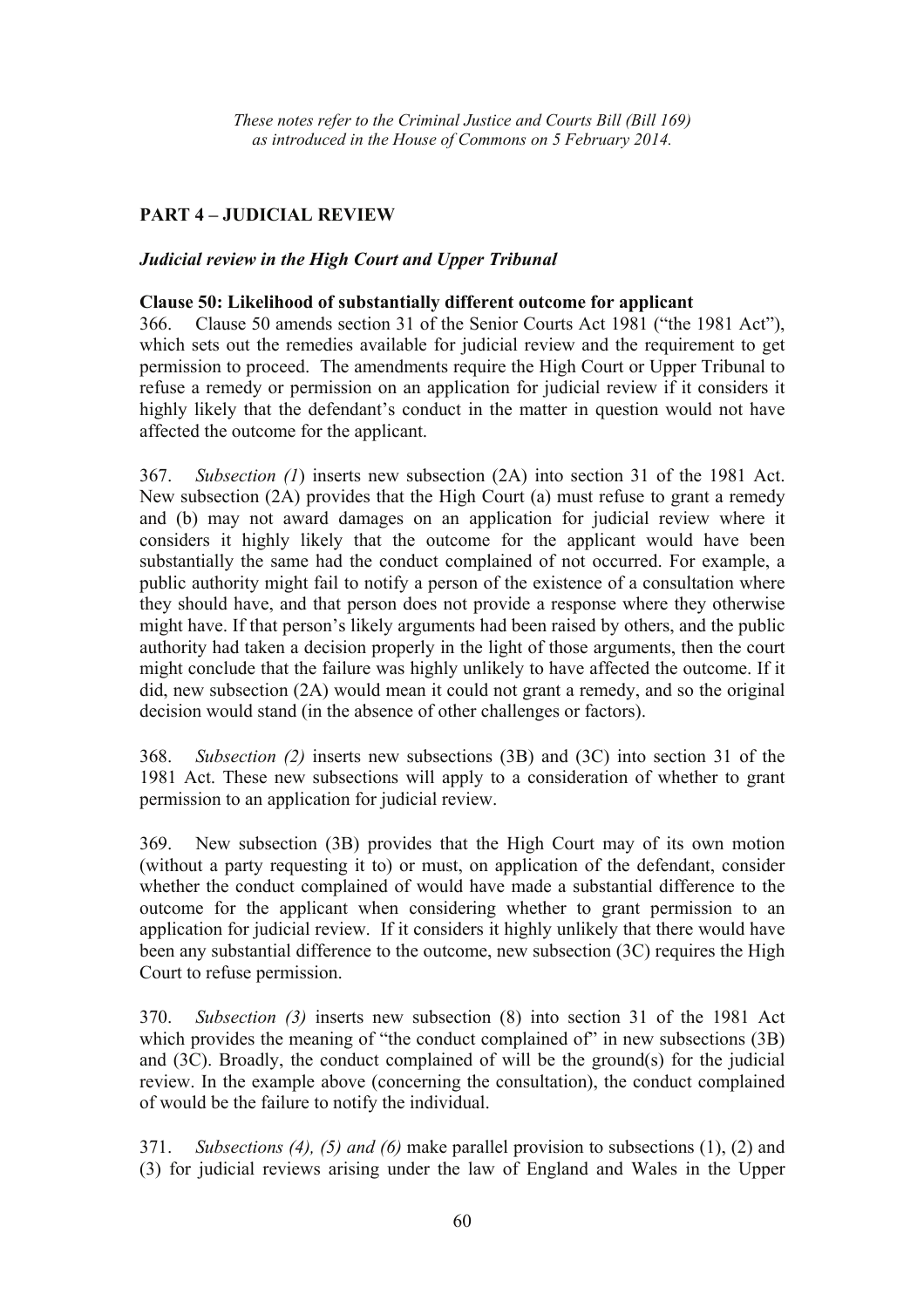*These notes refer to the Criminal Justice and Courts Bill (Bill 169) as introduced in the House of Commons on 5 February 2014.*

## PART 4 – JUDICIAL REVIEW

### *Judicial review in the High Court and Upper Tribunal*

**Clause 50: Likelihood of substantially different outcome for applicant**

366. Clause 50 amends section 31 of the Senior Courts Act 1981 ("the 1981 Act"), which sets out the remedies available for judicial review and the requirement to get permission to proceed. The amendments require the High Court or Upper Tribunal to refuse a remedy or permission on an application for judicial review if it considers it highly likely that the defendant's conduct in the matter in question would not have affected the outcome for the applicant.

367. *Subsection (1*) inserts new subsection (2A) into section 31 of the 1981 Act. New subsection (2A) provides that the High Court (a) must refuse to grant a remedy and (b) may not award damages on an application for judicial review where it considers it highly likely that the outcome for the applicant would have been substantially the same had the conduct complained of not occurred. For example, a public authority might fail to notify a person of the existence of a consultation where they should have, and that person does not provide a response where they otherwise might have. If that person's likely arguments had been raised by others, and the public authority had taken a decision properly in the light of those arguments, then the court might conclude that the failure was highly unlikely to have affected the outcome. If it did, new subsection (2A) would mean it could not grant a remedy, and so the original decision would stand (in the absence of other challenges or factors).

368. *Subsection (2)* inserts new subsections (3B) and (3C) into section 31 of the 1981 Act. These new subsections will apply to a consideration of whether to grant permission to an application for judicial review.

369. New subsection (3B) provides that the High Court may of its own motion (without a party requesting it to) or must, on application of the defendant, consider whether the conduct complained of would have made a substantial difference to the outcome for the applicant when considering whether to grant permission to an application for judicial review. If it considers it highly unlikely that there would have been any substantial difference to the outcome, new subsection (3C) requires the High Court to refuse permission.

370. *Subsection (3)* inserts new subsection (8) into section 31 of the 1981 Act which provides the meaning of "the conduct complained of" in new subsections (3B) and (3C). Broadly, the conduct complained of will be the ground(s) for the judicial review. In the example above (concerning the consultation), the conduct complained of would be the failure to notify the individual.

371. *Subsections (4), (5) and (6)* make parallel provision to subsections (1), (2) and (3) for judicial reviews arising under the law of England and Wales in the Upper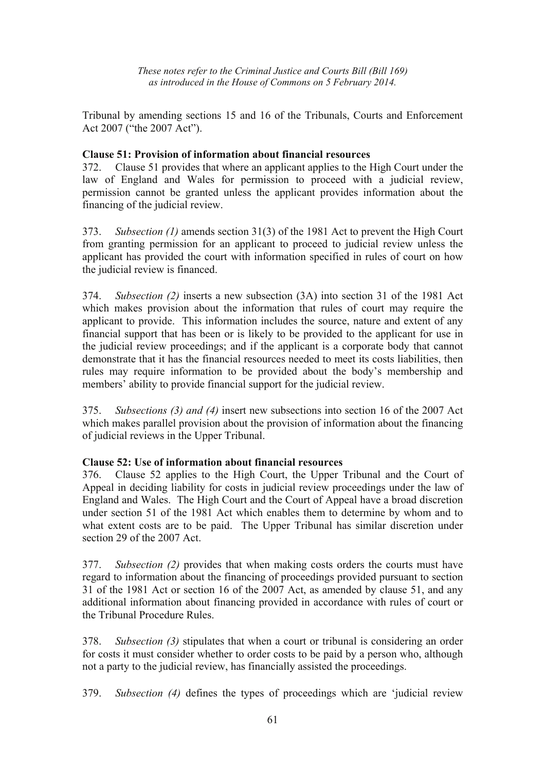Tribunal by amending sections 15 and 16 of the Tribunals, Courts and Enforcement Act 2007 ("the 2007 Act").

**Clause 51: Provision of information about financial resources**

372. Clause 51 provides that where an applicant applies to the High Court under the law of England and Wales for permission to proceed with a judicial review, permission cannot be granted unless the applicant provides information about the financing of the judicial review.

373. *Subsection (1)* amends section 31(3) of the 1981 Act to prevent the High Court from granting permission for an applicant to proceed to judicial review unless the applicant has provided the court with information specified in rules of court on how the judicial review is financed.

374. *Subsection (2)* inserts a new subsection (3A) into section 31 of the 1981 Act which makes provision about the information that rules of court may require the applicant to provide. This information includes the source, nature and extent of any financial support that has been or is likely to be provided to the applicant for use in the judicial review proceedings; and if the applicant is a corporate body that cannot demonstrate that it has the financial resources needed to meet its costs liabilities, then rules may require information to be provided about the body's membership and members' ability to provide financial support for the judicial review.

375. *Subsections (3) and (4)* insert new subsections into section 16 of the 2007 Act which makes parallel provision about the provision of information about the financing of judicial reviews in the Upper Tribunal.

**Clause 52: Use of information about financial resources**

376. Clause 52 applies to the High Court, the Upper Tribunal and the Court of Appeal in deciding liability for costs in judicial review proceedings under the law of England and Wales. The High Court and the Court of Appeal have a broad discretion under section 51 of the 1981 Act which enables them to determine by whom and to what extent costs are to be paid. The Upper Tribunal has similar discretion under section 29 of the 2007 Act.

377. *Subsection (2)* provides that when making costs orders the courts must have regard to information about the financing of proceedings provided pursuant to section 31 of the 1981 Act or section 16 of the 2007 Act, as amended by clause 51, and any additional information about financing provided in accordance with rules of court or the Tribunal Procedure Rules.

378. *Subsection (3)* stipulates that when a court or tribunal is considering an order for costs it must consider whether to order costs to be paid by a person who, although not a party to the judicial review, has financially assisted the proceedings.

379. *Subsection (4)* defines the types of proceedings which are 'judicial review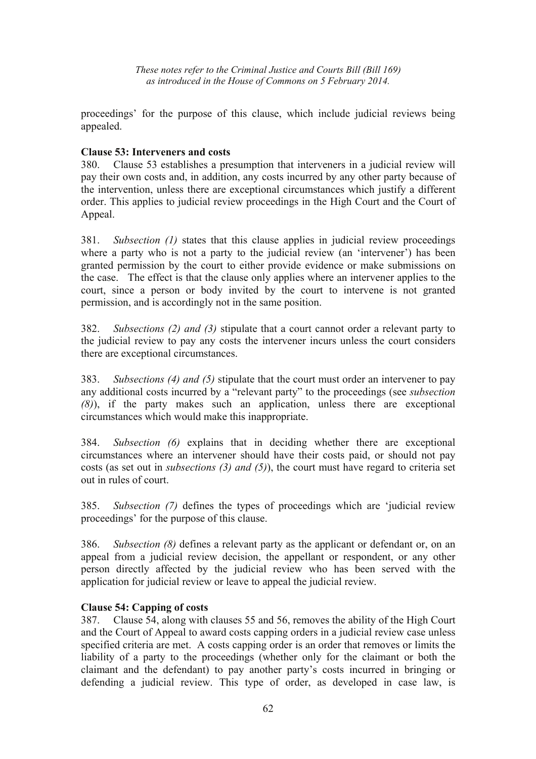proceedings' for the purpose of this clause, which include judicial reviews being appealed.

**Clause 53: Interveners and costs**

380. Clause 53 establishes a presumption that interveners in a judicial review will pay their own costs and, in addition, any costs incurred by any other party because of the intervention, unless there are exceptional circumstances which justify a different order. This applies to judicial review proceedings in the High Court and the Court of Appeal.

381. *Subsection (1)* states that this clause applies in judicial review proceedings where a party who is not a party to the judicial review (an 'intervener') has been granted permission by the court to either provide evidence or make submissions on the case. The effect is that the clause only applies where an intervener applies to the court, since a person or body invited by the court to intervene is not granted permission, and is accordingly not in the same position.

382. *Subsections (2) and (3)* stipulate that a court cannot order a relevant party to the judicial review to pay any costs the intervener incurs unless the court considers there are exceptional circumstances.

383. *Subsections (4) and (5)* stipulate that the court must order an intervener to pay any additional costs incurred by a "relevant party" to the proceedings (see *subsection (8)*), if the party makes such an application, unless there are exceptional circumstances which would make this inappropriate.

384. *Subsection (6)* explains that in deciding whether there are exceptional circumstances where an intervener should have their costs paid, or should not pay costs (as set out in *subsections (3) and (5)*), the court must have regard to criteria set out in rules of court.

385. *Subsection (7)* defines the types of proceedings which are 'judicial review proceedings' for the purpose of this clause.

386. *Subsection (8)* defines a relevant party as the applicant or defendant or, on an appeal from a judicial review decision, the appellant or respondent, or any other person directly affected by the judicial review who has been served with the application for judicial review or leave to appeal the judicial review.

**Clause 54: Capping of costs**

387. Clause 54, along with clauses 55 and 56, removes the ability of the High Court and the Court of Appeal to award costs capping orders in a judicial review case unless specified criteria are met. A costs capping order is an order that removes or limits the liability of a party to the proceedings (whether only for the claimant or both the claimant and the defendant) to pay another party's costs incurred in bringing or defending a judicial review. This type of order, as developed in case law, is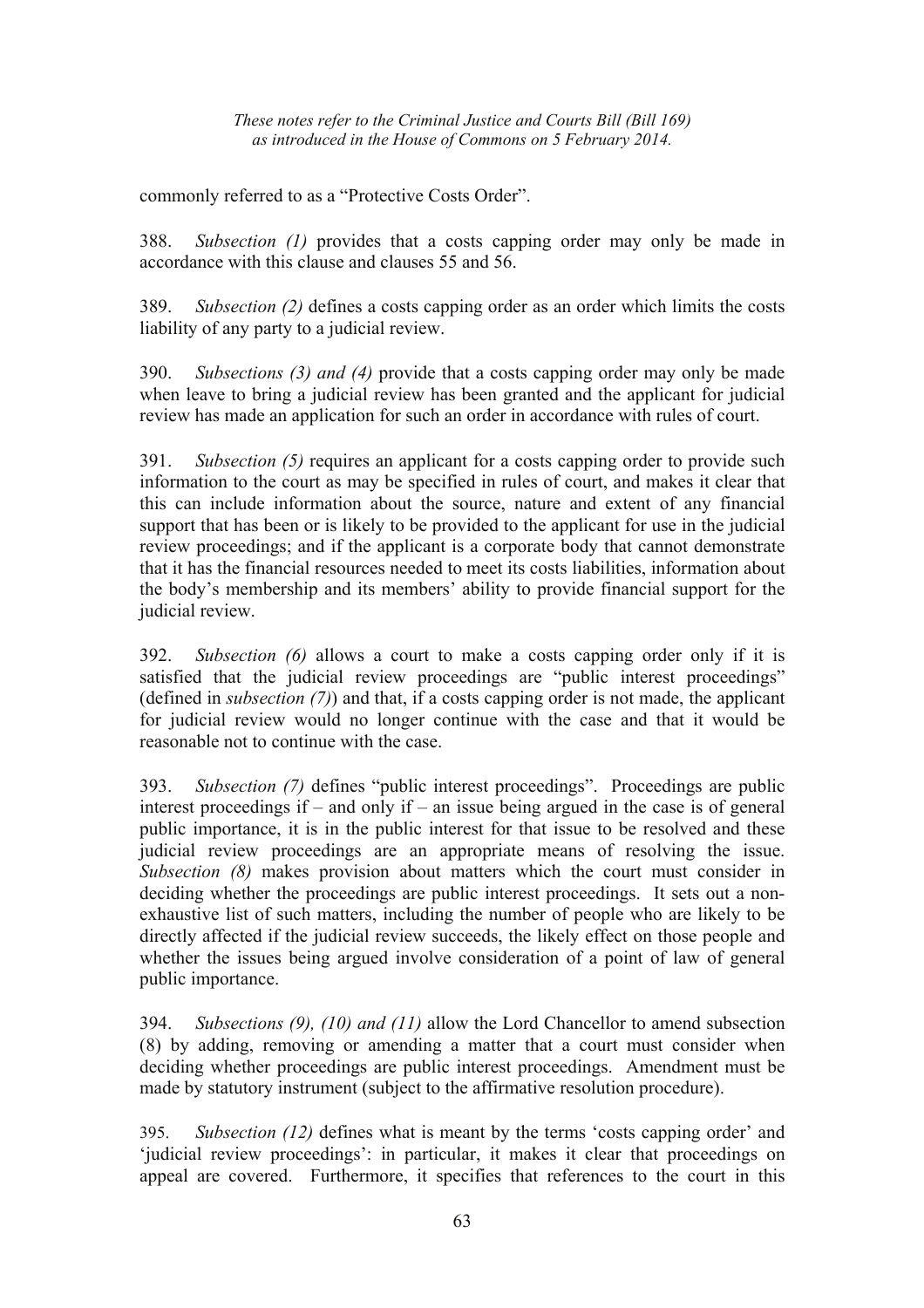commonly referred to as a "Protective Costs Order".

388. *Subsection (1)* provides that a costs capping order may only be made in accordance with this clause and clauses 55 and 56.

389. *Subsection (2)* defines a costs capping order as an order which limits the costs liability of any party to a judicial review.

390. *Subsections (3) and (4)* provide that a costs capping order may only be made when leave to bring a judicial review has been granted and the applicant for judicial review has made an application for such an order in accordance with rules of court.

391. *Subsection (5)* requires an applicant for a costs capping order to provide such information to the court as may be specified in rules of court, and makes it clear that this can include information about the source, nature and extent of any financial support that has been or is likely to be provided to the applicant for use in the judicial review proceedings; and if the applicant is a corporate body that cannot demonstrate that it has the financial resources needed to meet its costs liabilities, information about the body's membership and its members' ability to provide financial support for the judicial review.

392. *Subsection (6)* allows a court to make a costs capping order only if it is satisfied that the judicial review proceedings are "public interest proceedings" (defined in *subsection (7)*) and that, if a costs capping order is not made, the applicant for judicial review would no longer continue with the case and that it would be reasonable not to continue with the case.

393. *Subsection (7)* defines "public interest proceedings". Proceedings are public interest proceedings if – and only if – an issue being argued in the case is of general public importance, it is in the public interest for that issue to be resolved and these judicial review proceedings are an appropriate means of resolving the issue. *Subsection (8)* makes provision about matters which the court must consider in deciding whether the proceedings are public interest proceedings. It sets out a non-exhaustive list of such matters, including the number of people who are likely to be directly affected if the judicial review succeeds, the likely effect on those people and whether the issues being argued involve consideration of a point of law of general public importance.

394. *Subsections (9), (10) and (11)* allow the Lord Chancellor to amend subsection (8) by adding, removing or amending a matter that a court must consider when deciding whether proceedings are public interest proceedings. Amendment must be made by statutory instrument (subject to the affirmative resolution procedure).

395. *Subsection (12)* defines what is meant by the terms 'costs capping order' and 'judicial review proceedings': in particular, it makes it clear that proceedings on appeal are covered. Furthermore, it specifies that references to the court in this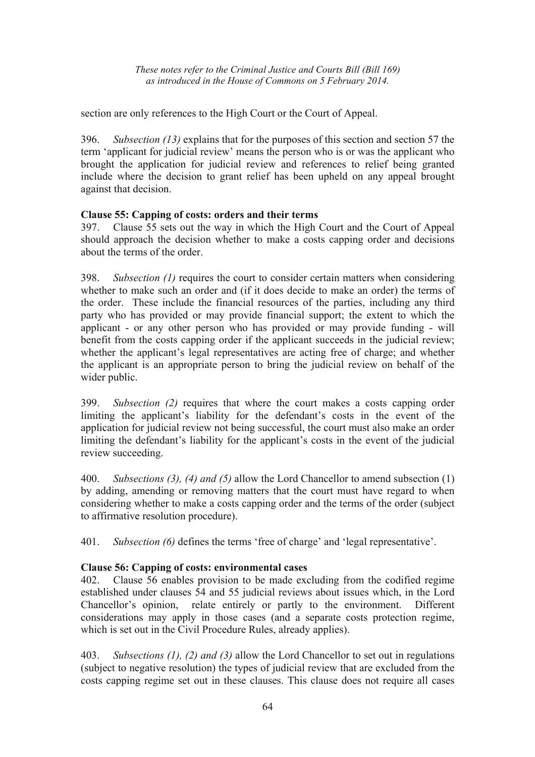section are only references to the High Court or the Court of Appeal.

396. *Subsection (13)* explains that for the purposes of this section and section 57 the term 'applicant for judicial review' means the person who is or was the applicant who brought the application for judicial review and references to relief being granted include where the decision to grant relief has been upheld on any appeal brought against that decision.

**Clause 55: Capping of costs: orders and their terms**

397. Clause 55 sets out the way in which the High Court and the Court of Appeal should approach the decision whether to make a costs capping order and decisions about the terms of the order.

398. *Subsection (1)* requires the court to consider certain matters when considering whether to make such an order and (if it does decide to make an order) the terms of the order. These include the financial resources of the parties, including any third party who has provided or may provide financial support; the extent to which the applicant - or any other person who has provided or may provide funding - will benefit from the costs capping order if the applicant succeeds in the judicial review; whether the applicant's legal representatives are acting free of charge; and whether the applicant is an appropriate person to bring the judicial review on behalf of the wider public.

399. *Subsection (2)* requires that where the court makes a costs capping order limiting the applicant's liability for the defendant's costs in the event of the application for judicial review not being successful, the court must also make an order limiting the defendant's liability for the applicant's costs in the event of the judicial review succeeding.

400. *Subsections (3), (4) and (5)* allow the Lord Chancellor to amend subsection (1) by adding, amending or removing matters that the court must have regard to when considering whether to make a costs capping order and the terms of the order (subject to affirmative resolution procedure).

401. *Subsection (6)* defines the terms 'free of charge' and 'legal representative'.

**Clause 56: Capping of costs: environmental cases**

402. Clause 56 enables provision to be made excluding from the codified regime established under clauses 54 and 55 judicial reviews about issues which, in the Lord Chancellor's opinion, relate entirely or partly to the environment. Different considerations may apply in those cases (and a separate costs protection regime, which is set out in the Civil Procedure Rules, already applies).

403. *Subsections (1), (2) and (3)* allow the Lord Chancellor to set out in regulations (subject to negative resolution) the types of judicial review that are excluded from the costs capping regime set out in these clauses. This clause does not require all cases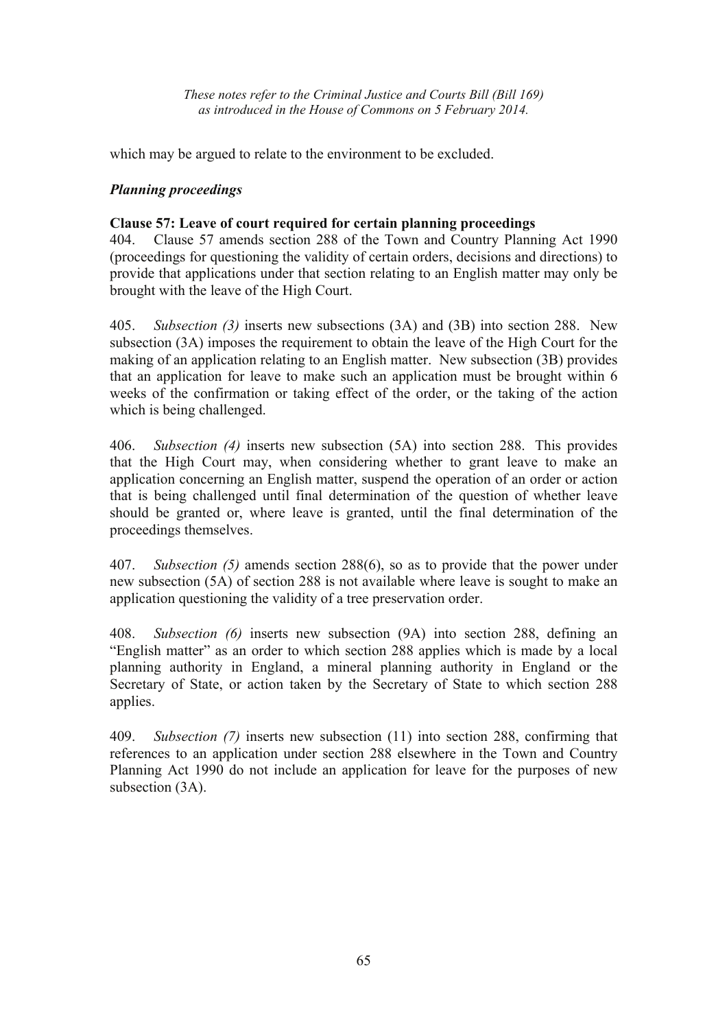which may be argued to relate to the environment to be excluded.

### *Planning proceedings*

**Clause 57: Leave of court required for certain planning proceedings**

404. Clause 57 amends section 288 of the Town and Country Planning Act 1990 (proceedings for questioning the validity of certain orders, decisions and directions) to provide that applications under that section relating to an English matter may only be brought with the leave of the High Court.

405. *Subsection (3)* inserts new subsections (3A) and (3B) into section 288. New subsection (3A) imposes the requirement to obtain the leave of the High Court for the making of an application relating to an English matter. New subsection (3B) provides that an application for leave to make such an application must be brought within 6 weeks of the confirmation or taking effect of the order, or the taking of the action which is being challenged.

406. *Subsection (4)* inserts new subsection (5A) into section 288. This provides that the High Court may, when considering whether to grant leave to make an application concerning an English matter, suspend the operation of an order or action that is being challenged until final determination of the question of whether leave should be granted or, where leave is granted, until the final determination of the proceedings themselves.

407. *Subsection (5)* amends section 288(6), so as to provide that the power under new subsection (5A) of section 288 is not available where leave is sought to make an application questioning the validity of a tree preservation order.

408. *Subsection (6)* inserts new subsection (9A) into section 288, defining an "English matter" as an order to which section 288 applies which is made by a local planning authority in England, a mineral planning authority in England or the Secretary of State, or action taken by the Secretary of State to which section 288 applies.

409. *Subsection (7)* inserts new subsection (11) into section 288, confirming that references to an application under section 288 elsewhere in the Town and Country Planning Act 1990 do not include an application for leave for the purposes of new subsection (3A).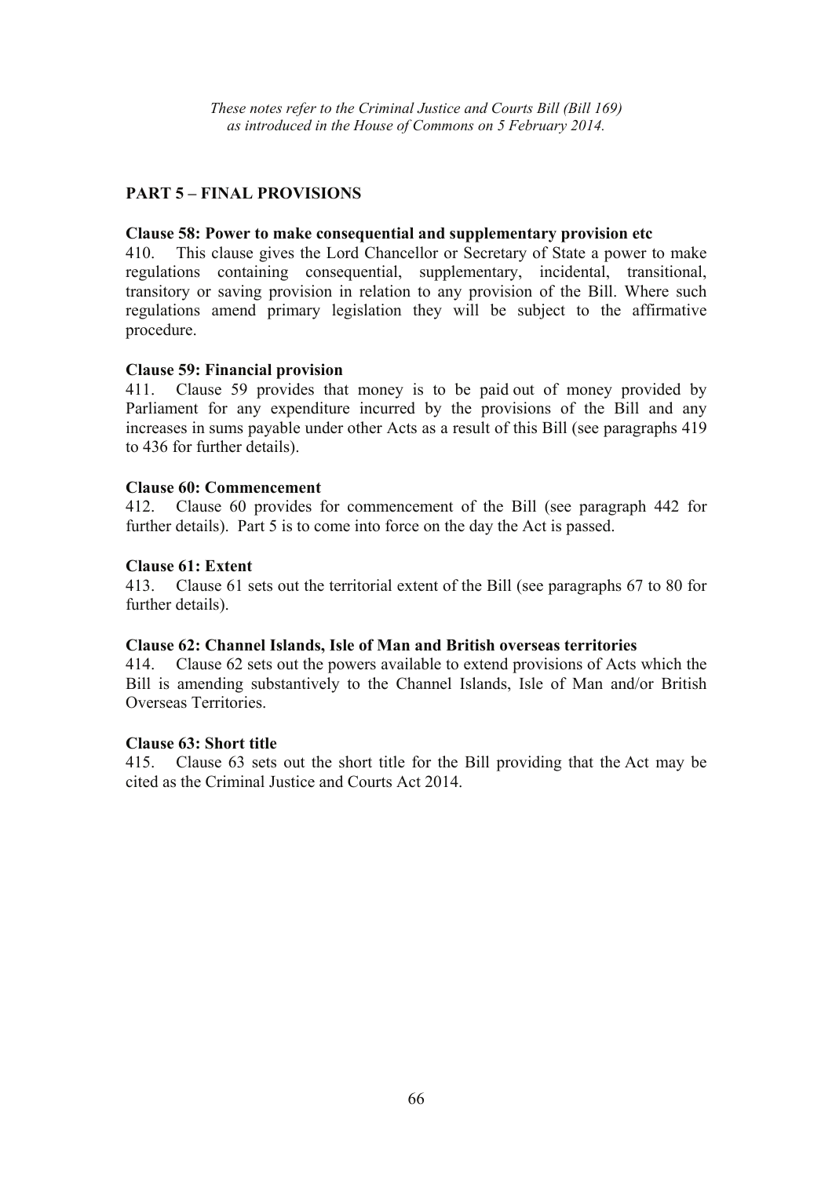*These notes refer to the Criminal Justice and Courts Bill (Bill 169) as introduced in the House of Commons on 5 February 2014.*

## PART 5 – FINAL PROVISIONS

### Clause 58: Power to make consequential and supplementary provision etc

410. This clause gives the Lord Chancellor or Secretary of State a power to make regulations containing consequential, supplementary, incidental, transitional, transitory or saving provision in relation to any provision of the Bill. Where such regulations amend primary legislation they will be subject to the affirmative procedure.

### Clause 59: Financial provision

411. Clause 59 provides that money is to be paid out of money provided by Parliament for any expenditure incurred by the provisions of the Bill and any increases in sums payable under other Acts as a result of this Bill (see paragraphs 419 to 436 for further details).

### Clause 60: Commencement

412. Clause 60 provides for commencement of the Bill (see paragraph 442 for further details). Part 5 is to come into force on the day the Act is passed.

### Clause 61: Extent

413. Clause 61 sets out the territorial extent of the Bill (see paragraphs 67 to 80 for further details).

### Clause 62: Channel Islands, Isle of Man and British overseas territories

414. Clause 62 sets out the powers available to extend provisions of Acts which the Bill is amending substantively to the Channel Islands, Isle of Man and/or British Overseas Territories.

### Clause 63: Short title

415. Clause 63 sets out the short title for the Bill providing that the Act may be cited as the Criminal Justice and Courts Act 2014.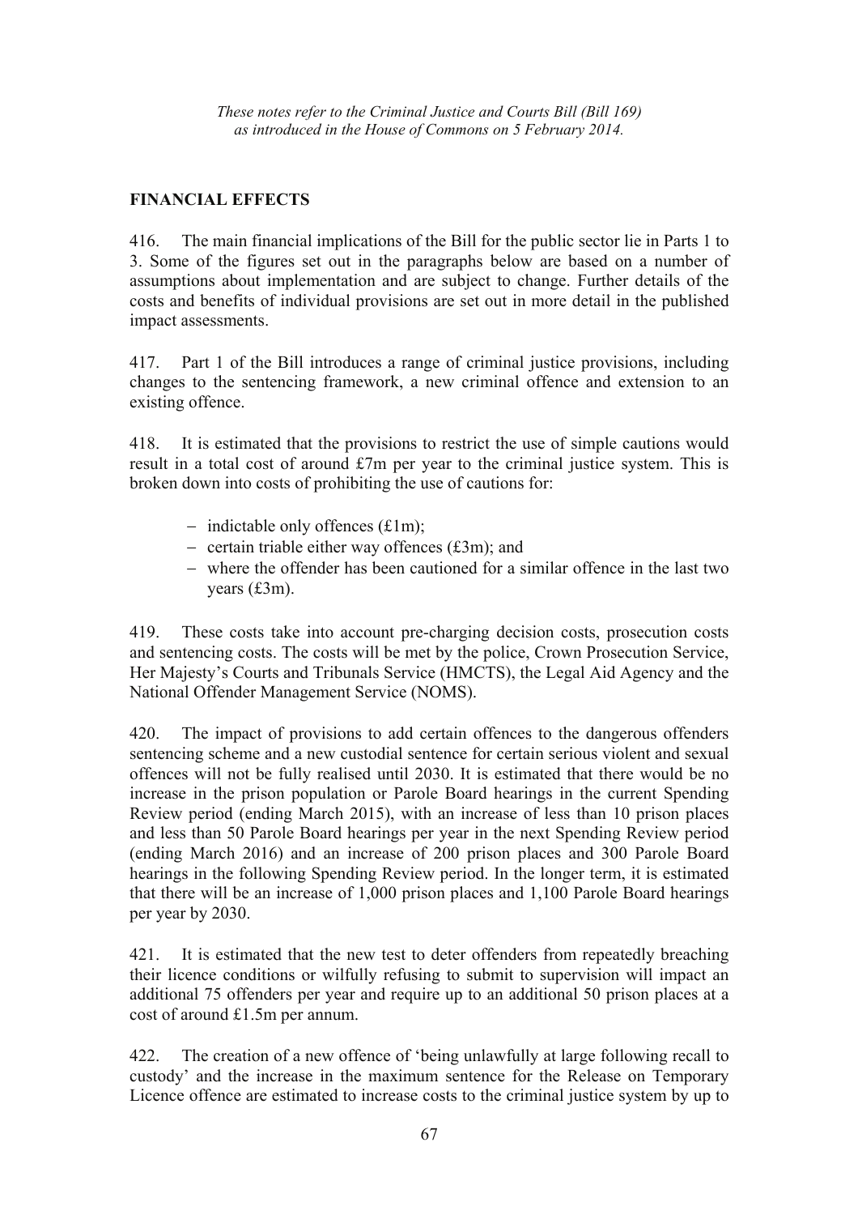*These notes refer to the Criminal Justice and Courts Bill (Bill 169) as introduced in the House of Commons on 5 February 2014.*

## FINANCIAL EFFECTS

416. The main financial implications of the Bill for the public sector lie in Parts 1 to 3. Some of the figures set out in the paragraphs below are based on a number of assumptions about implementation and are subject to change. Further details of the costs and benefits of individual provisions are set out in more detail in the published impact assessments.

417. Part 1 of the Bill introduces a range of criminal justice provisions, including changes to the sentencing framework, a new criminal offence and extension to an existing offence.

418. It is estimated that the provisions to restrict the use of simple cautions would result in a total cost of around £7m per year to the criminal justice system. This is broken down into costs of prohibiting the use of cautions for:

- indictable only offences (£1m);
- certain triable either way offences (£3m); and
- where the offender has been cautioned for a similar offence in the last two years (£3m).

419. These costs take into account pre-charging decision costs, prosecution costs and sentencing costs. The costs will be met by the police, Crown Prosecution Service, Her Majesty's Courts and Tribunals Service (HMCTS), the Legal Aid Agency and the National Offender Management Service (NOMS).

420. The impact of provisions to add certain offences to the dangerous offenders sentencing scheme and a new custodial sentence for certain serious violent and sexual offences will not be fully realised until 2030. It is estimated that there would be no increase in the prison population or Parole Board hearings in the current Spending Review period (ending March 2015), with an increase of less than 10 prison places and less than 50 Parole Board hearings per year in the next Spending Review period (ending March 2016) and an increase of 200 prison places and 300 Parole Board hearings in the following Spending Review period. In the longer term, it is estimated that there will be an increase of 1,000 prison places and 1,100 Parole Board hearings per year by 2030.

421. It is estimated that the new test to deter offenders from repeatedly breaching their licence conditions or wilfully refusing to submit to supervision will impact an additional 75 offenders per year and require up to an additional 50 prison places at a cost of around £1.5m per annum.

422. The creation of a new offence of 'being unlawfully at large following recall to custody' and the increase in the maximum sentence for the Release on Temporary Licence offence are estimated to increase costs to the criminal justice system by up to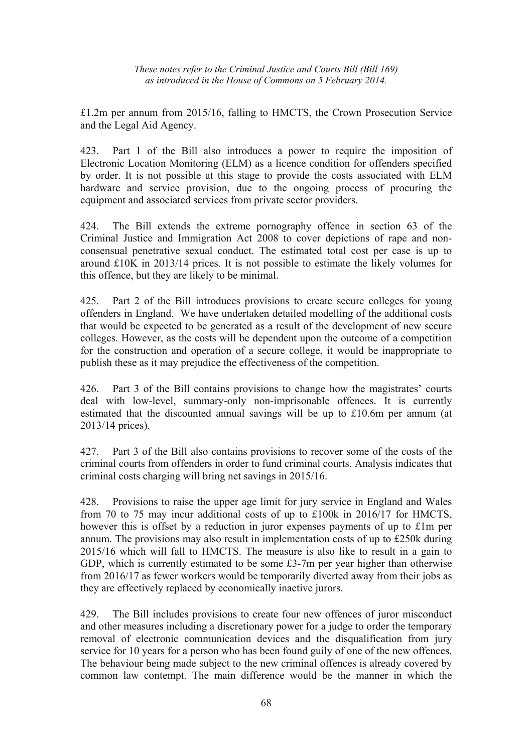£1.2m per annum from 2015/16, falling to HMCTS, the Crown Prosecution Service and the Legal Aid Agency.

423. Part 1 of the Bill also introduces a power to require the imposition of Electronic Location Monitoring (ELM) as a licence condition for offenders specified by order. It is not possible at this stage to provide the costs associated with ELM hardware and service provision, due to the ongoing process of procuring the equipment and associated services from private sector providers.

424. The Bill extends the extreme pornography offence in section 63 of the Criminal Justice and Immigration Act 2008 to cover depictions of rape and non-consensual penetrative sexual conduct. The estimated total cost per case is up to around £10K in 2013/14 prices. It is not possible to estimate the likely volumes for this offence, but they are likely to be minimal.

425. Part 2 of the Bill introduces provisions to create secure colleges for young offenders in England. We have undertaken detailed modelling of the additional costs that would be expected to be generated as a result of the development of new secure colleges. However, as the costs will be dependent upon the outcome of a competition for the construction and operation of a secure college, it would be inappropriate to publish these as it may prejudice the effectiveness of the competition.

426. Part 3 of the Bill contains provisions to change how the magistrates' courts deal with low-level, summary-only non-imprisonable offences. It is currently estimated that the discounted annual savings will be up to £10.6m per annum (at 2013/14 prices).

427. Part 3 of the Bill also contains provisions to recover some of the costs of the criminal courts from offenders in order to fund criminal courts. Analysis indicates that criminal costs charging will bring net savings in 2015/16.

428. Provisions to raise the upper age limit for jury service in England and Wales from 70 to 75 may incur additional costs of up to £100k in 2016/17 for HMCTS, however this is offset by a reduction in juror expenses payments of up to £1m per annum. The provisions may also result in implementation costs of up to £250k during 2015/16 which will fall to HMCTS. The measure is also like to result in a gain to GDP, which is currently estimated to be some £3-7m per year higher than otherwise from 2016/17 as fewer workers would be temporarily diverted away from their jobs as they are effectively replaced by economically inactive jurors.

429. The Bill includes provisions to create four new offences of juror misconduct and other measures including a discretionary power for a judge to order the temporary removal of electronic communication devices and the disqualification from jury service for 10 years for a person who has been found guily of one of the new offences. The behaviour being made subject to the new criminal offences is already covered by common law contempt. The main difference would be the manner in which the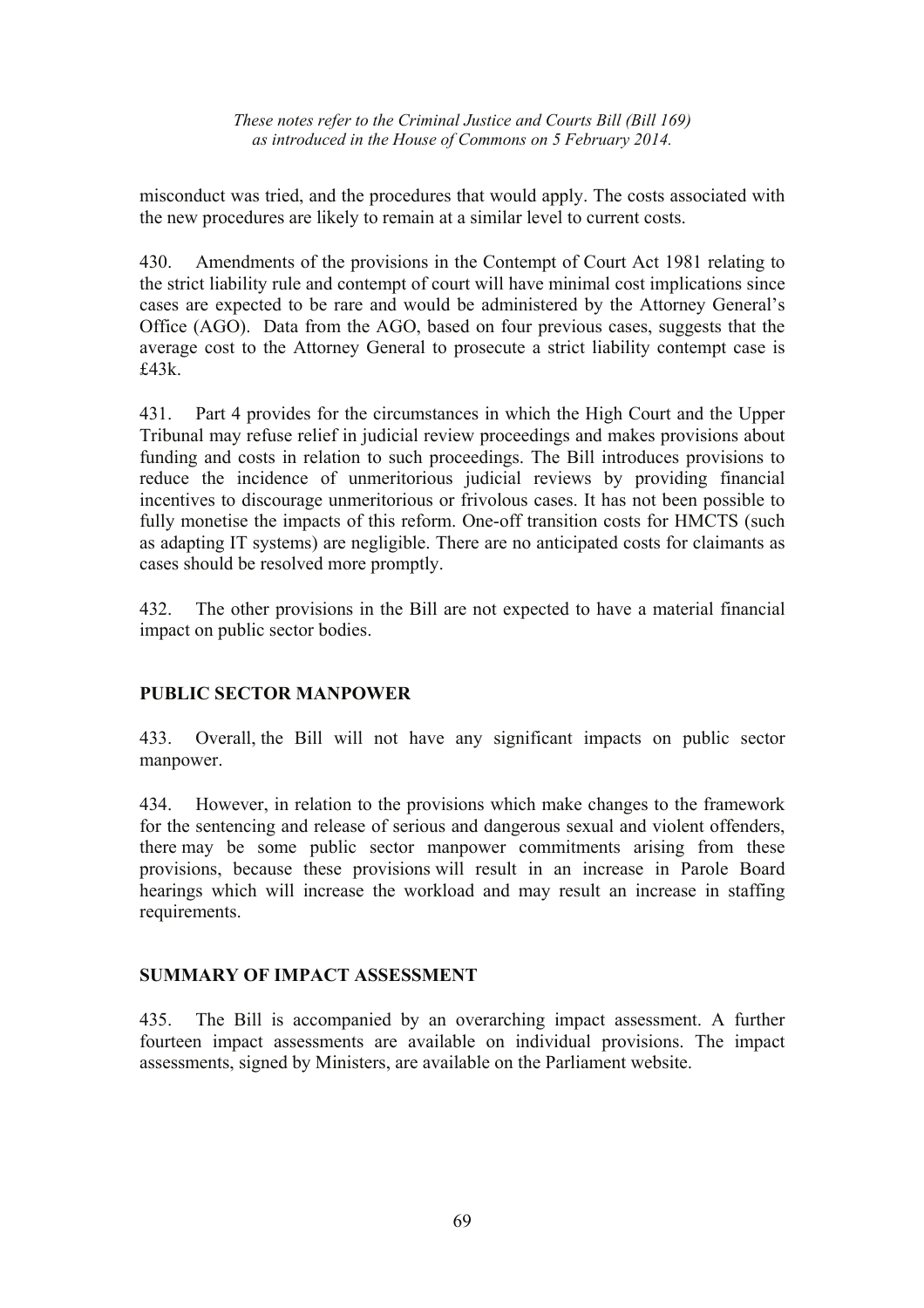misconduct was tried, and the procedures that would apply. The costs associated with the new procedures are likely to remain at a similar level to current costs.

430. Amendments of the provisions in the Contempt of Court Act 1981 relating to the strict liability rule and contempt of court will have minimal cost implications since cases are expected to be rare and would be administered by the Attorney General's Office (AGO). Data from the AGO, based on four previous cases, suggests that the average cost to the Attorney General to prosecute a strict liability contempt case is £43k.

431. Part 4 provides for the circumstances in which the High Court and the Upper Tribunal may refuse relief in judicial review proceedings and makes provisions about funding and costs in relation to such proceedings. The Bill introduces provisions to reduce the incidence of unmeritorious judicial reviews by providing financial incentives to discourage unmeritorious or frivolous cases. It has not been possible to fully monetise the impacts of this reform. One-off transition costs for HMCTS (such as adapting IT systems) are negligible. There are no anticipated costs for claimants as cases should be resolved more promptly.

432. The other provisions in the Bill are not expected to have a material financial impact on public sector bodies.

## PUBLIC SECTOR MANPOWER

433. Overall, the Bill will not have any significant impacts on public sector manpower.

434. However, in relation to the provisions which make changes to the framework for the sentencing and release of serious and dangerous sexual and violent offenders, there may be some public sector manpower commitments arising from these provisions, because these provisions will result in an increase in Parole Board hearings which will increase the workload and may result an increase in staffing requirements.

## SUMMARY OF IMPACT ASSESSMENT

435. The Bill is accompanied by an overarching impact assessment. A further fourteen impact assessments are available on individual provisions. The impact assessments, signed by Ministers, are available on the Parliament website.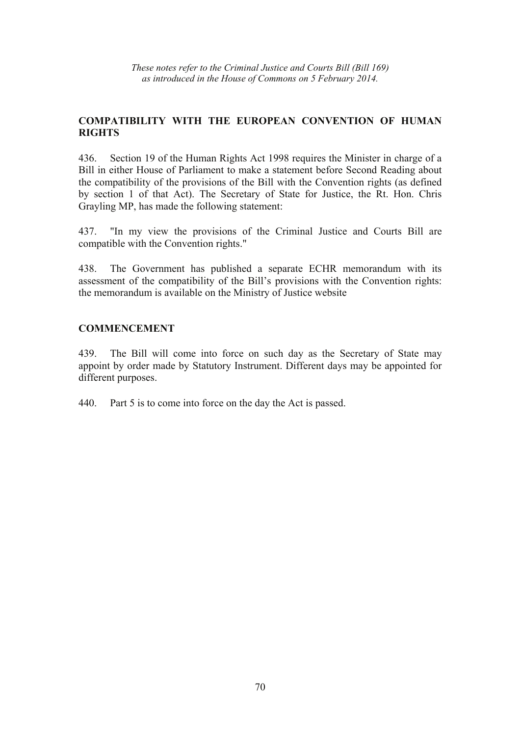*These notes refer to the Criminal Justice and Courts Bill (Bill 169) as introduced in the House of Commons on 5 February 2014.*

## COMPATIBILITY WITH THE EUROPEAN CONVENTION OF HUMAN RIGHTS

436. Section 19 of the Human Rights Act 1998 requires the Minister in charge of a Bill in either House of Parliament to make a statement before Second Reading about the compatibility of the provisions of the Bill with the Convention rights (as defined by section 1 of that Act). The Secretary of State for Justice, the Rt. Hon. Chris Grayling MP, has made the following statement:

437. "In my view the provisions of the Criminal Justice and Courts Bill are compatible with the Convention rights."

438. The Government has published a separate ECHR memorandum with its assessment of the compatibility of the Bill's provisions with the Convention rights: the memorandum is available on the Ministry of Justice website

## COMMENCEMENT

439. The Bill will come into force on such day as the Secretary of State may appoint by order made by Statutory Instrument. Different days may be appointed for different purposes.

440. Part 5 is to come into force on the day the Act is passed.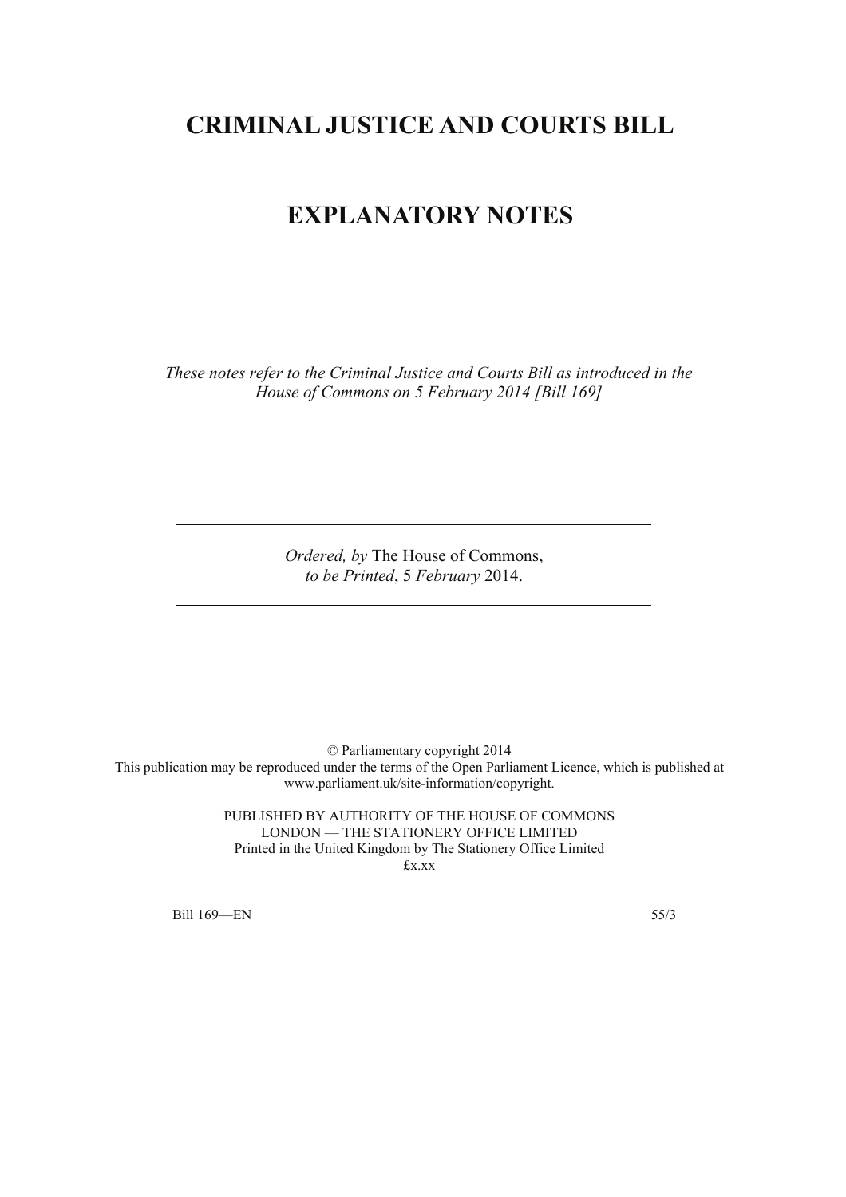# CRIMINAL JUSTICE AND COURTS BILL

# EXPLANATORY NOTES

*These notes refer to the Criminal Justice and Courts Bill as introduced in the House of Commons on 5 February 2014 [Bill 169]*

---

*Ordered, by* The House of Commons,
*to be Printed*, 5 *February* 2014.

---

© Parliamentary copyright 2014
This publication may be reproduced under the terms of the Open Parliament Licence, which is published at www.parliament.uk/site-information/copyright.

PUBLISHED BY AUTHORITY OF THE HOUSE OF COMMONS
LONDON — THE STATIONERY OFFICE LIMITED
Printed in the United Kingdom by The Stationery Office Limited
£x.xx

Bill 169—EN 55/3